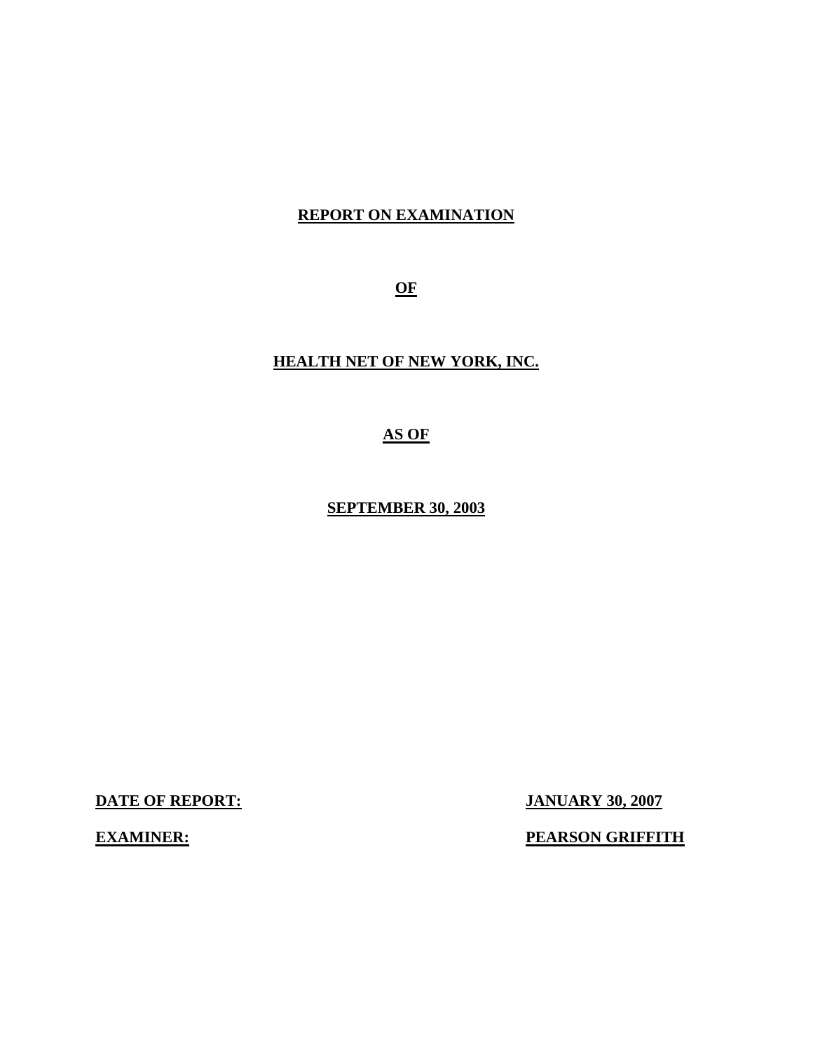**REPORT ON EXAMINATION**

**OF**

**HEALTH NET OF NEW YORK, INC.**

**AS OF**

**SEPTEMBER 30, 2003**

**DATE OF REPORT:** **JANUARY 30, 2007**

**EXAMINER:** **PEARSON GRIFFITH**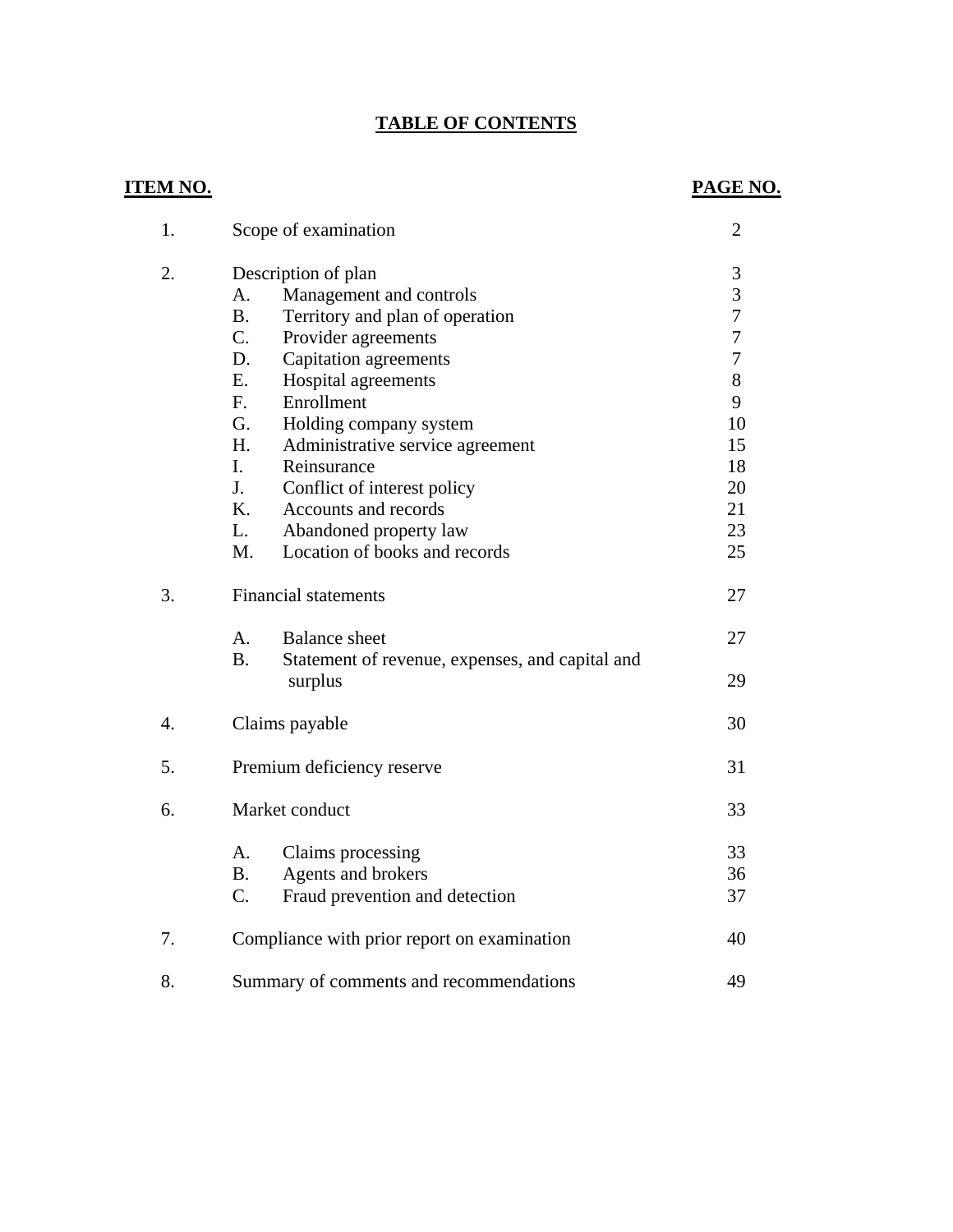# TABLE OF CONTENTS

| ITEM NO. | | PAGE NO. |
|---|---|---|
| 1. | Scope of examination | 2 |
| 2. | Description of plan | 3 |
| | A. Management and controls | 3 |
| | B. Territory and plan of operation | 7 |
| | C. Provider agreements | 7 |
| | D. Capitation agreements | 7 |
| | E. Hospital agreements | 8 |
| | F. Enrollment | 9 |
| | G. Holding company system | 10 |
| | H. Administrative service agreement | 15 |
| | I. Reinsurance | 18 |
| | J. Conflict of interest policy | 20 |
| | K. Accounts and records | 21 |
| | L. Abandoned property law | 23 |
| | M. Location of books and records | 25 |
| 3. | Financial statements | 27 |
| | A. Balance sheet | 27 |
| | B. Statement of revenue, expenses, and capital and surplus | 29 |
| 4. | Claims payable | 30 |
| 5. | Premium deficiency reserve | 31 |
| 6. | Market conduct | 33 |
| | A. Claims processing | 33 |
| | B. Agents and brokers | 36 |
| | C. Fraud prevention and detection | 37 |
| 7. | Compliance with prior report on examination | 40 |
| 8. | Summary of comments and recommendations | 49 |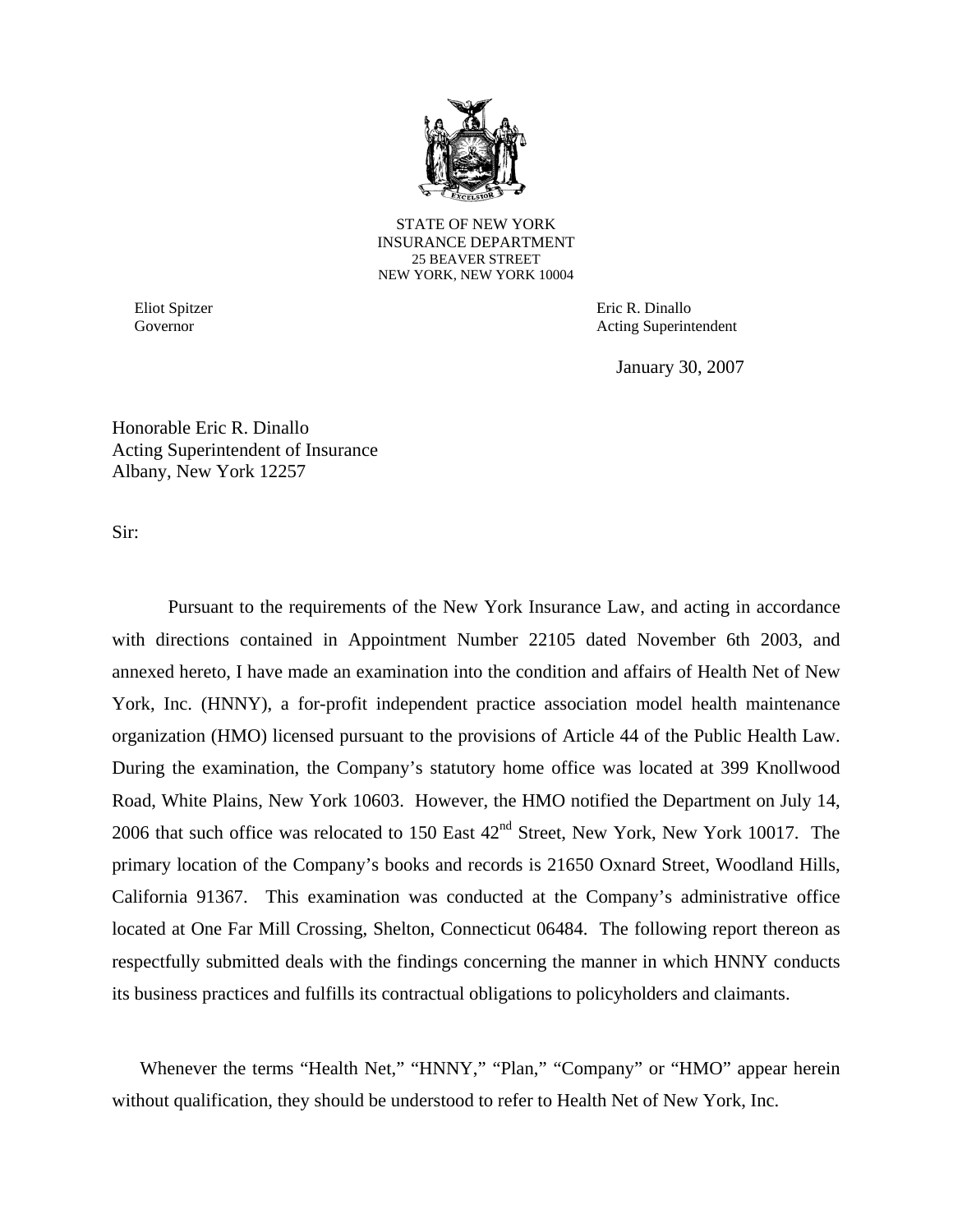STATE OF NEW YORK
INSURANCE DEPARTMENT
25 BEAVER STREET
NEW YORK, NEW YORK 10004

Eliot Spitzer
Governor

Eric R. Dinallo
Acting Superintendent

January 30, 2007

Honorable Eric R. Dinallo
Acting Superintendent of Insurance
Albany, New York 12257

Sir:

Pursuant to the requirements of the New York Insurance Law, and acting in accordance with directions contained in Appointment Number 22105 dated November 6th 2003, and annexed hereto, I have made an examination into the condition and affairs of Health Net of New York, Inc. (HNNY), a for-profit independent practice association model health maintenance organization (HMO) licensed pursuant to the provisions of Article 44 of the Public Health Law. During the examination, the Company's statutory home office was located at 399 Knollwood Road, White Plains, New York 10603. However, the HMO notified the Department on July 14, 2006 that such office was relocated to 150 East 42nd Street, New York, New York 10017. The primary location of the Company's books and records is 21650 Oxnard Street, Woodland Hills, California 91367. This examination was conducted at the Company's administrative office located at One Far Mill Crossing, Shelton, Connecticut 06484. The following report thereon as respectfully submitted deals with the findings concerning the manner in which HNNY conducts its business practices and fulfills its contractual obligations to policyholders and claimants.

Whenever the terms "Health Net," "HNNY," "Plan," "Company" or "HMO" appear herein without qualification, they should be understood to refer to Health Net of New York, Inc.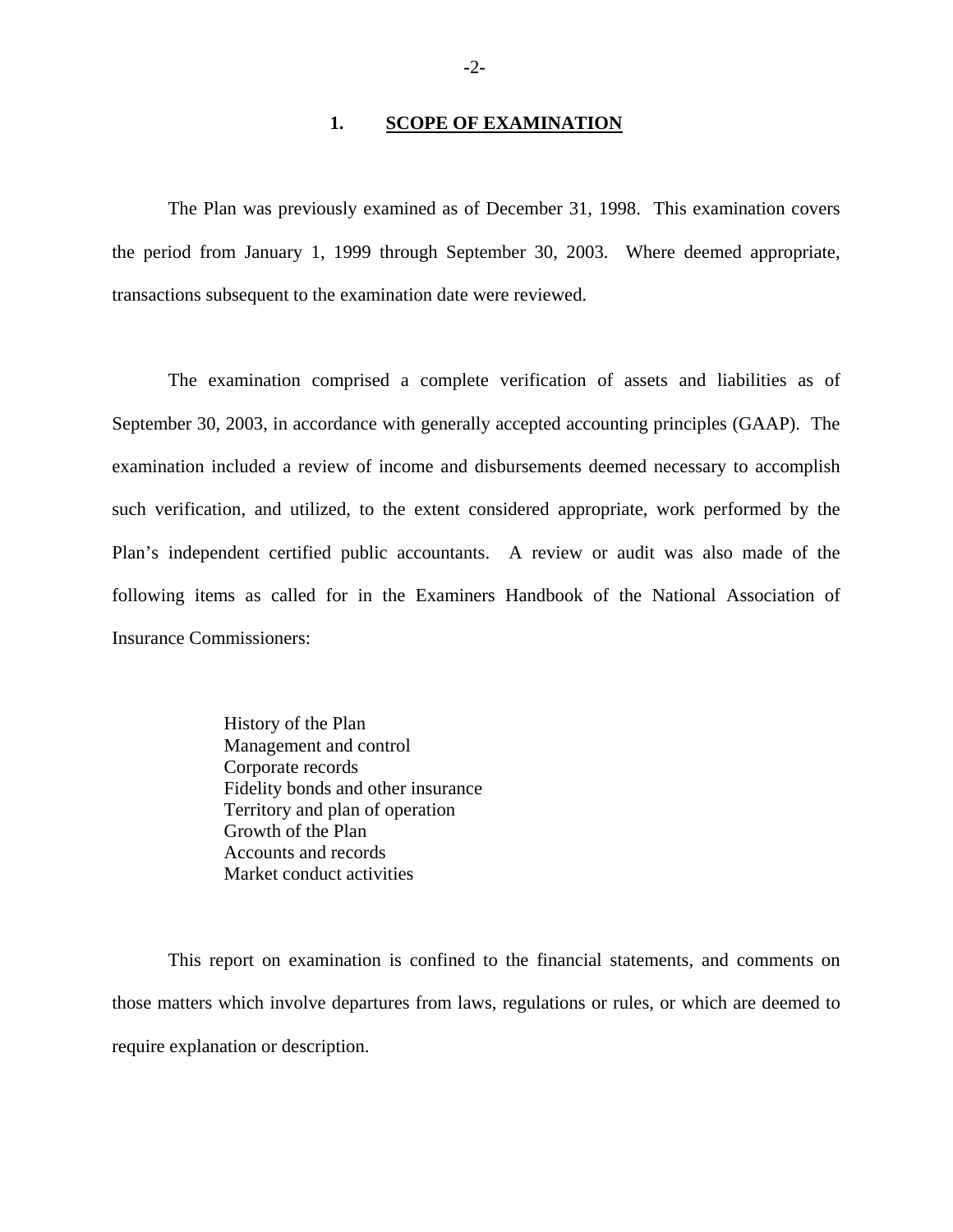## 1. SCOPE OF EXAMINATION

The Plan was previously examined as of December 31, 1998. This examination covers the period from January 1, 1999 through September 30, 2003. Where deemed appropriate, transactions subsequent to the examination date were reviewed.

The examination comprised a complete verification of assets and liabilities as of September 30, 2003, in accordance with generally accepted accounting principles (GAAP). The examination included a review of income and disbursements deemed necessary to accomplish such verification, and utilized, to the extent considered appropriate, work performed by the Plan's independent certified public accountants. A review or audit was also made of the following items as called for in the Examiners Handbook of the National Association of Insurance Commissioners:

- History of the Plan
- Management and control
- Corporate records
- Fidelity bonds and other insurance
- Territory and plan of operation
- Growth of the Plan
- Accounts and records
- Market conduct activities

This report on examination is confined to the financial statements, and comments on those matters which involve departures from laws, regulations or rules, or which are deemed to require explanation or description.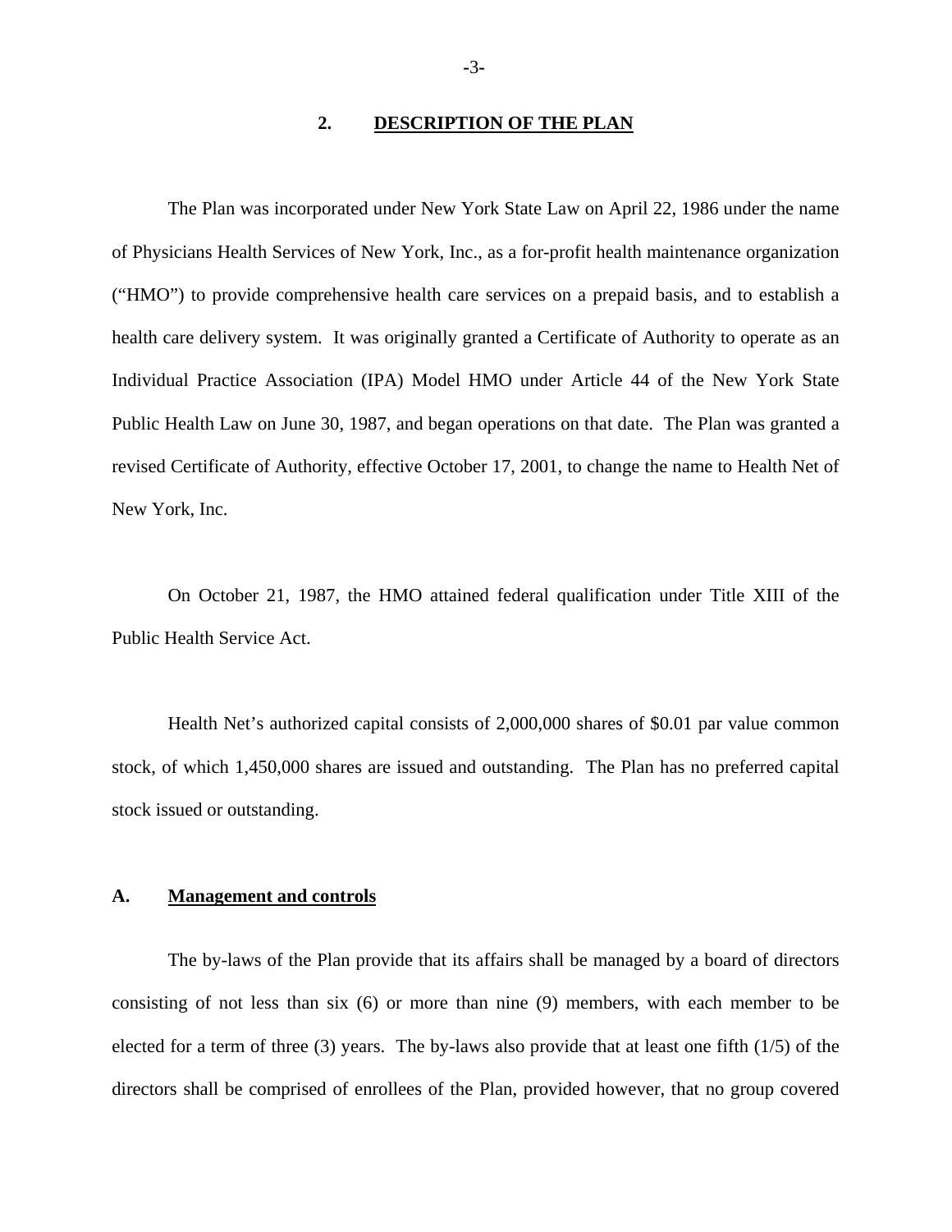## 2. DESCRIPTION OF THE PLAN

The Plan was incorporated under New York State Law on April 22, 1986 under the name of Physicians Health Services of New York, Inc., as a for-profit health maintenance organization ("HMO") to provide comprehensive health care services on a prepaid basis, and to establish a health care delivery system. It was originally granted a Certificate of Authority to operate as an Individual Practice Association (IPA) Model HMO under Article 44 of the New York State Public Health Law on June 30, 1987, and began operations on that date. The Plan was granted a revised Certificate of Authority, effective October 17, 2001, to change the name to Health Net of New York, Inc.

On October 21, 1987, the HMO attained federal qualification under Title XIII of the Public Health Service Act.

Health Net's authorized capital consists of 2,000,000 shares of $0.01 par value common stock, of which 1,450,000 shares are issued and outstanding. The Plan has no preferred capital stock issued or outstanding.

### A. Management and controls

The by-laws of the Plan provide that its affairs shall be managed by a board of directors consisting of not less than six (6) or more than nine (9) members, with each member to be elected for a term of three (3) years. The by-laws also provide that at least one fifth (1/5) of the directors shall be comprised of enrollees of the Plan, provided however, that no group covered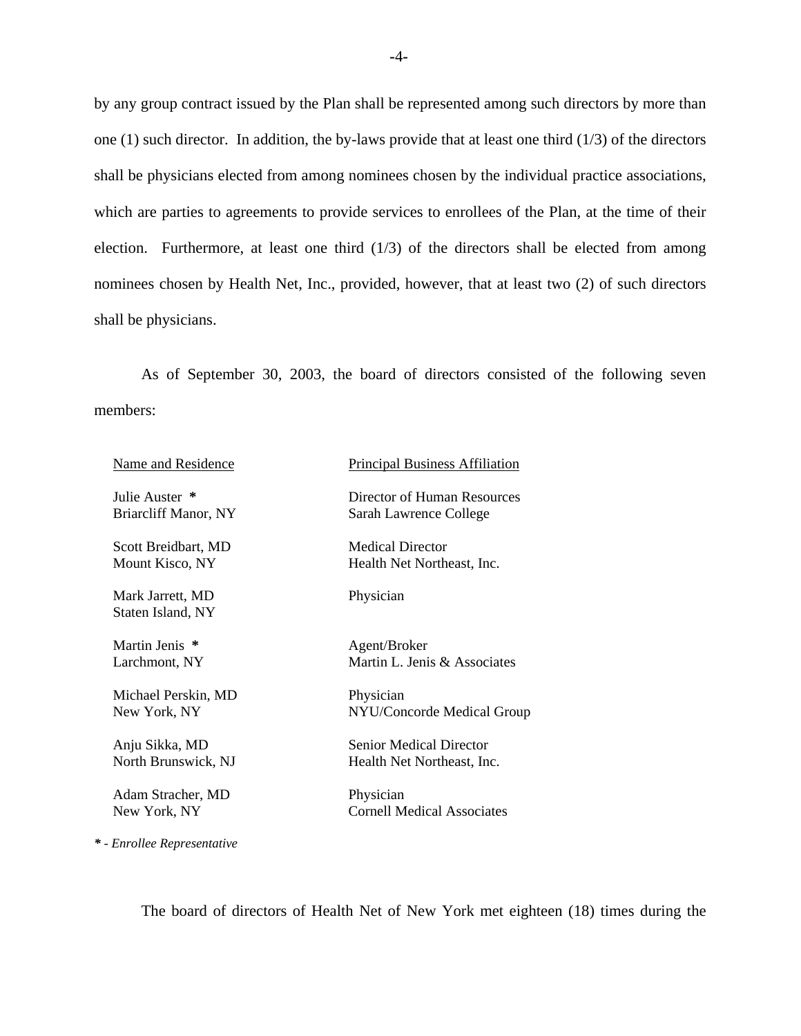by any group contract issued by the Plan shall be represented among such directors by more than one (1) such director. In addition, the by-laws provide that at least one third (1/3) of the directors shall be physicians elected from among nominees chosen by the individual practice associations, which are parties to agreements to provide services to enrollees of the Plan, at the time of their election. Furthermore, at least one third (1/3) of the directors shall be elected from among nominees chosen by Health Net, Inc., provided, however, that at least two (2) of such directors shall be physicians.

As of September 30, 2003, the board of directors consisted of the following seven members:

| Name and Residence | Principal Business Affiliation |
| --- | --- |
| Julie Auster * <br> Briarcliff Manor, NY | Director of Human Resources <br> Sarah Lawrence College |
| Scott Breidbart, MD <br> Mount Kisco, NY | Medical Director <br> Health Net Northeast, Inc. |
| Mark Jarrett, MD <br> Staten Island, NY | Physician |
| Martin Jenis * <br> Larchmont, NY | Agent/Broker <br> Martin L. Jenis & Associates |
| Michael Perskin, MD <br> New York, NY | Physician <br> NYU/Concorde Medical Group |
| Anju Sikka, MD <br> North Brunswick, NJ | Senior Medical Director <br> Health Net Northeast, Inc. |
| Adam Stracher, MD <br> New York, NY | Physician <br> Cornell Medical Associates |

*** - *Enrollee Representative***

The board of directors of Health Net of New York met eighteen (18) times during the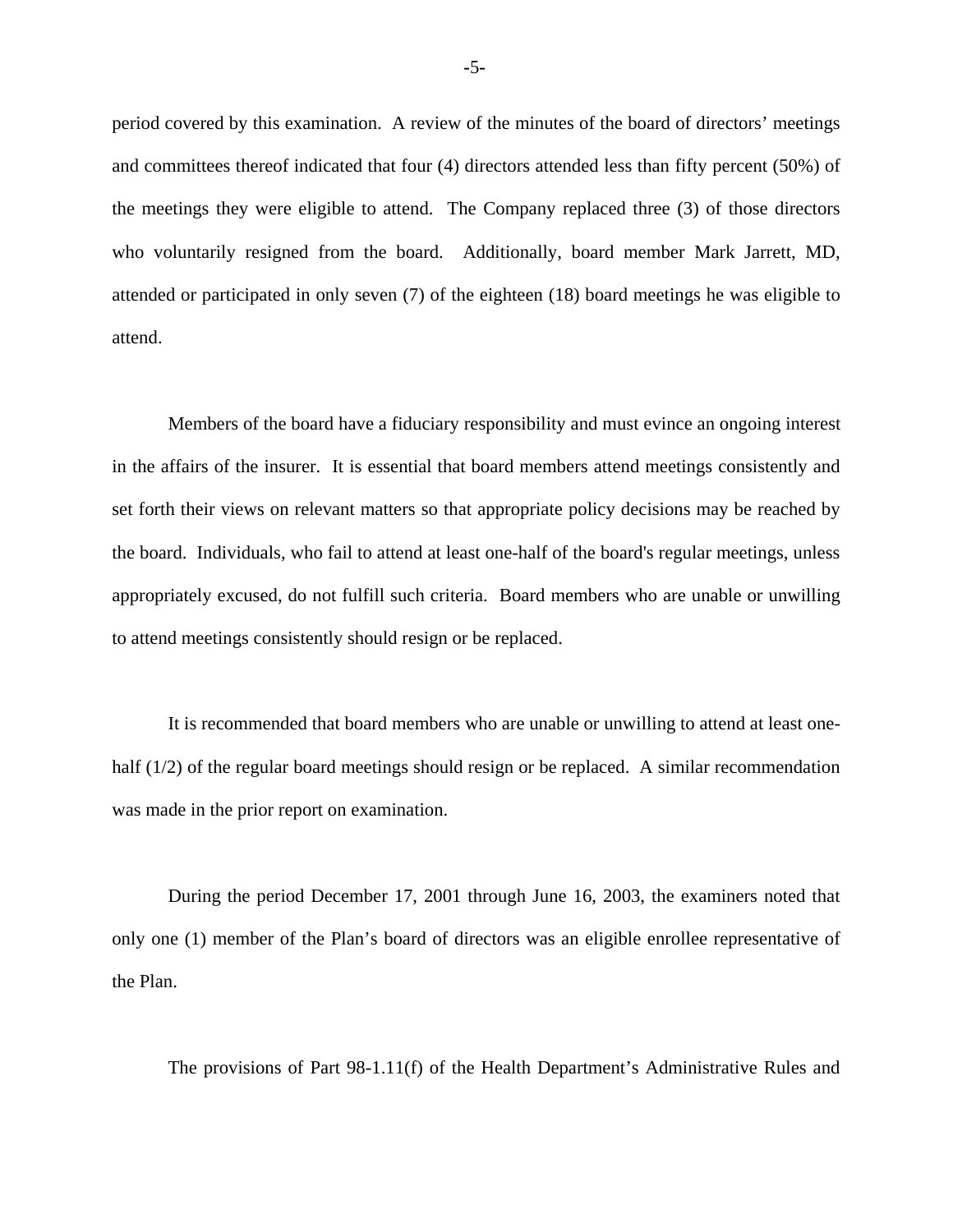period covered by this examination. A review of the minutes of the board of directors' meetings and committees thereof indicated that four (4) directors attended less than fifty percent (50%) of the meetings they were eligible to attend. The Company replaced three (3) of those directors who voluntarily resigned from the board. Additionally, board member Mark Jarrett, MD, attended or participated in only seven (7) of the eighteen (18) board meetings he was eligible to attend.

Members of the board have a fiduciary responsibility and must evince an ongoing interest in the affairs of the insurer. It is essential that board members attend meetings consistently and set forth their views on relevant matters so that appropriate policy decisions may be reached by the board. Individuals, who fail to attend at least one-half of the board's regular meetings, unless appropriately excused, do not fulfill such criteria. Board members who are unable or unwilling to attend meetings consistently should resign or be replaced.

It is recommended that board members who are unable or unwilling to attend at least one-half (1/2) of the regular board meetings should resign or be replaced. A similar recommendation was made in the prior report on examination.

During the period December 17, 2001 through June 16, 2003, the examiners noted that only one (1) member of the Plan's board of directors was an eligible enrollee representative of the Plan.

The provisions of Part 98-1.11(f) of the Health Department's Administrative Rules and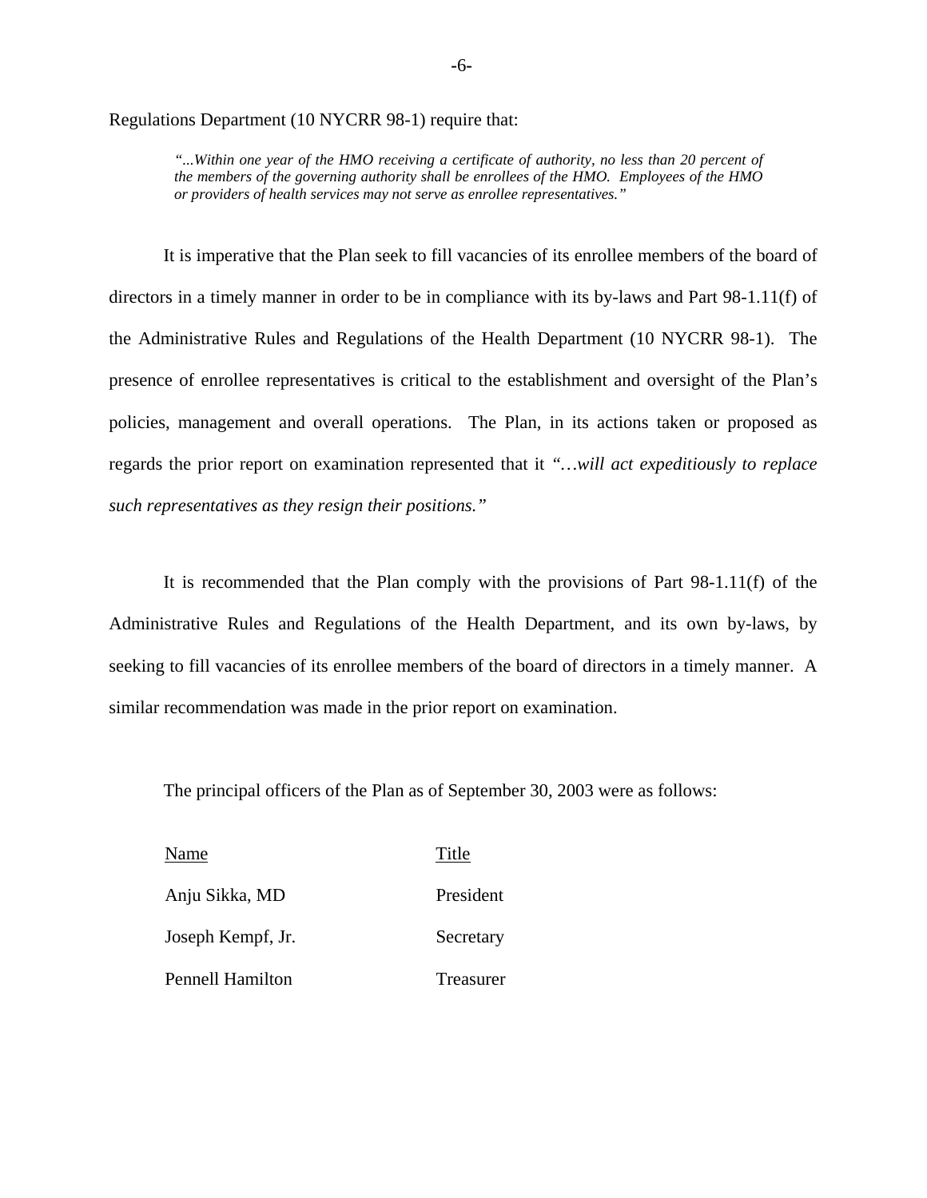Regulations Department (10 NYCRR 98-1) require that:

> *"...Within one year of the HMO receiving a certificate of authority, no less than 20 percent of the members of the governing authority shall be enrollees of the HMO. Employees of the HMO or providers of health services may not serve as enrollee representatives."*

It is imperative that the Plan seek to fill vacancies of its enrollee members of the board of directors in a timely manner in order to be in compliance with its by-laws and Part 98-1.11(f) of the Administrative Rules and Regulations of the Health Department (10 NYCRR 98-1). The presence of enrollee representatives is critical to the establishment and oversight of the Plan's policies, management and overall operations. The Plan, in its actions taken or proposed as regards the prior report on examination represented that it *"…will act expeditiously to replace such representatives as they resign their positions."*

It is recommended that the Plan comply with the provisions of Part 98-1.11(f) of the Administrative Rules and Regulations of the Health Department, and its own by-laws, by seeking to fill vacancies of its enrollee members of the board of directors in a timely manner. A similar recommendation was made in the prior report on examination.

The principal officers of the Plan as of September 30, 2003 were as follows:

| Name | Title |
|---|---|
| Anju Sikka, MD | President |
| Joseph Kempf, Jr. | Secretary |
| Pennell Hamilton | Treasurer |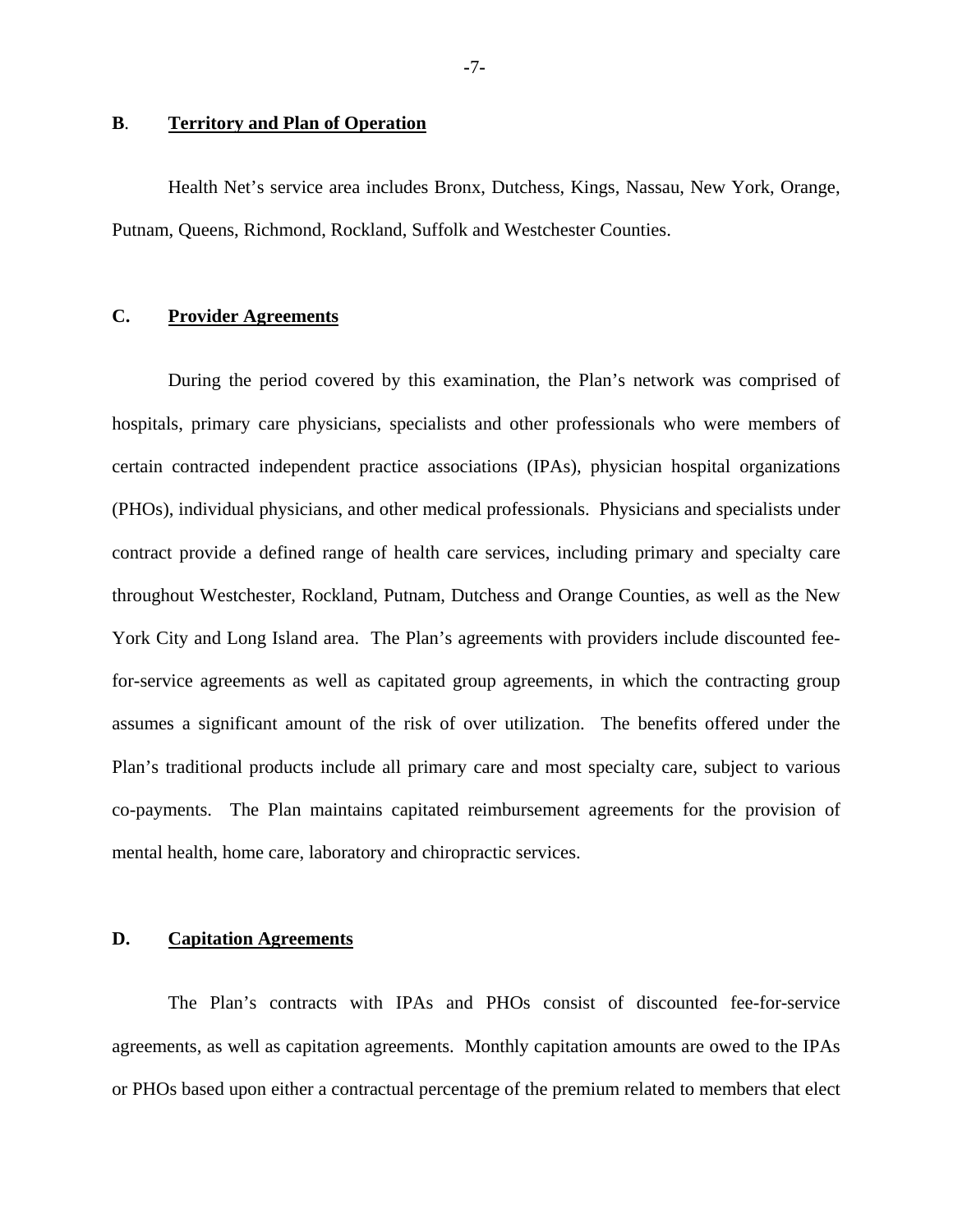## B. Territory and Plan of Operation

Health Net's service area includes Bronx, Dutchess, Kings, Nassau, New York, Orange, Putnam, Queens, Richmond, Rockland, Suffolk and Westchester Counties.

## C. Provider Agreements

During the period covered by this examination, the Plan's network was comprised of hospitals, primary care physicians, specialists and other professionals who were members of certain contracted independent practice associations (IPAs), physician hospital organizations (PHOs), individual physicians, and other medical professionals. Physicians and specialists under contract provide a defined range of health care services, including primary and specialty care throughout Westchester, Rockland, Putnam, Dutchess and Orange Counties, as well as the New York City and Long Island area. The Plan's agreements with providers include discounted fee-for-service agreements as well as capitated group agreements, in which the contracting group assumes a significant amount of the risk of over utilization. The benefits offered under the Plan's traditional products include all primary care and most specialty care, subject to various co-payments. The Plan maintains capitated reimbursement agreements for the provision of mental health, home care, laboratory and chiropractic services.

## D. Capitation Agreements

The Plan's contracts with IPAs and PHOs consist of discounted fee-for-service agreements, as well as capitation agreements. Monthly capitation amounts are owed to the IPAs or PHOs based upon either a contractual percentage of the premium related to members that elect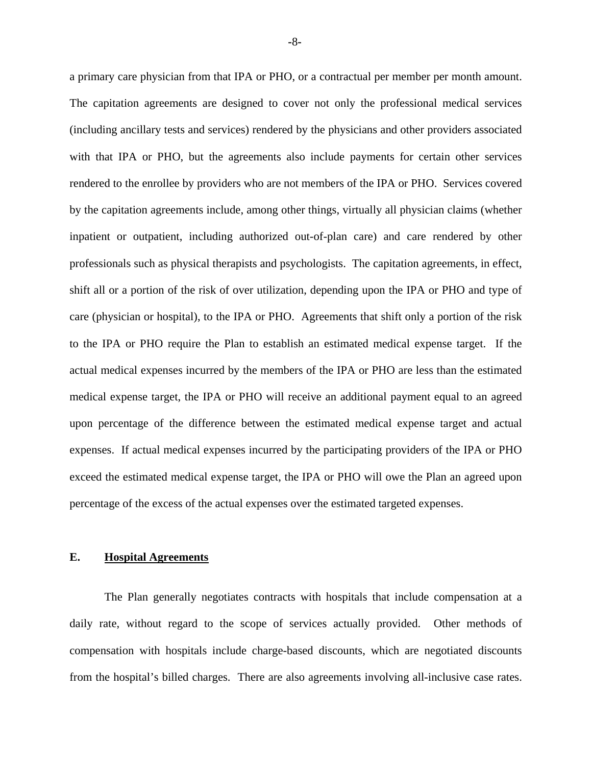a primary care physician from that IPA or PHO, or a contractual per member per month amount. The capitation agreements are designed to cover not only the professional medical services (including ancillary tests and services) rendered by the physicians and other providers associated with that IPA or PHO, but the agreements also include payments for certain other services rendered to the enrollee by providers who are not members of the IPA or PHO. Services covered by the capitation agreements include, among other things, virtually all physician claims (whether inpatient or outpatient, including authorized out-of-plan care) and care rendered by other professionals such as physical therapists and psychologists. The capitation agreements, in effect, shift all or a portion of the risk of over utilization, depending upon the IPA or PHO and type of care (physician or hospital), to the IPA or PHO. Agreements that shift only a portion of the risk to the IPA or PHO require the Plan to establish an estimated medical expense target. If the actual medical expenses incurred by the members of the IPA or PHO are less than the estimated medical expense target, the IPA or PHO will receive an additional payment equal to an agreed upon percentage of the difference between the estimated medical expense target and actual expenses. If actual medical expenses incurred by the participating providers of the IPA or PHO exceed the estimated medical expense target, the IPA or PHO will owe the Plan an agreed upon percentage of the excess of the actual expenses over the estimated targeted expenses.

## E. Hospital Agreements

The Plan generally negotiates contracts with hospitals that include compensation at a daily rate, without regard to the scope of services actually provided. Other methods of compensation with hospitals include charge-based discounts, which are negotiated discounts from the hospital's billed charges. There are also agreements involving all-inclusive case rates.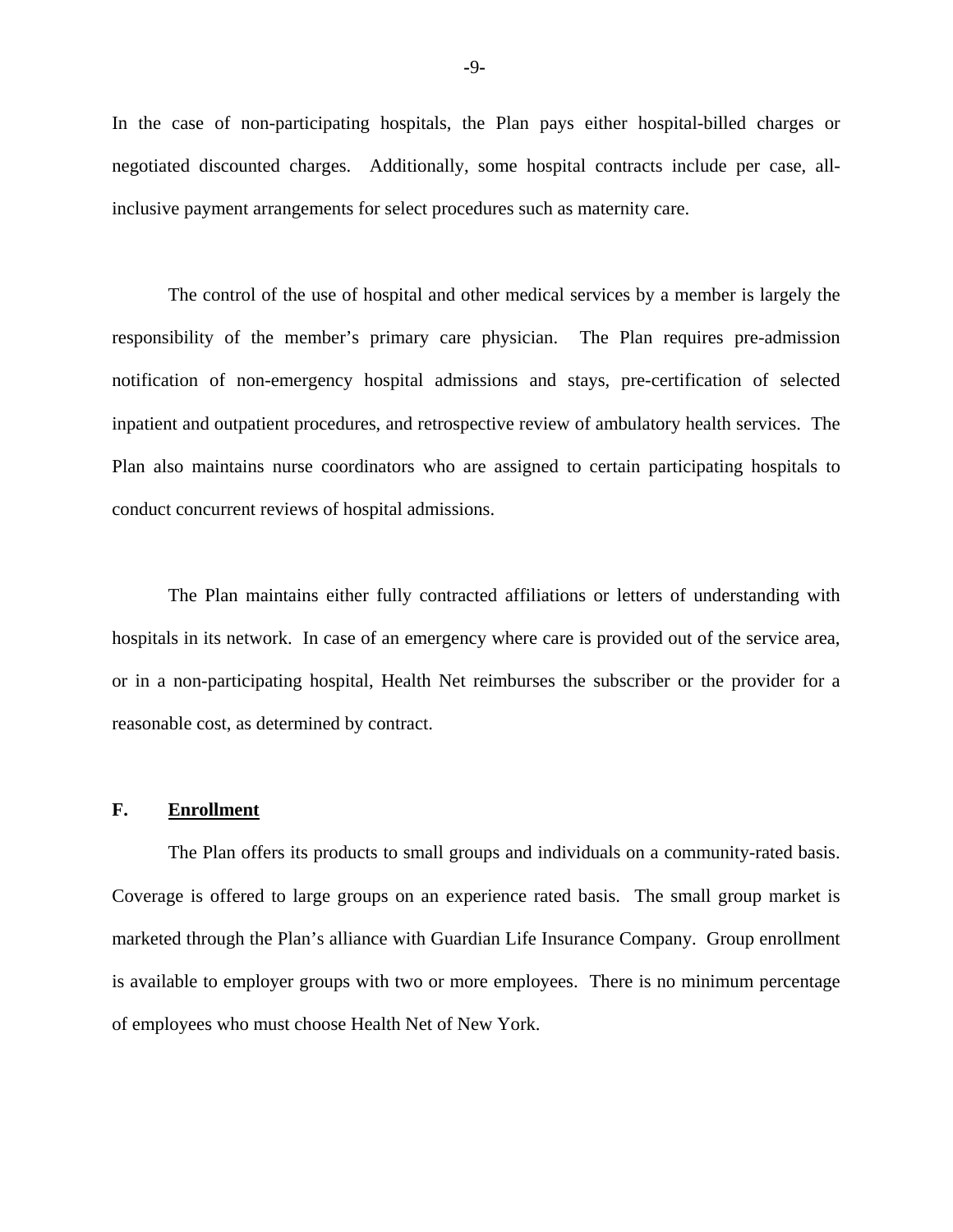In the case of non-participating hospitals, the Plan pays either hospital-billed charges or negotiated discounted charges. Additionally, some hospital contracts include per case, all-inclusive payment arrangements for select procedures such as maternity care.

The control of the use of hospital and other medical services by a member is largely the responsibility of the member's primary care physician. The Plan requires pre-admission notification of non-emergency hospital admissions and stays, pre-certification of selected inpatient and outpatient procedures, and retrospective review of ambulatory health services. The Plan also maintains nurse coordinators who are assigned to certain participating hospitals to conduct concurrent reviews of hospital admissions.

The Plan maintains either fully contracted affiliations or letters of understanding with hospitals in its network. In case of an emergency where care is provided out of the service area, or in a non-participating hospital, Health Net reimburses the subscriber or the provider for a reasonable cost, as determined by contract.

## F. Enrollment

The Plan offers its products to small groups and individuals on a community-rated basis. Coverage is offered to large groups on an experience rated basis. The small group market is marketed through the Plan's alliance with Guardian Life Insurance Company. Group enrollment is available to employer groups with two or more employees. There is no minimum percentage of employees who must choose Health Net of New York.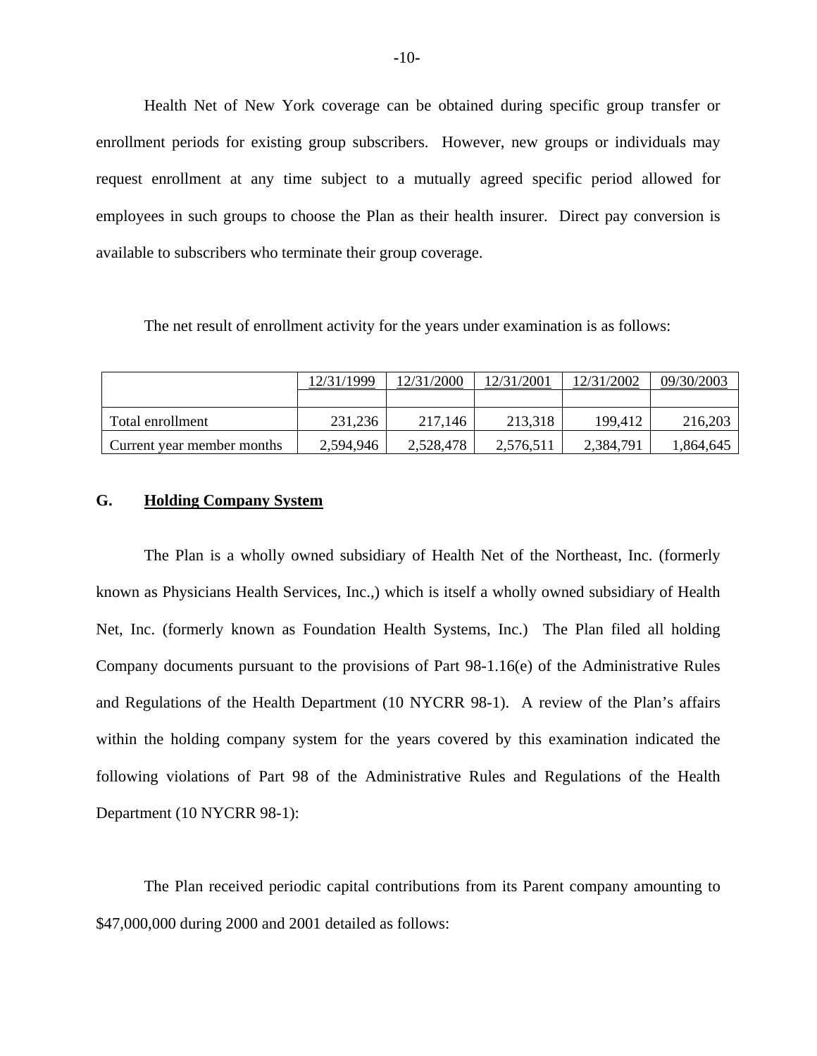Health Net of New York coverage can be obtained during specific group transfer or enrollment periods for existing group subscribers. However, new groups or individuals may request enrollment at any time subject to a mutually agreed specific period allowed for employees in such groups to choose the Plan as their health insurer. Direct pay conversion is available to subscribers who terminate their group coverage.

The net result of enrollment activity for the years under examination is as follows:

| | 12/31/1999 | 12/31/2000 | 12/31/2001 | 12/31/2002 | 09/30/2003 |
|---|---|---|---|---|---|
| Total enrollment | 231,236 | 217,146 | 213,318 | 199,412 | 216,203 |
| Current year member months | 2,594,946 | 2,528,478 | 2,576,511 | 2,384,791 | 1,864,645 |

## G. Holding Company System

The Plan is a wholly owned subsidiary of Health Net of the Northeast, Inc. (formerly known as Physicians Health Services, Inc.,) which is itself a wholly owned subsidiary of Health Net, Inc. (formerly known as Foundation Health Systems, Inc.) The Plan filed all holding Company documents pursuant to the provisions of Part 98-1.16(e) of the Administrative Rules and Regulations of the Health Department (10 NYCRR 98-1). A review of the Plan's affairs within the holding company system for the years covered by this examination indicated the following violations of Part 98 of the Administrative Rules and Regulations of the Health Department (10 NYCRR 98-1):

The Plan received periodic capital contributions from its Parent company amounting to $47,000,000 during 2000 and 2001 detailed as follows: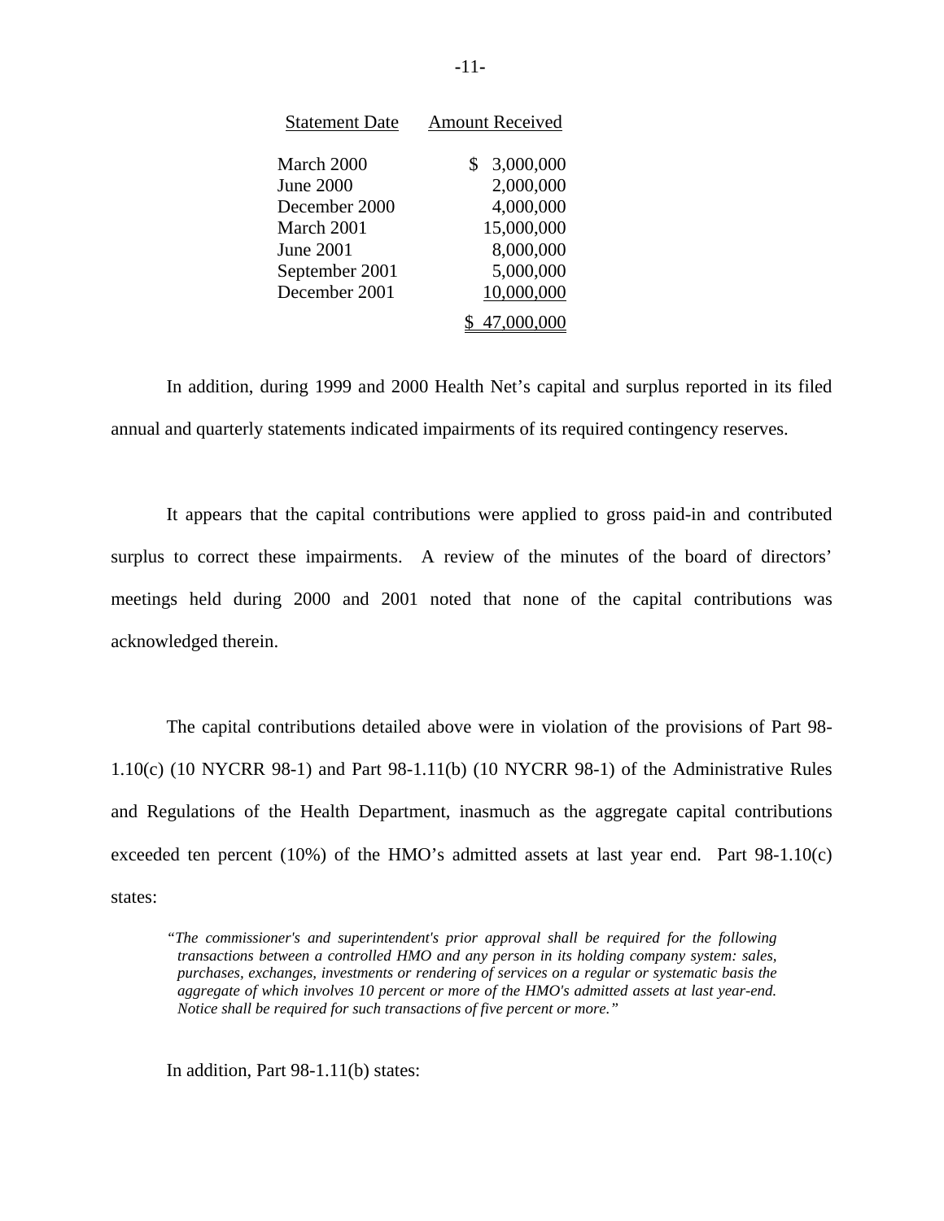| Statement Date | Amount Received |
|---|---|
| March 2000 | $ 3,000,000 |
| June 2000 | 2,000,000 |
| December 2000 | 4,000,000 |
| March 2001 | 15,000,000 |
| June 2001 | 8,000,000 |
| September 2001 | 5,000,000 |
| December 2001 | 10,000,000 |
| | $ 47,000,000 |

In addition, during 1999 and 2000 Health Net's capital and surplus reported in its filed annual and quarterly statements indicated impairments of its required contingency reserves.

It appears that the capital contributions were applied to gross paid-in and contributed surplus to correct these impairments. A review of the minutes of the board of directors' meetings held during 2000 and 2001 noted that none of the capital contributions was acknowledged therein.

The capital contributions detailed above were in violation of the provisions of Part 98-1.10(c) (10 NYCRR 98-1) and Part 98-1.11(b) (10 NYCRR 98-1) of the Administrative Rules and Regulations of the Health Department, inasmuch as the aggregate capital contributions exceeded ten percent (10%) of the HMO's admitted assets at last year end. Part 98-1.10(c) states:

> *"The commissioner's and superintendent's prior approval shall be required for the following transactions between a controlled HMO and any person in its holding company system: sales, purchases, exchanges, investments or rendering of services on a regular or systematic basis the aggregate of which involves 10 percent or more of the HMO's admitted assets at last year-end. Notice shall be required for such transactions of five percent or more."*

In addition, Part 98-1.11(b) states: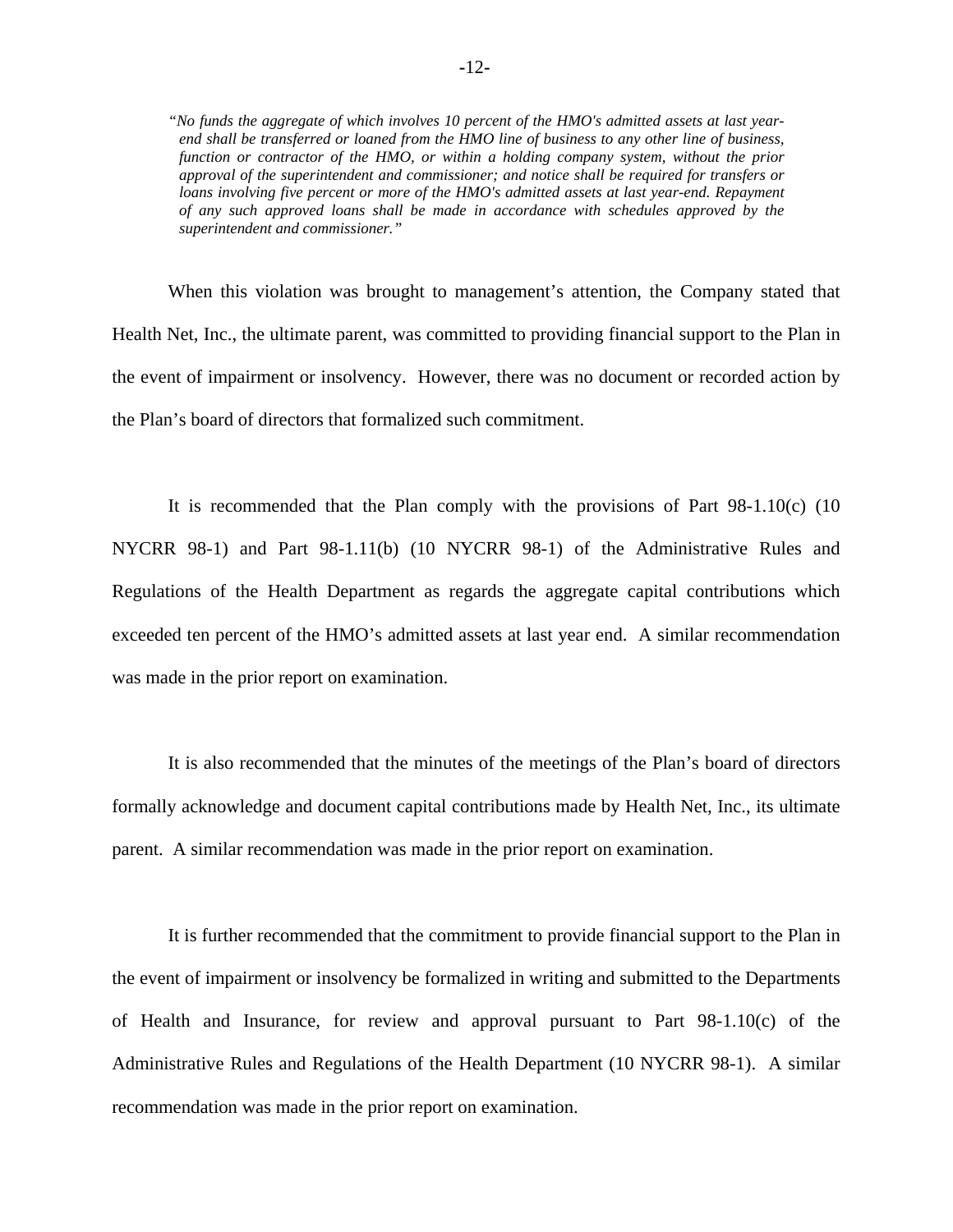> *"No funds the aggregate of which involves 10 percent of the HMO's admitted assets at last year-end shall be transferred or loaned from the HMO line of business to any other line of business, function or contractor of the HMO, or within a holding company system, without the prior approval of the superintendent and commissioner; and notice shall be required for transfers or loans involving five percent or more of the HMO's admitted assets at last year-end. Repayment of any such approved loans shall be made in accordance with schedules approved by the superintendent and commissioner."*

When this violation was brought to management's attention, the Company stated that Health Net, Inc., the ultimate parent, was committed to providing financial support to the Plan in the event of impairment or insolvency. However, there was no document or recorded action by the Plan's board of directors that formalized such commitment.

It is recommended that the Plan comply with the provisions of Part 98-1.10(c) (10 NYCRR 98-1) and Part 98-1.11(b) (10 NYCRR 98-1) of the Administrative Rules and Regulations of the Health Department as regards the aggregate capital contributions which exceeded ten percent of the HMO's admitted assets at last year end. A similar recommendation was made in the prior report on examination.

It is also recommended that the minutes of the meetings of the Plan's board of directors formally acknowledge and document capital contributions made by Health Net, Inc., its ultimate parent. A similar recommendation was made in the prior report on examination.

It is further recommended that the commitment to provide financial support to the Plan in the event of impairment or insolvency be formalized in writing and submitted to the Departments of Health and Insurance, for review and approval pursuant to Part 98-1.10(c) of the Administrative Rules and Regulations of the Health Department (10 NYCRR 98-1). A similar recommendation was made in the prior report on examination.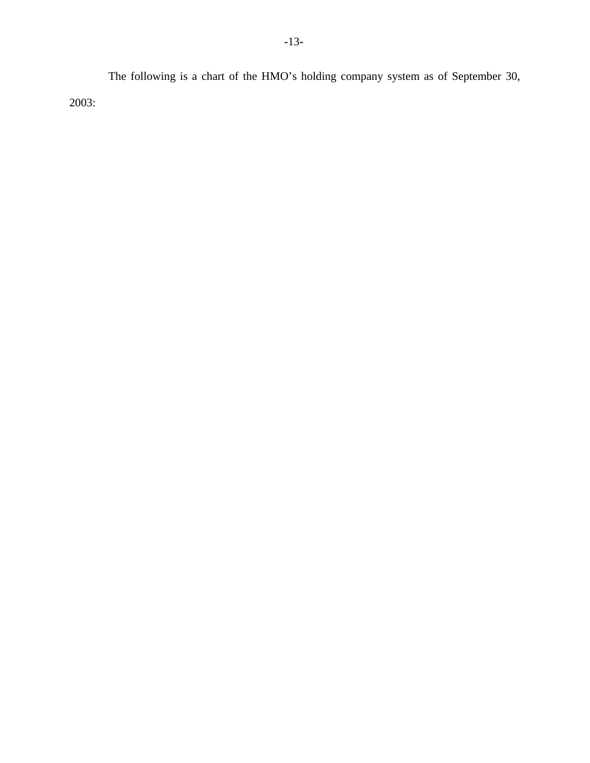The following is a chart of the HMO's holding company system as of September 30, 2003: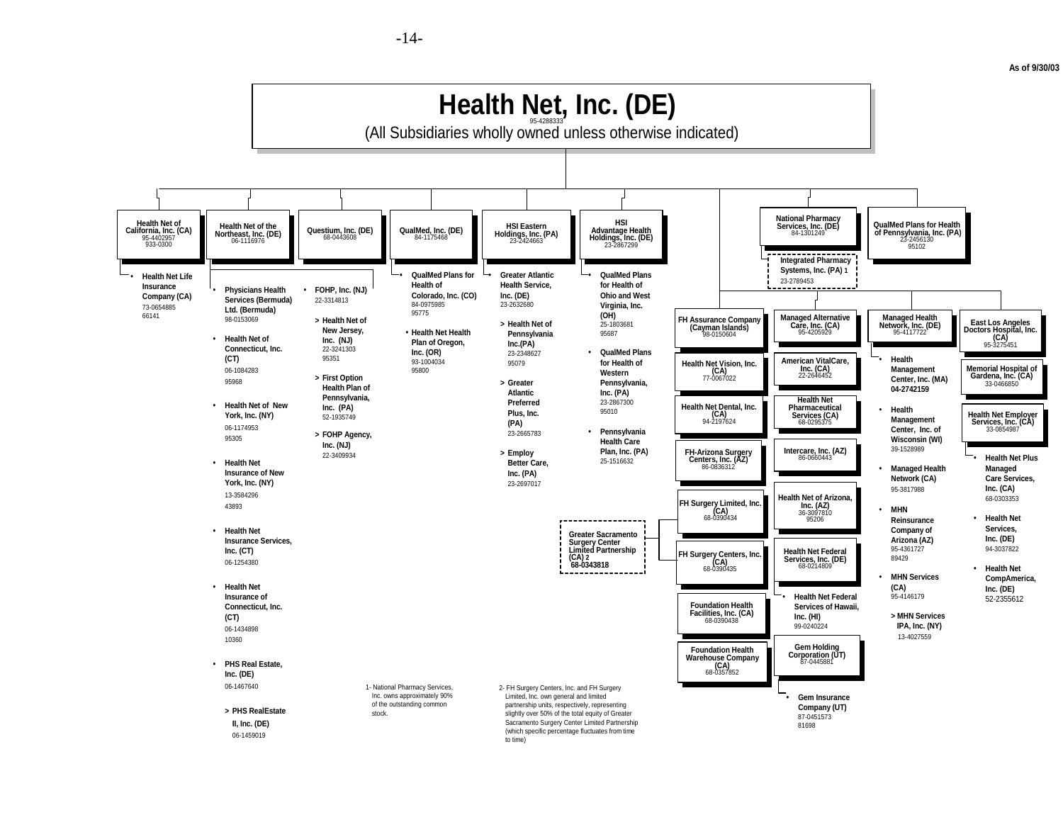As of 9/30/03

# Health Net, Inc. (DE)

95-4288333

(All Subsidiaries wholly owned unless otherwise indicated)

## Health Net of California, Inc. (CA)
95-4402957
933-0300

- Health Net Life Insurance Company (CA)
  73-0654885
  66141

## Health Net of the Northeast, Inc. (DE)
06-1116976

- Physicians Health Services (Bermuda) Ltd. (Bermuda)
  98-0153069
- Health Net of Connecticut, Inc. (CT)
  06-1084283
  95968
- Health Net of New York, Inc. (NY)
  06-1174953
  95305
- Health Net Insurance of New York, Inc. (NY)
  13-3584296
  43893
- Health Net Insurance Services, Inc. (CT)
  06-1254380
- Health Net Insurance of Connecticut, Inc. (CT)
  06-1434898
  10360
- PHS Real Estate, Inc. (DE)
  06-1467640
  - > PHS RealEstate II, Inc. (DE)
    06-1459019

## Questium, Inc. (DE)
68-0443608

- FOHP, Inc. (NJ)
  22-3314813
  - > Health Net of New Jersey, Inc. (NJ)
    22-3241303
    95351
  - > First Option Health Plan of Pennsylvania, Inc. (PA)
    52-1935749
  - > FOHP Agency, Inc. (NJ)
    22-3409934

## QualMed, Inc. (DE)
84-1175468

- QualMed Plans for Health of Colorado, Inc. (CO)
  84-0975985
  95775
- Health Net Health Plan of Oregon, Inc. (OR)
  93-1004034
  95800

## HSI Eastern Holdings, Inc. (PA)
23-2424663

- Greater Atlantic Health Service, Inc. (DE)
  23-2632680
  - > Health Net of Pennsylvania Inc.(PA)
    23-2348627
    95079
  - > Greater Atlantic Preferred Plus, Inc. (PA)
    23-2665783
  - > Employ Better Care, Inc. (PA)
    23-2697017

## HSI Advantage Health Holdings, Inc. (DE)
23-2867299

- QualMed Plans for Health of Ohio and West Virginia, Inc. (OH)
  25-1803681
  95687
- QualMed Plans for Health of Western Pennsylvania, Inc. (PA)
  23-2867300
  95010
- Pennsylvania Health Care Plan, Inc. (PA)
  25-1516632

## National Pharmacy Services, Inc. (DE)
84-1301249

- Integrated Pharmacy Systems, Inc. (PA) 1
  23-2789453

## QualMed Plans for Health of Pennsylvania, Inc. (PA)
23-2456130
95102

## Other Subsidiaries

- FH Assurance Company (Cayman Islands)
  98-0150604
- Health Net Vision, Inc. (CA)
  77-0067022
- Health Net Dental, Inc. (CA)
  94-2197624
- FH-Arizona Surgery Centers, Inc. (AZ)
  86-0836312
- FH Surgery Limited, Inc. (CA)
  68-0390434
- FH Surgery Centers, Inc. (CA)
  68-0390435
  - Greater Sacramento Surgery Center Limited Partnership (CA) 2
    68-0343818
- Foundation Health Facilities, Inc. (CA)
  68-0390438
- Foundation Health Warehouse Company (CA)
  68-0357852
- Managed Alternative Care, Inc. (CA)
  95-4205929
- American VitalCare, Inc. (CA)
  22-2646452
- Health Net Pharmaceutical Services (CA)
  68-0295375
- Intercare, Inc. (AZ)
  86-0660443
- Health Net of Arizona, Inc. (AZ)
  36-3097810
  95206
- Health Net Federal Services, Inc. (DE)
  68-0214809
  - Health Net Federal Services of Hawaii, Inc. (HI)
    99-0240224
- Gem Holding Corporation (UT)
  87-0445881
  - Gem Insurance Company (UT)
    87-0451573
    81698
- Managed Health Network, Inc. (DE)
  95-4117722
  - Health Management Center, Inc. (MA)
    04-2742159
  - Health Management Center, Inc. of Wisconsin (WI)
    39-1528989
  - Managed Health Network (CA)
    95-3817988
  - MHN Reinsurance Company of Arizona (AZ)
    95-4361727
    89429
  - MHN Services (CA)
    95-4146179
    - > MHN Services IPA, Inc. (NY)
      13-4027559
- East Los Angeles Doctors Hospital, Inc. (CA)
  95-3275451
- Memorial Hospital of Gardena, Inc. (CA)
  33-0466850
- Health Net Employer Services, Inc. (CA)
  33-0854987
  - Health Net Plus Managed Care Services, Inc. (CA)
    68-0303353
  - Health Net Services, Inc. (DE)
    94-3037822
  - Health Net CompAmerica, Inc. (DE)
    52-2355612

1- National Pharmacy Services, Inc. owns approximately 90% of the outstanding common stock.

2- FH Surgery Centers, Inc. and FH Surgery Limited, Inc. own general and limited partnership units, respectively, representing slightly over 50% of the total equity of Greater Sacramento Surgery Center Limited Partnership (which specific percentage fluctuates from time to time)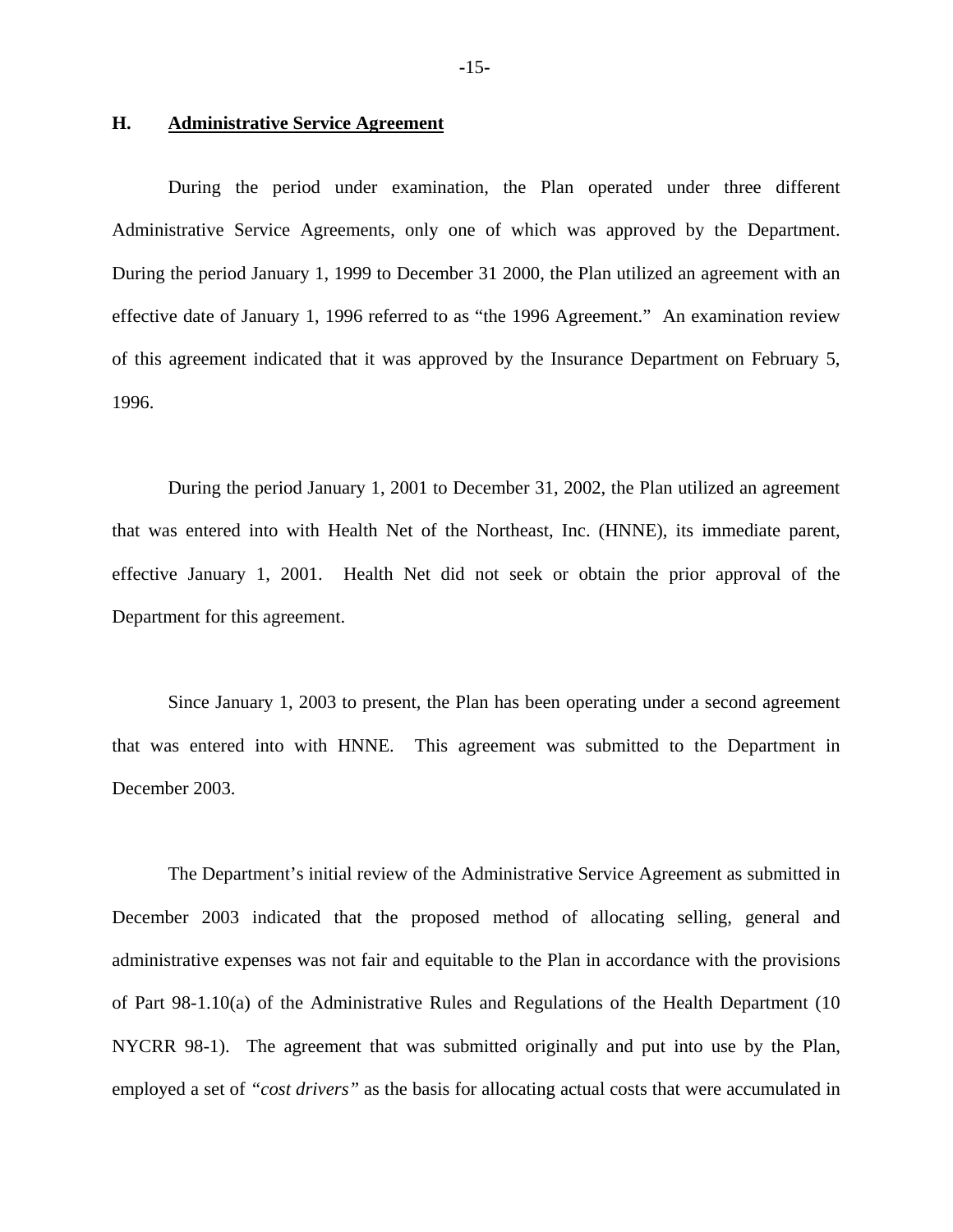## H. Administrative Service Agreement

During the period under examination, the Plan operated under three different Administrative Service Agreements, only one of which was approved by the Department. During the period January 1, 1999 to December 31 2000, the Plan utilized an agreement with an effective date of January 1, 1996 referred to as "the 1996 Agreement." An examination review of this agreement indicated that it was approved by the Insurance Department on February 5, 1996.

During the period January 1, 2001 to December 31, 2002, the Plan utilized an agreement that was entered into with Health Net of the Northeast, Inc. (HNNE), its immediate parent, effective January 1, 2001. Health Net did not seek or obtain the prior approval of the Department for this agreement.

Since January 1, 2003 to present, the Plan has been operating under a second agreement that was entered into with HNNE. This agreement was submitted to the Department in December 2003.

The Department's initial review of the Administrative Service Agreement as submitted in December 2003 indicated that the proposed method of allocating selling, general and administrative expenses was not fair and equitable to the Plan in accordance with the provisions of Part 98-1.10(a) of the Administrative Rules and Regulations of the Health Department (10 NYCRR 98-1). The agreement that was submitted originally and put into use by the Plan, employed a set of *"cost drivers"* as the basis for allocating actual costs that were accumulated in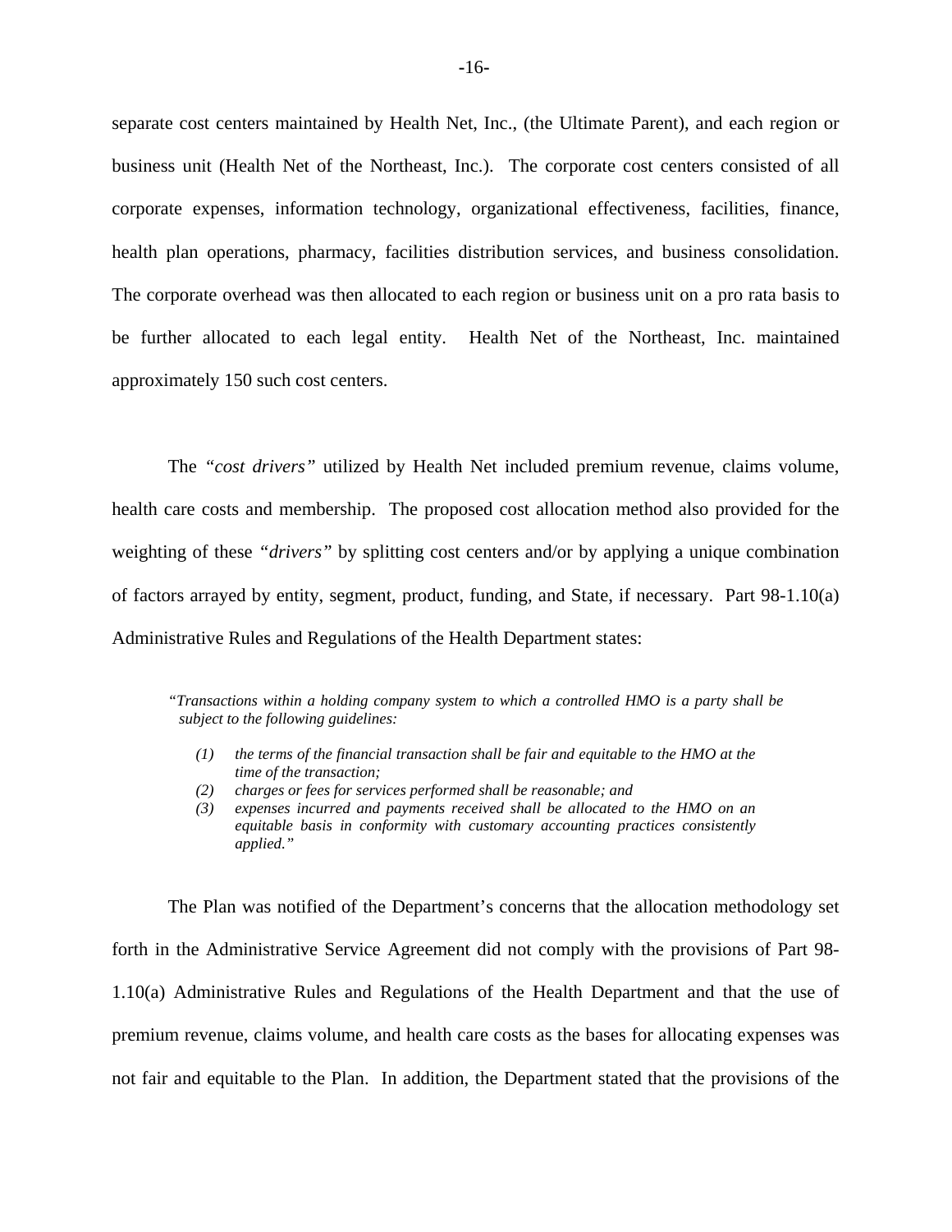separate cost centers maintained by Health Net, Inc., (the Ultimate Parent), and each region or business unit (Health Net of the Northeast, Inc.). The corporate cost centers consisted of all corporate expenses, information technology, organizational effectiveness, facilities, finance, health plan operations, pharmacy, facilities distribution services, and business consolidation. The corporate overhead was then allocated to each region or business unit on a pro rata basis to be further allocated to each legal entity. Health Net of the Northeast, Inc. maintained approximately 150 such cost centers.

The *"cost drivers"* utilized by Health Net included premium revenue, claims volume, health care costs and membership. The proposed cost allocation method also provided for the weighting of these *"drivers"* by splitting cost centers and/or by applying a unique combination of factors arrayed by entity, segment, product, funding, and State, if necessary. Part 98-1.10(a) Administrative Rules and Regulations of the Health Department states:

> *"Transactions within a holding company system to which a controlled HMO is a party shall be subject to the following guidelines:*
>
> *(1) the terms of the financial transaction shall be fair and equitable to the HMO at the time of the transaction;*
> *(2) charges or fees for services performed shall be reasonable; and*
> *(3) expenses incurred and payments received shall be allocated to the HMO on an equitable basis in conformity with customary accounting practices consistently applied."*

The Plan was notified of the Department's concerns that the allocation methodology set forth in the Administrative Service Agreement did not comply with the provisions of Part 98-1.10(a) Administrative Rules and Regulations of the Health Department and that the use of premium revenue, claims volume, and health care costs as the bases for allocating expenses was not fair and equitable to the Plan. In addition, the Department stated that the provisions of the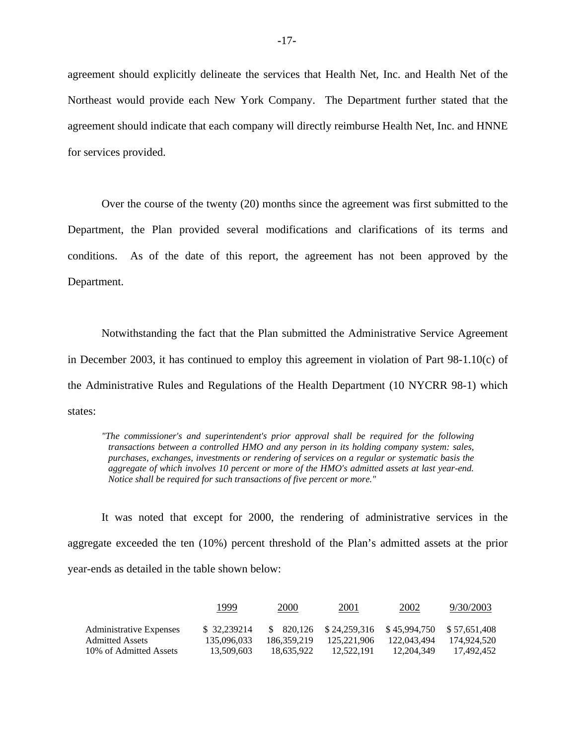agreement should explicitly delineate the services that Health Net, Inc. and Health Net of the Northeast would provide each New York Company. The Department further stated that the agreement should indicate that each company will directly reimburse Health Net, Inc. and HNNE for services provided.

Over the course of the twenty (20) months since the agreement was first submitted to the Department, the Plan provided several modifications and clarifications of its terms and conditions. As of the date of this report, the agreement has not been approved by the Department.

Notwithstanding the fact that the Plan submitted the Administrative Service Agreement in December 2003, it has continued to employ this agreement in violation of Part 98-1.10(c) of the Administrative Rules and Regulations of the Health Department (10 NYCRR 98-1) which states:

> *"The commissioner's and superintendent's prior approval shall be required for the following transactions between a controlled HMO and any person in its holding company system: sales, purchases, exchanges, investments or rendering of services on a regular or systematic basis the aggregate of which involves 10 percent or more of the HMO's admitted assets at last year-end. Notice shall be required for such transactions of five percent or more."*

It was noted that except for 2000, the rendering of administrative services in the aggregate exceeded the ten (10%) percent threshold of the Plan's admitted assets at the prior year-ends as detailed in the table shown below:

| | 1999 | 2000 | 2001 | 2002 | 9/30/2003 |
|---|---|---|---|---|---|
| Administrative Expenses | $ 32,239214 | $ 820,126 | $ 24,259,316 | $ 45,994,750 | $ 57,651,408 |
| Admitted Assets | 135,096,033 | 186,359,219 | 125,221,906 | 122,043,494 | 174,924,520 |
| 10% of Admitted Assets | 13,509,603 | 18,635,922 | 12,522,191 | 12,204,349 | 17,492,452 |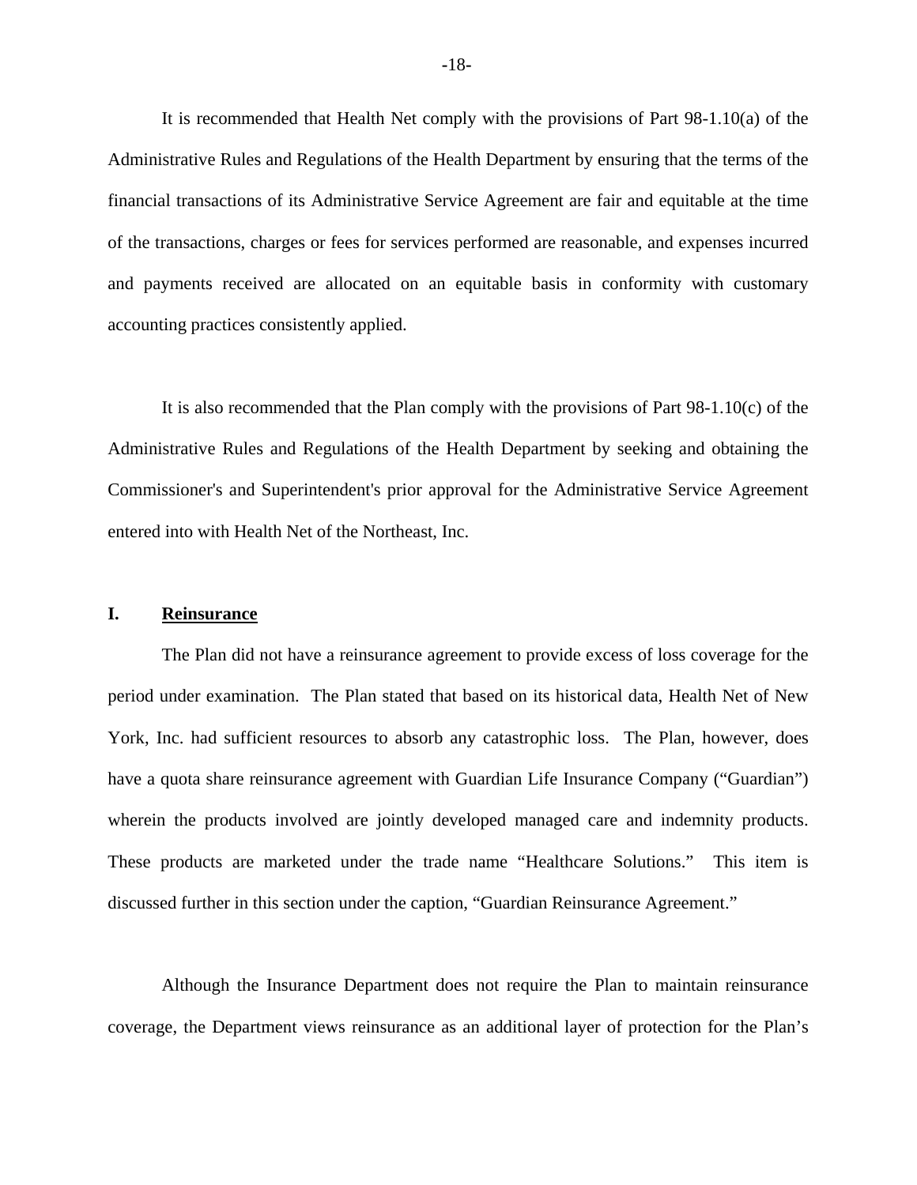It is recommended that Health Net comply with the provisions of Part 98-1.10(a) of the Administrative Rules and Regulations of the Health Department by ensuring that the terms of the financial transactions of its Administrative Service Agreement are fair and equitable at the time of the transactions, charges or fees for services performed are reasonable, and expenses incurred and payments received are allocated on an equitable basis in conformity with customary accounting practices consistently applied.

It is also recommended that the Plan comply with the provisions of Part 98-1.10(c) of the Administrative Rules and Regulations of the Health Department by seeking and obtaining the Commissioner's and Superintendent's prior approval for the Administrative Service Agreement entered into with Health Net of the Northeast, Inc.

## I. <u>Reinsurance</u>

The Plan did not have a reinsurance agreement to provide excess of loss coverage for the period under examination. The Plan stated that based on its historical data, Health Net of New York, Inc. had sufficient resources to absorb any catastrophic loss. The Plan, however, does have a quota share reinsurance agreement with Guardian Life Insurance Company ("Guardian") wherein the products involved are jointly developed managed care and indemnity products. These products are marketed under the trade name "Healthcare Solutions." This item is discussed further in this section under the caption, "Guardian Reinsurance Agreement."

Although the Insurance Department does not require the Plan to maintain reinsurance coverage, the Department views reinsurance as an additional layer of protection for the Plan's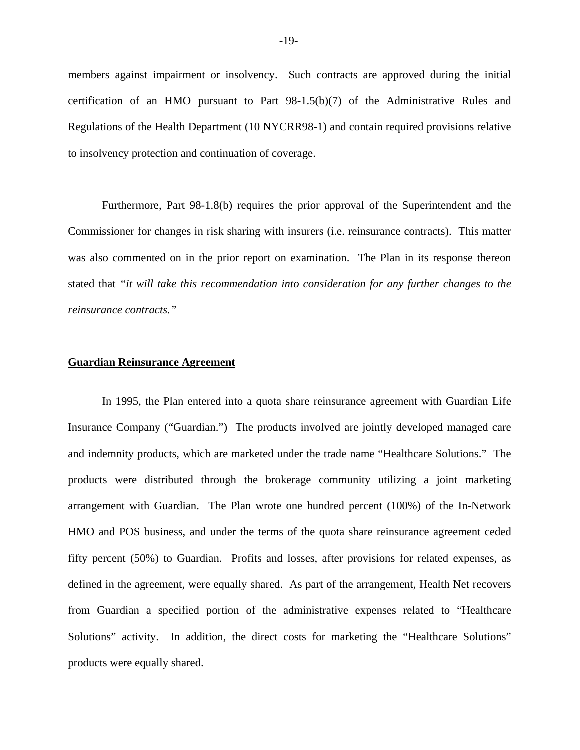members against impairment or insolvency. Such contracts are approved during the initial certification of an HMO pursuant to Part 98-1.5(b)(7) of the Administrative Rules and Regulations of the Health Department (10 NYCRR98-1) and contain required provisions relative to insolvency protection and continuation of coverage.

Furthermore, Part 98-1.8(b) requires the prior approval of the Superintendent and the Commissioner for changes in risk sharing with insurers (i.e. reinsurance contracts). This matter was also commented on in the prior report on examination. The Plan in its response thereon stated that *"it will take this recommendation into consideration for any further changes to the reinsurance contracts."*

**Guardian Reinsurance Agreement**

In 1995, the Plan entered into a quota share reinsurance agreement with Guardian Life Insurance Company ("Guardian.") The products involved are jointly developed managed care and indemnity products, which are marketed under the trade name "Healthcare Solutions." The products were distributed through the brokerage community utilizing a joint marketing arrangement with Guardian. The Plan wrote one hundred percent (100%) of the In-Network HMO and POS business, and under the terms of the quota share reinsurance agreement ceded fifty percent (50%) to Guardian. Profits and losses, after provisions for related expenses, as defined in the agreement, were equally shared. As part of the arrangement, Health Net recovers from Guardian a specified portion of the administrative expenses related to "Healthcare Solutions" activity. In addition, the direct costs for marketing the "Healthcare Solutions" products were equally shared.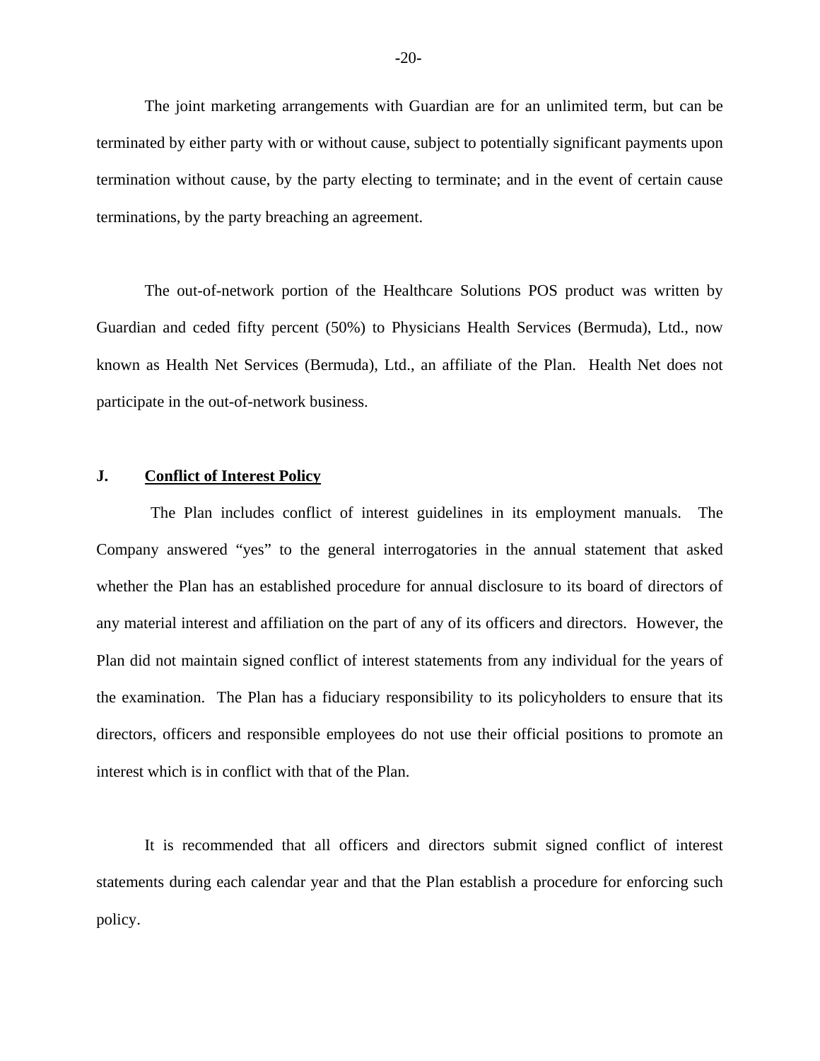The joint marketing arrangements with Guardian are for an unlimited term, but can be terminated by either party with or without cause, subject to potentially significant payments upon termination without cause, by the party electing to terminate; and in the event of certain cause terminations, by the party breaching an agreement.

The out-of-network portion of the Healthcare Solutions POS product was written by Guardian and ceded fifty percent (50%) to Physicians Health Services (Bermuda), Ltd., now known as Health Net Services (Bermuda), Ltd., an affiliate of the Plan. Health Net does not participate in the out-of-network business.

## J. <u>Conflict of Interest Policy</u>

The Plan includes conflict of interest guidelines in its employment manuals. The Company answered "yes" to the general interrogatories in the annual statement that asked whether the Plan has an established procedure for annual disclosure to its board of directors of any material interest and affiliation on the part of any of its officers and directors. However, the Plan did not maintain signed conflict of interest statements from any individual for the years of the examination. The Plan has a fiduciary responsibility to its policyholders to ensure that its directors, officers and responsible employees do not use their official positions to promote an interest which is in conflict with that of the Plan.

It is recommended that all officers and directors submit signed conflict of interest statements during each calendar year and that the Plan establish a procedure for enforcing such policy.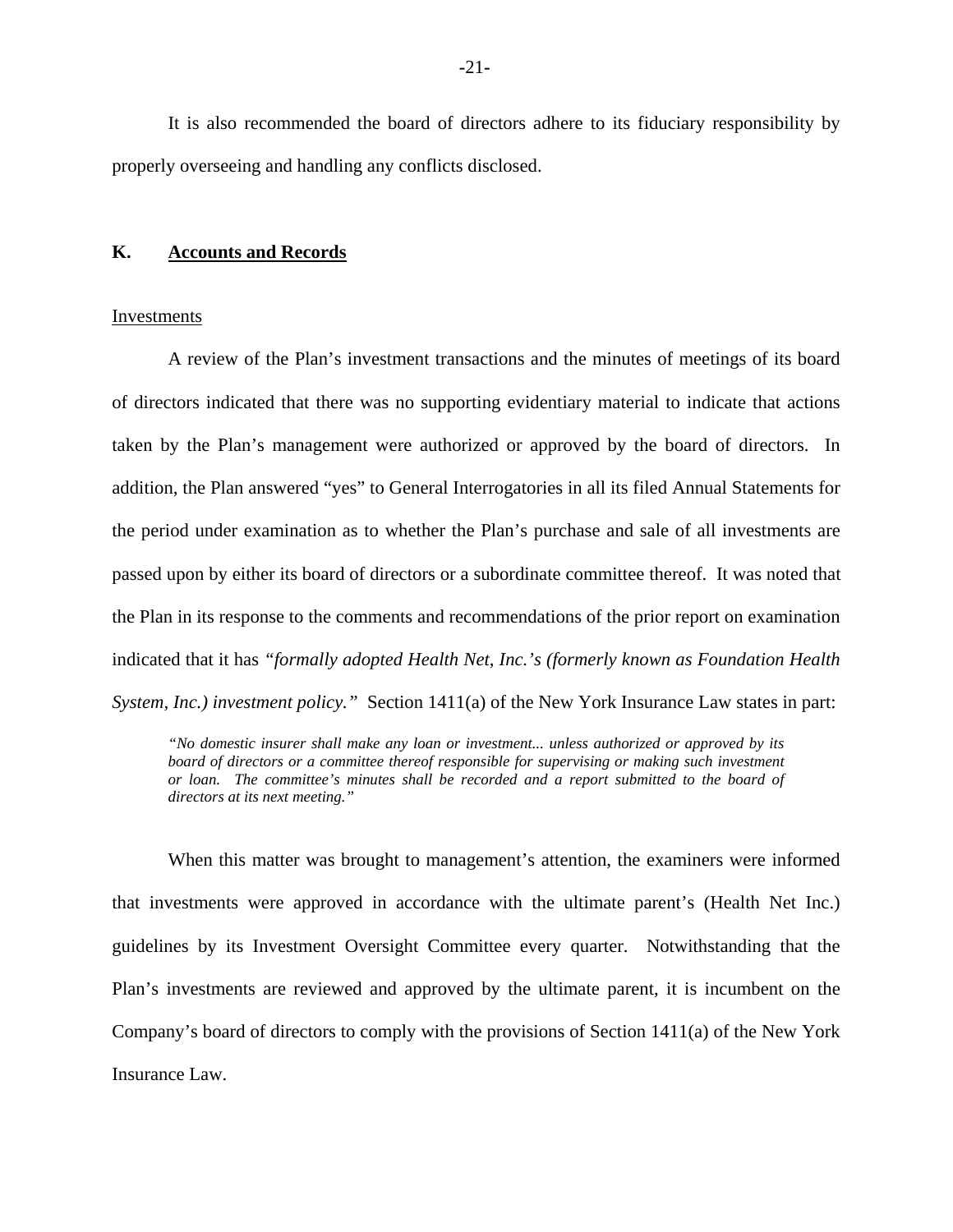It is also recommended the board of directors adhere to its fiduciary responsibility by properly overseeing and handling any conflicts disclosed.

## K. Accounts and Records

Investments

A review of the Plan's investment transactions and the minutes of meetings of its board of directors indicated that there was no supporting evidentiary material to indicate that actions taken by the Plan's management were authorized or approved by the board of directors. In addition, the Plan answered "yes" to General Interrogatories in all its filed Annual Statements for the period under examination as to whether the Plan's purchase and sale of all investments are passed upon by either its board of directors or a subordinate committee thereof. It was noted that the Plan in its response to the comments and recommendations of the prior report on examination indicated that it has *"formally adopted Health Net, Inc.'s (formerly known as Foundation Health System, Inc.) investment policy."* Section 1411(a) of the New York Insurance Law states in part:

> *"No domestic insurer shall make any loan or investment... unless authorized or approved by its board of directors or a committee thereof responsible for supervising or making such investment or loan. The committee's minutes shall be recorded and a report submitted to the board of directors at its next meeting."*

When this matter was brought to management's attention, the examiners were informed that investments were approved in accordance with the ultimate parent's (Health Net Inc.) guidelines by its Investment Oversight Committee every quarter. Notwithstanding that the Plan's investments are reviewed and approved by the ultimate parent, it is incumbent on the Company's board of directors to comply with the provisions of Section 1411(a) of the New York Insurance Law.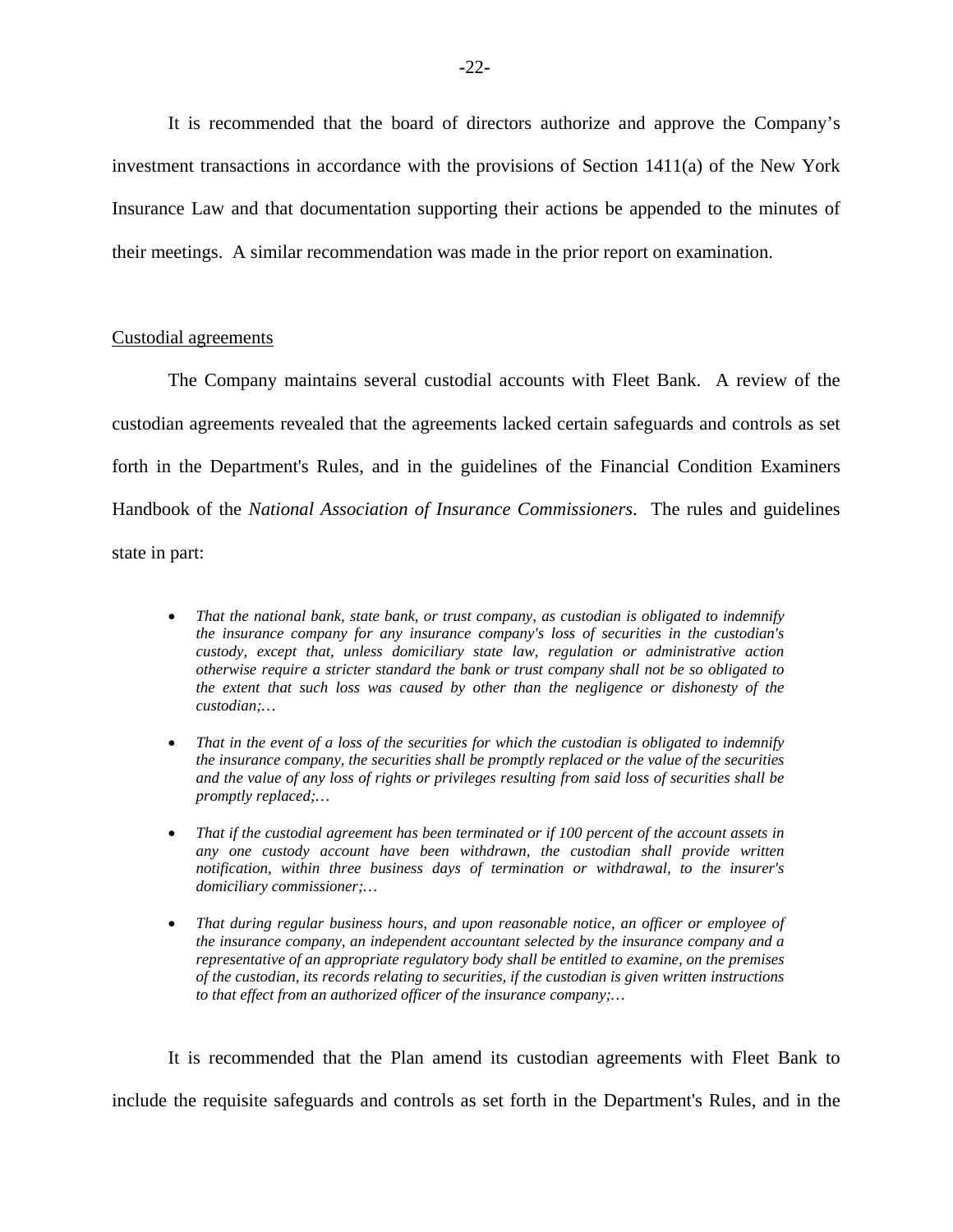It is recommended that the board of directors authorize and approve the Company's investment transactions in accordance with the provisions of Section 1411(a) of the New York Insurance Law and that documentation supporting their actions be appended to the minutes of their meetings. A similar recommendation was made in the prior report on examination.

Custodial agreements

The Company maintains several custodial accounts with Fleet Bank. A review of the custodian agreements revealed that the agreements lacked certain safeguards and controls as set forth in the Department's Rules, and in the guidelines of the Financial Condition Examiners Handbook of the *National Association of Insurance Commissioners*. The rules and guidelines state in part:

- *That the national bank, state bank, or trust company, as custodian is obligated to indemnify the insurance company for any insurance company's loss of securities in the custodian's custody, except that, unless domiciliary state law, regulation or administrative action otherwise require a stricter standard the bank or trust company shall not be so obligated to the extent that such loss was caused by other than the negligence or dishonesty of the custodian;…*

- *That in the event of a loss of the securities for which the custodian is obligated to indemnify the insurance company, the securities shall be promptly replaced or the value of the securities and the value of any loss of rights or privileges resulting from said loss of securities shall be promptly replaced;…*

- *That if the custodial agreement has been terminated or if 100 percent of the account assets in any one custody account have been withdrawn, the custodian shall provide written notification, within three business days of termination or withdrawal, to the insurer's domiciliary commissioner;…*

- *That during regular business hours, and upon reasonable notice, an officer or employee of the insurance company, an independent accountant selected by the insurance company and a representative of an appropriate regulatory body shall be entitled to examine, on the premises of the custodian, its records relating to securities, if the custodian is given written instructions to that effect from an authorized officer of the insurance company;…*

It is recommended that the Plan amend its custodian agreements with Fleet Bank to include the requisite safeguards and controls as set forth in the Department's Rules, and in the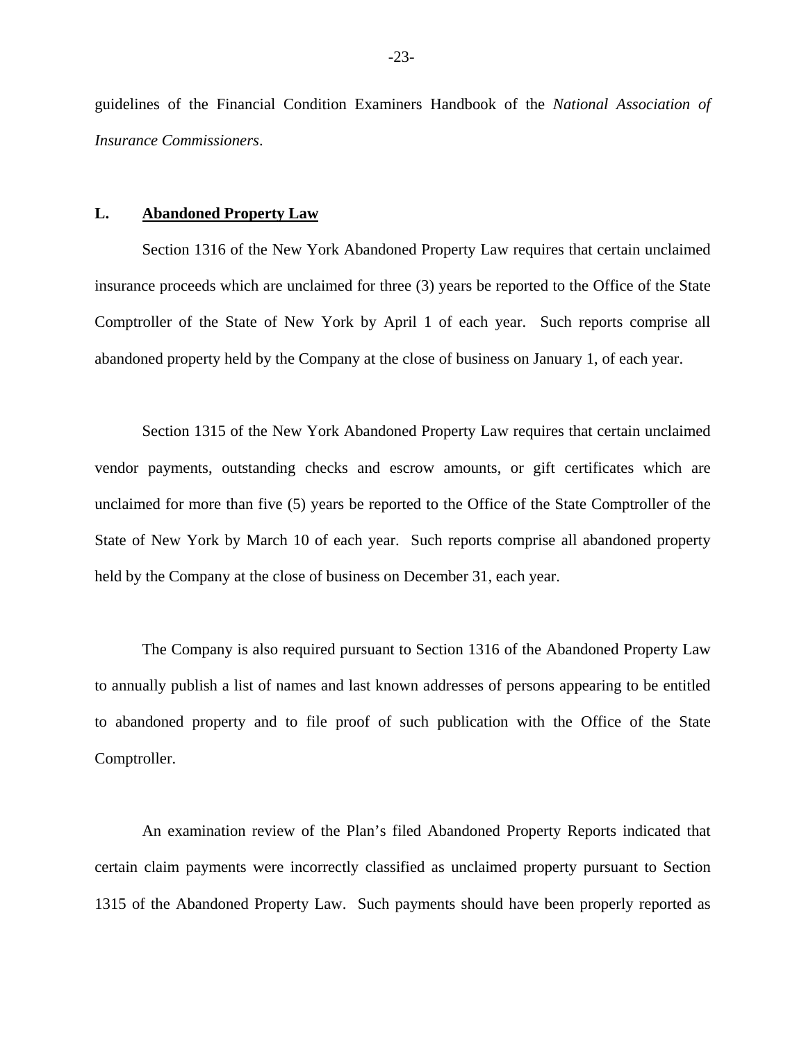guidelines of the Financial Condition Examiners Handbook of the *National Association of Insurance Commissioners*.

## L. Abandoned Property Law

Section 1316 of the New York Abandoned Property Law requires that certain unclaimed insurance proceeds which are unclaimed for three (3) years be reported to the Office of the State Comptroller of the State of New York by April 1 of each year. Such reports comprise all abandoned property held by the Company at the close of business on January 1, of each year.

Section 1315 of the New York Abandoned Property Law requires that certain unclaimed vendor payments, outstanding checks and escrow amounts, or gift certificates which are unclaimed for more than five (5) years be reported to the Office of the State Comptroller of the State of New York by March 10 of each year. Such reports comprise all abandoned property held by the Company at the close of business on December 31, each year.

The Company is also required pursuant to Section 1316 of the Abandoned Property Law to annually publish a list of names and last known addresses of persons appearing to be entitled to abandoned property and to file proof of such publication with the Office of the State Comptroller.

An examination review of the Plan's filed Abandoned Property Reports indicated that certain claim payments were incorrectly classified as unclaimed property pursuant to Section 1315 of the Abandoned Property Law. Such payments should have been properly reported as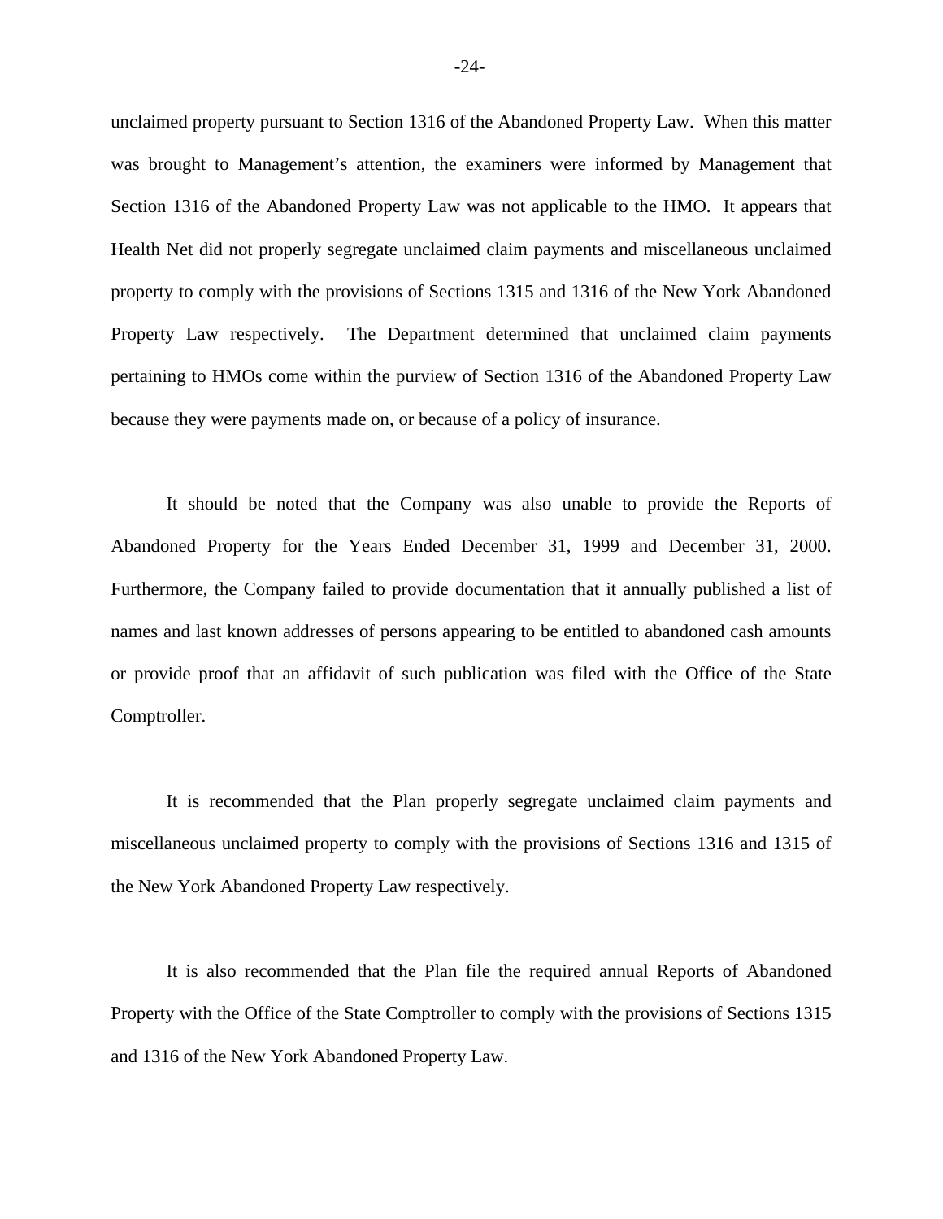unclaimed property pursuant to Section 1316 of the Abandoned Property Law. When this matter was brought to Management's attention, the examiners were informed by Management that Section 1316 of the Abandoned Property Law was not applicable to the HMO. It appears that Health Net did not properly segregate unclaimed claim payments and miscellaneous unclaimed property to comply with the provisions of Sections 1315 and 1316 of the New York Abandoned Property Law respectively. The Department determined that unclaimed claim payments pertaining to HMOs come within the purview of Section 1316 of the Abandoned Property Law because they were payments made on, or because of a policy of insurance.

It should be noted that the Company was also unable to provide the Reports of Abandoned Property for the Years Ended December 31, 1999 and December 31, 2000. Furthermore, the Company failed to provide documentation that it annually published a list of names and last known addresses of persons appearing to be entitled to abandoned cash amounts or provide proof that an affidavit of such publication was filed with the Office of the State Comptroller.

It is recommended that the Plan properly segregate unclaimed claim payments and miscellaneous unclaimed property to comply with the provisions of Sections 1316 and 1315 of the New York Abandoned Property Law respectively.

It is also recommended that the Plan file the required annual Reports of Abandoned Property with the Office of the State Comptroller to comply with the provisions of Sections 1315 and 1316 of the New York Abandoned Property Law.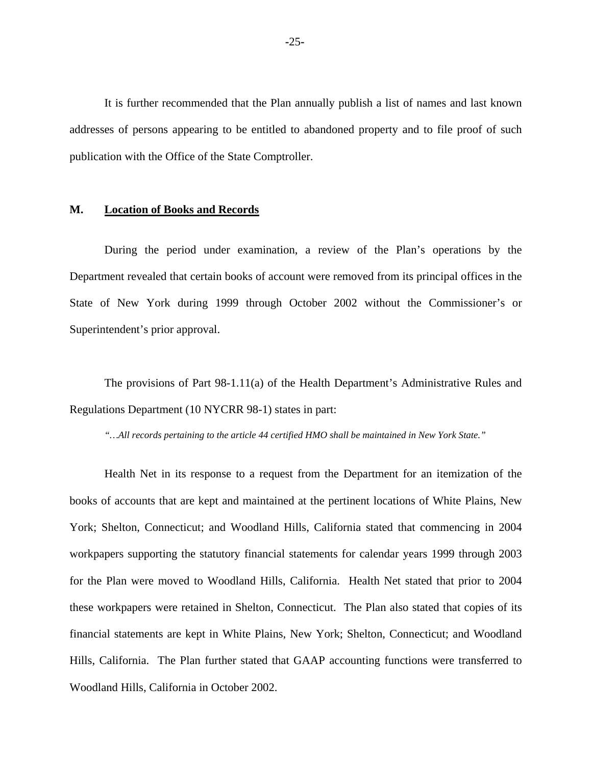It is further recommended that the Plan annually publish a list of names and last known addresses of persons appearing to be entitled to abandoned property and to file proof of such publication with the Office of the State Comptroller.

## M. <u>Location of Books and Records</u>

During the period under examination, a review of the Plan's operations by the Department revealed that certain books of account were removed from its principal offices in the State of New York during 1999 through October 2002 without the Commissioner's or Superintendent's prior approval.

The provisions of Part 98-1.11(a) of the Health Department's Administrative Rules and Regulations Department (10 NYCRR 98-1) states in part:

*"…All records pertaining to the article 44 certified HMO shall be maintained in New York State."*

Health Net in its response to a request from the Department for an itemization of the books of accounts that are kept and maintained at the pertinent locations of White Plains, New York; Shelton, Connecticut; and Woodland Hills, California stated that commencing in 2004 workpapers supporting the statutory financial statements for calendar years 1999 through 2003 for the Plan were moved to Woodland Hills, California. Health Net stated that prior to 2004 these workpapers were retained in Shelton, Connecticut. The Plan also stated that copies of its financial statements are kept in White Plains, New York; Shelton, Connecticut; and Woodland Hills, California. The Plan further stated that GAAP accounting functions were transferred to Woodland Hills, California in October 2002.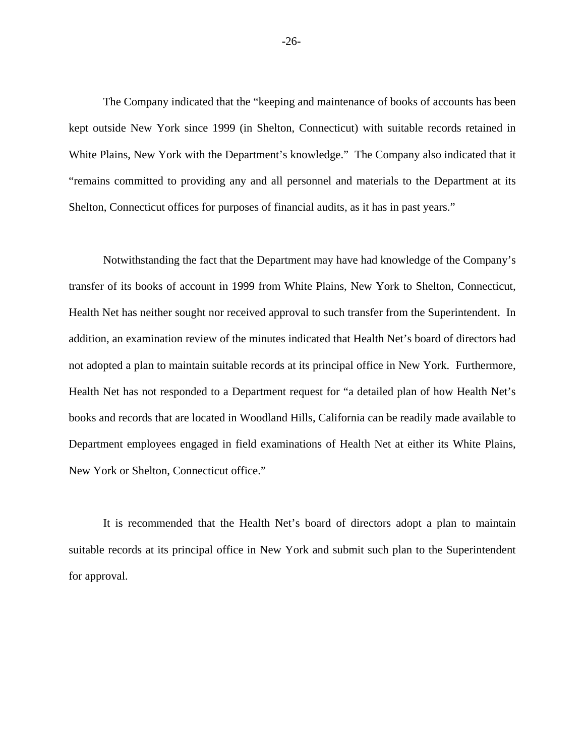The Company indicated that the "keeping and maintenance of books of accounts has been kept outside New York since 1999 (in Shelton, Connecticut) with suitable records retained in White Plains, New York with the Department's knowledge." The Company also indicated that it "remains committed to providing any and all personnel and materials to the Department at its Shelton, Connecticut offices for purposes of financial audits, as it has in past years."

Notwithstanding the fact that the Department may have had knowledge of the Company's transfer of its books of account in 1999 from White Plains, New York to Shelton, Connecticut, Health Net has neither sought nor received approval to such transfer from the Superintendent. In addition, an examination review of the minutes indicated that Health Net's board of directors had not adopted a plan to maintain suitable records at its principal office in New York. Furthermore, Health Net has not responded to a Department request for "a detailed plan of how Health Net's books and records that are located in Woodland Hills, California can be readily made available to Department employees engaged in field examinations of Health Net at either its White Plains, New York or Shelton, Connecticut office."

It is recommended that the Health Net's board of directors adopt a plan to maintain suitable records at its principal office in New York and submit such plan to the Superintendent for approval.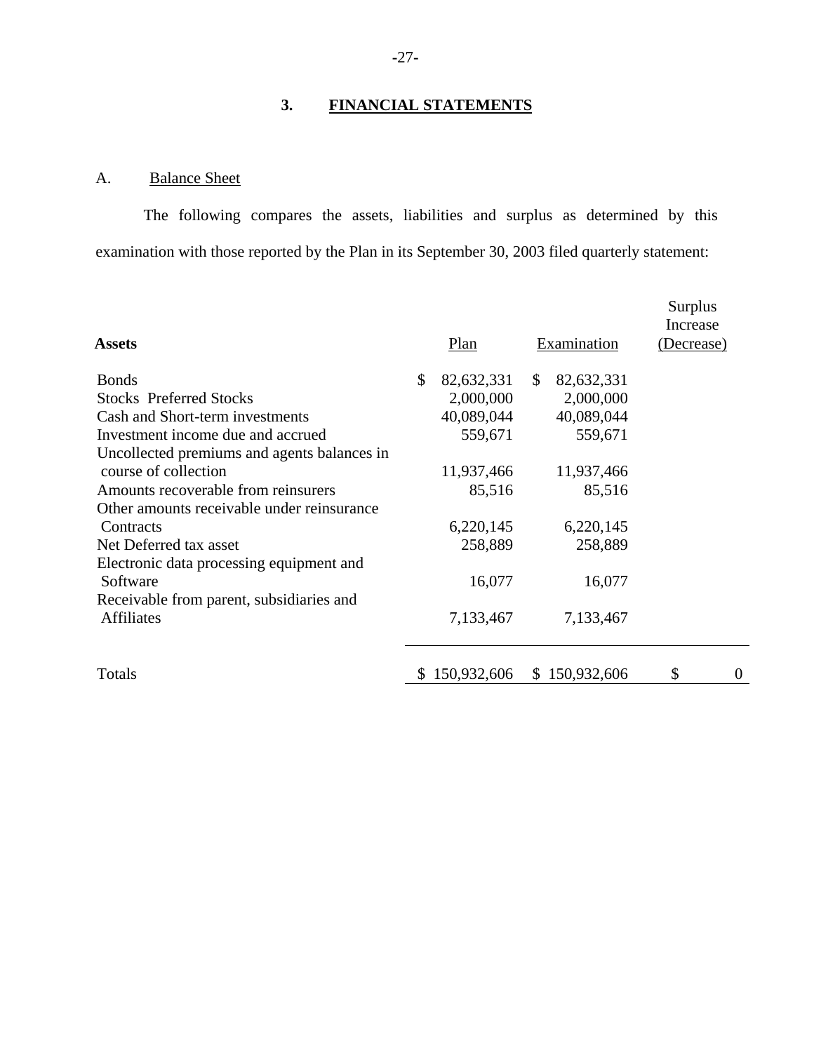## 3. FINANCIAL STATEMENTS

### A. Balance Sheet

The following compares the assets, liabilities and surplus as determined by this examination with those reported by the Plan in its September 30, 2003 filed quarterly statement:

| **Assets** | Plan | Examination | Surplus Increase (Decrease) |
|---|---|---|---|
| Bonds | $ 82,632,331 | $ 82,632,331 | |
| Stocks Preferred Stocks | 2,000,000 | 2,000,000 | |
| Cash and Short-term investments | 40,089,044 | 40,089,044 | |
| Investment income due and accrued | 559,671 | 559,671 | |
| Uncollected premiums and agents balances in course of collection | 11,937,466 | 11,937,466 | |
| Amounts recoverable from reinsurers | 85,516 | 85,516 | |
| Other amounts receivable under reinsurance Contracts | 6,220,145 | 6,220,145 | |
| Net Deferred tax asset | 258,889 | 258,889 | |
| Electronic data processing equipment and Software | 16,077 | 16,077 | |
| Receivable from parent, subsidiaries and Affiliates | 7,133,467 | 7,133,467 | |
| Totals | $ 150,932,606 | $ 150,932,606 | $ 0 |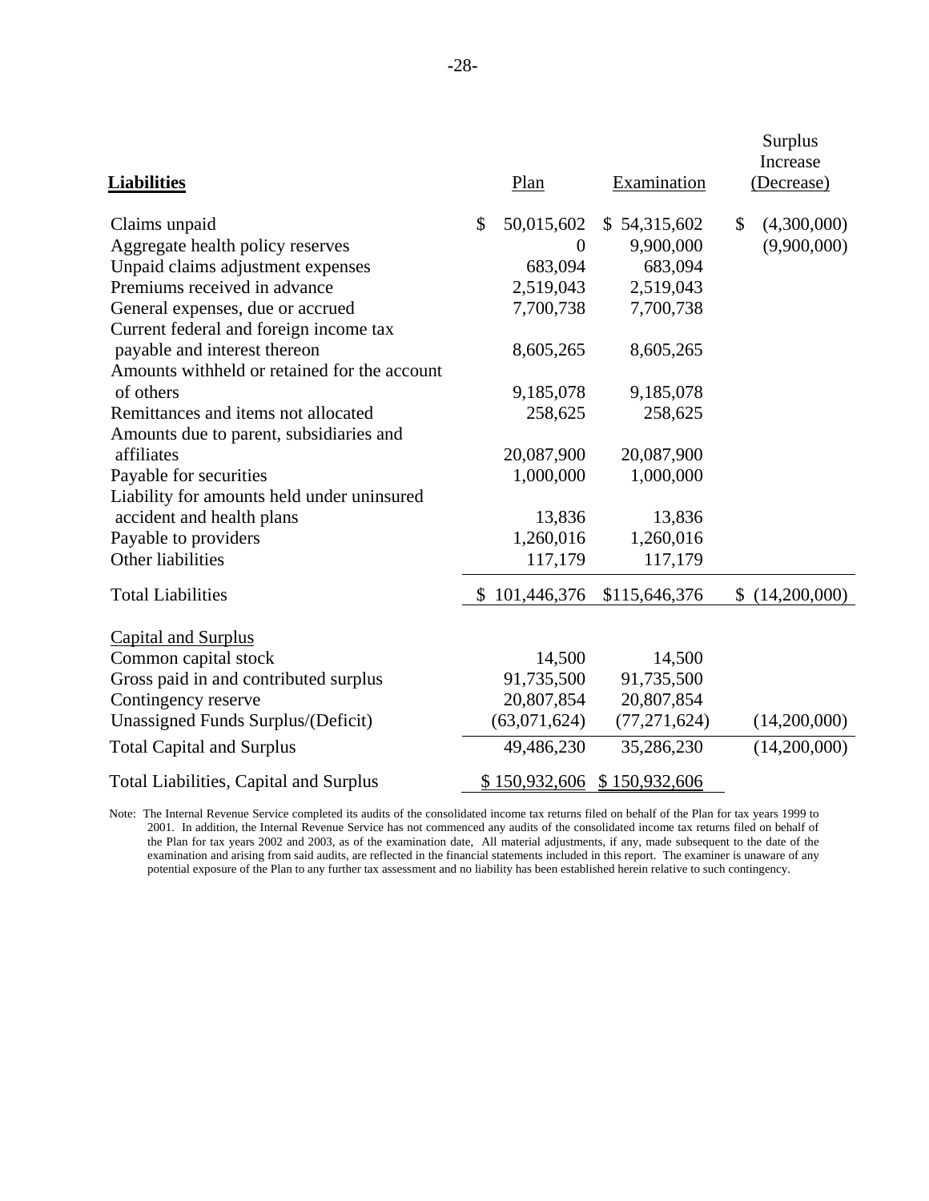| **Liabilities** | Plan | Examination | Surplus Increase (Decrease) |
|---|---|---|---|
| Claims unpaid | $ 50,015,602 | $ 54,315,602 | $ (4,300,000) |
| Aggregate health policy reserves | 0 | 9,900,000 | (9,900,000) |
| Unpaid claims adjustment expenses | 683,094 | 683,094 | |
| Premiums received in advance | 2,519,043 | 2,519,043 | |
| General expenses, due or accrued | 7,700,738 | 7,700,738 | |
| Current federal and foreign income tax payable and interest thereon | 8,605,265 | 8,605,265 | |
| Amounts withheld or retained for the account of others | 9,185,078 | 9,185,078 | |
| Remittances and items not allocated | 258,625 | 258,625 | |
| Amounts due to parent, subsidiaries and affiliates | 20,087,900 | 20,087,900 | |
| Payable for securities | 1,000,000 | 1,000,000 | |
| Liability for amounts held under uninsured accident and health plans | 13,836 | 13,836 | |
| Payable to providers | 1,260,016 | 1,260,016 | |
| Other liabilities | 117,179 | 117,179 | |
| Total Liabilities | $ 101,446,376 | $115,646,376 | $ (14,200,000) |
| Capital and Surplus | | | |
| Common capital stock | 14,500 | 14,500 | |
| Gross paid in and contributed surplus | 91,735,500 | 91,735,500 | |
| Contingency reserve | 20,807,854 | 20,807,854 | |
| Unassigned Funds Surplus/(Deficit) | (63,071,624) | (77,271,624) | (14,200,000) |
| Total Capital and Surplus | 49,486,230 | 35,286,230 | (14,200,000) |
| Total Liabilities, Capital and Surplus | $ 150,932,606 | $ 150,932,606 | |

Note: The Internal Revenue Service completed its audits of the consolidated income tax returns filed on behalf of the Plan for tax years 1999 to 2001. In addition, the Internal Revenue Service has not commenced any audits of the consolidated income tax returns filed on behalf of the Plan for tax years 2002 and 2003, as of the examination date, All material adjustments, if any, made subsequent to the date of the examination and arising from said audits, are reflected in the financial statements included in this report. The examiner is unaware of any potential exposure of the Plan to any further tax assessment and no liability has been established herein relative to such contingency.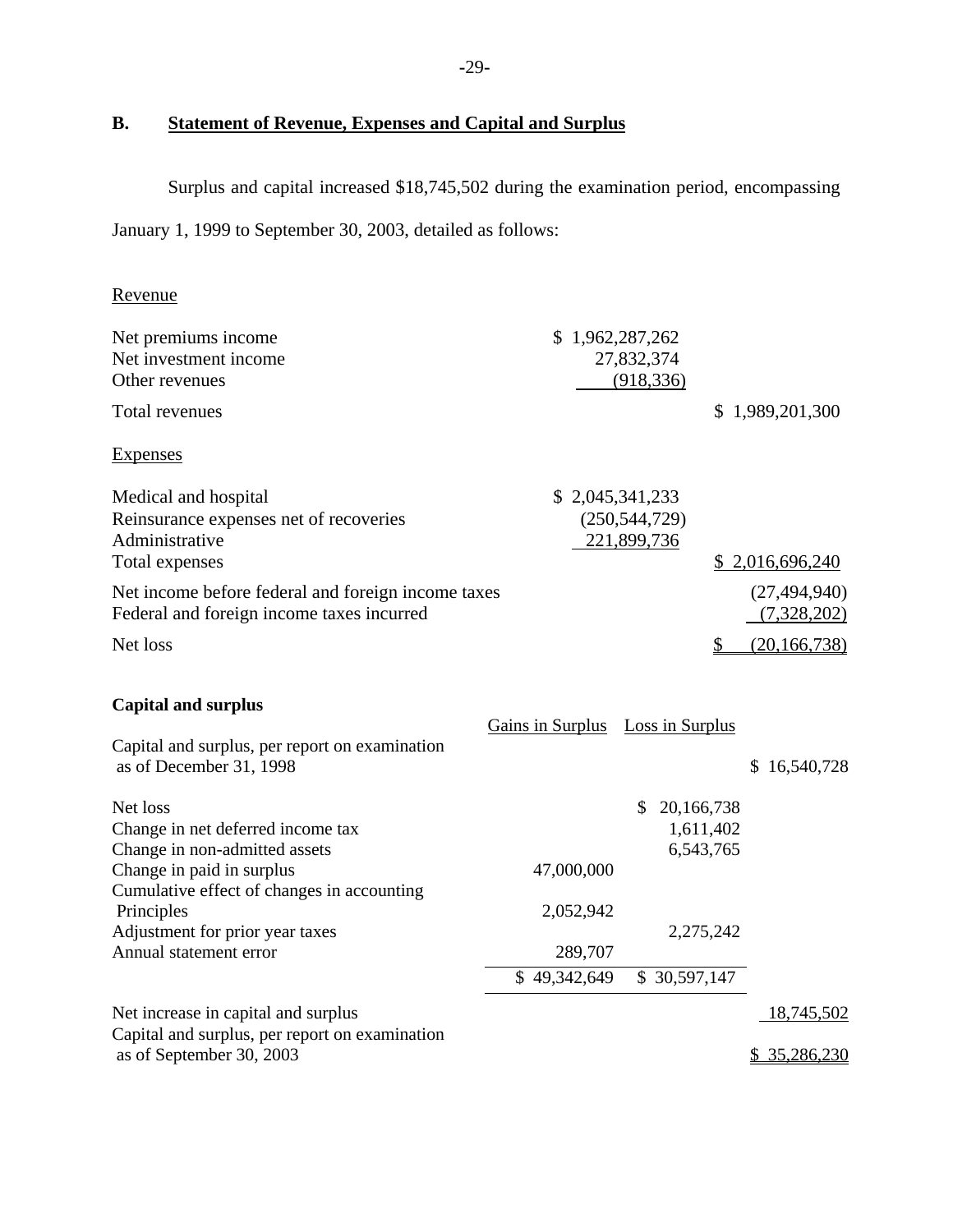## B. Statement of Revenue, Expenses and Capital and Surplus

Surplus and capital increased $18,745,502 during the examination period, encompassing January 1, 1999 to September 30, 2003, detailed as follows:

| | | |
|---|---|---|
| Revenue | | |
| Net premiums income | $ 1,962,287,262 | |
| Net investment income | 27,832,374 | |
| Other revenues | (918,336) | |
| Total revenues | | $ 1,989,201,300 |
| Expenses | | |
| Medical and hospital | $ 2,045,341,233 | |
| Reinsurance expenses net of recoveries | (250,544,729) | |
| Administrative | 221,899,736 | |
| Total expenses | | $ 2,016,696,240 |
| Net income before federal and foreign income taxes | | (27,494,940) |
| Federal and foreign income taxes incurred | | (7,328,202) |
| Net loss | | $ (20,166,738) |

**Capital and surplus**

| | Gains in Surplus | Loss in Surplus | |
|---|---|---|---|
| Capital and surplus, per report on examination as of December 31, 1998 | | | $ 16,540,728 |
| Net loss | | $ 20,166,738 | |
| Change in net deferred income tax | | 1,611,402 | |
| Change in non-admitted assets | | 6,543,765 | |
| Change in paid in surplus | 47,000,000 | | |
| Cumulative effect of changes in accounting Principles | 2,052,942 | | |
| Adjustment for prior year taxes | | 2,275,242 | |
| Annual statement error | 289,707 | | |
| | $ 49,342,649 | $ 30,597,147 | |
| Net increase in capital and surplus | | | 18,745,502 |
| Capital and surplus, per report on examination as of September 30, 2003 | | | $ 35,286,230 |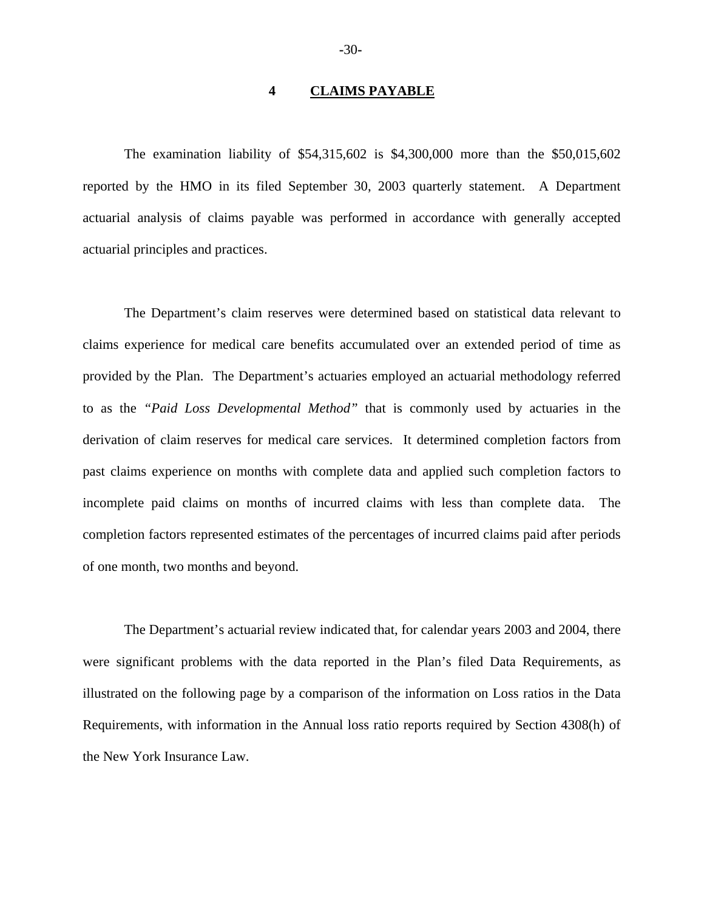## 4 CLAIMS PAYABLE

The examination liability of $54,315,602 is $4,300,000 more than the $50,015,602 reported by the HMO in its filed September 30, 2003 quarterly statement. A Department actuarial analysis of claims payable was performed in accordance with generally accepted actuarial principles and practices.

The Department's claim reserves were determined based on statistical data relevant to claims experience for medical care benefits accumulated over an extended period of time as provided by the Plan. The Department's actuaries employed an actuarial methodology referred to as the *"Paid Loss Developmental Method"* that is commonly used by actuaries in the derivation of claim reserves for medical care services. It determined completion factors from past claims experience on months with complete data and applied such completion factors to incomplete paid claims on months of incurred claims with less than complete data. The completion factors represented estimates of the percentages of incurred claims paid after periods of one month, two months and beyond.

The Department's actuarial review indicated that, for calendar years 2003 and 2004, there were significant problems with the data reported in the Plan's filed Data Requirements, as illustrated on the following page by a comparison of the information on Loss ratios in the Data Requirements, with information in the Annual loss ratio reports required by Section 4308(h) of the New York Insurance Law.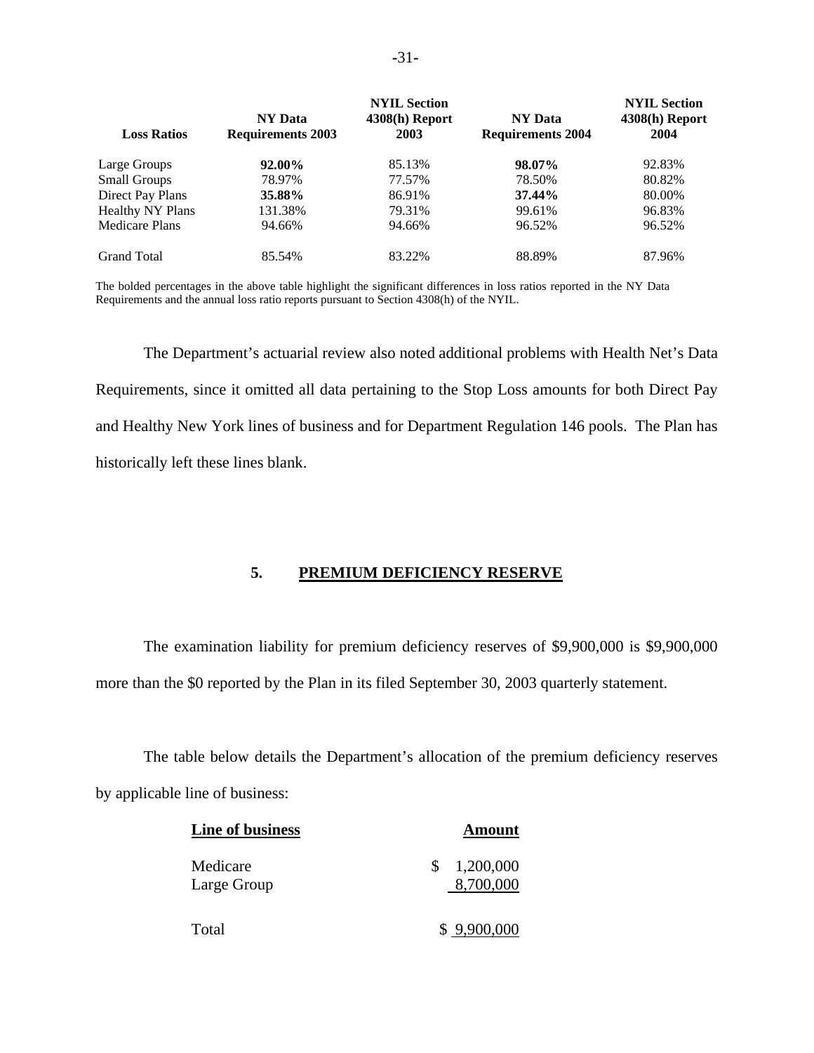| Loss Ratios | NY Data Requirements 2003 | NYIL Section 4308(h) Report 2003 | NY Data Requirements 2004 | NYIL Section 4308(h) Report 2004 |
|---|---|---|---|---|
| Large Groups | **92.00%** | 85.13% | **98.07%** | 92.83% |
| Small Groups | 78.97% | 77.57% | 78.50% | 80.82% |
| Direct Pay Plans | **35.88%** | 86.91% | **37.44%** | 80.00% |
| Healthy NY Plans | 131.38% | 79.31% | 99.61% | 96.83% |
| Medicare Plans | 94.66% | 94.66% | 96.52% | 96.52% |
| Grand Total | 85.54% | 83.22% | 88.89% | 87.96% |

The bolded percentages in the above table highlight the significant differences in loss ratios reported in the NY Data Requirements and the annual loss ratio reports pursuant to Section 4308(h) of the NYIL.

The Department's actuarial review also noted additional problems with Health Net's Data Requirements, since it omitted all data pertaining to the Stop Loss amounts for both Direct Pay and Healthy New York lines of business and for Department Regulation 146 pools. The Plan has historically left these lines blank.

## 5. PREMIUM DEFICIENCY RESERVE

The examination liability for premium deficiency reserves of $9,900,000 is $9,900,000 more than the $0 reported by the Plan in its filed September 30, 2003 quarterly statement.

The table below details the Department's allocation of the premium deficiency reserves by applicable line of business:

| Line of business | Amount |
|---|---|
| Medicare | $ 1,200,000 |
| Large Group | 8,700,000 |
| Total | $ 9,900,000 |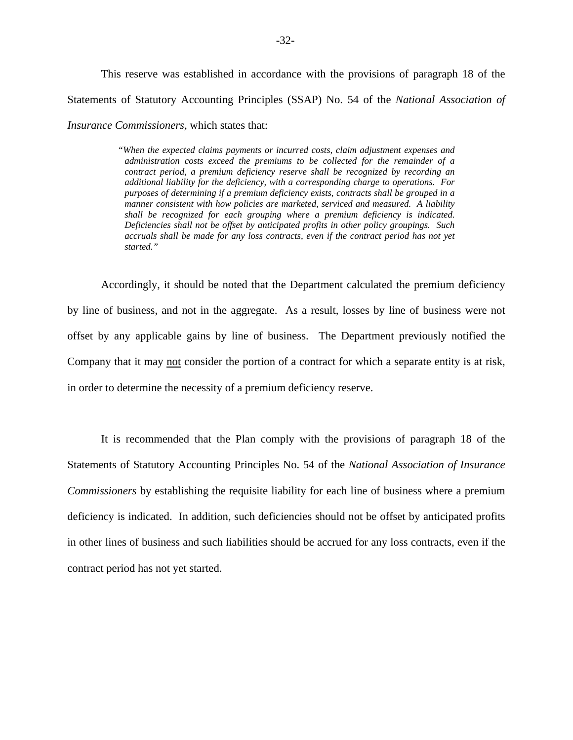This reserve was established in accordance with the provisions of paragraph 18 of the Statements of Statutory Accounting Principles (SSAP) No. 54 of the *National Association of Insurance Commissioners*, which states that:

> *"When the expected claims payments or incurred costs, claim adjustment expenses and administration costs exceed the premiums to be collected for the remainder of a contract period, a premium deficiency reserve shall be recognized by recording an additional liability for the deficiency, with a corresponding charge to operations. For purposes of determining if a premium deficiency exists, contracts shall be grouped in a manner consistent with how policies are marketed, serviced and measured. A liability shall be recognized for each grouping where a premium deficiency is indicated. Deficiencies shall not be offset by anticipated profits in other policy groupings. Such accruals shall be made for any loss contracts, even if the contract period has not yet started."*

Accordingly, it should be noted that the Department calculated the premium deficiency by line of business, and not in the aggregate. As a result, losses by line of business were not offset by any applicable gains by line of business. The Department previously notified the Company that it may <u>not</u> consider the portion of a contract for which a separate entity is at risk, in order to determine the necessity of a premium deficiency reserve.

It is recommended that the Plan comply with the provisions of paragraph 18 of the Statements of Statutory Accounting Principles No. 54 of the *National Association of Insurance Commissioners* by establishing the requisite liability for each line of business where a premium deficiency is indicated. In addition, such deficiencies should not be offset by anticipated profits in other lines of business and such liabilities should be accrued for any loss contracts, even if the contract period has not yet started.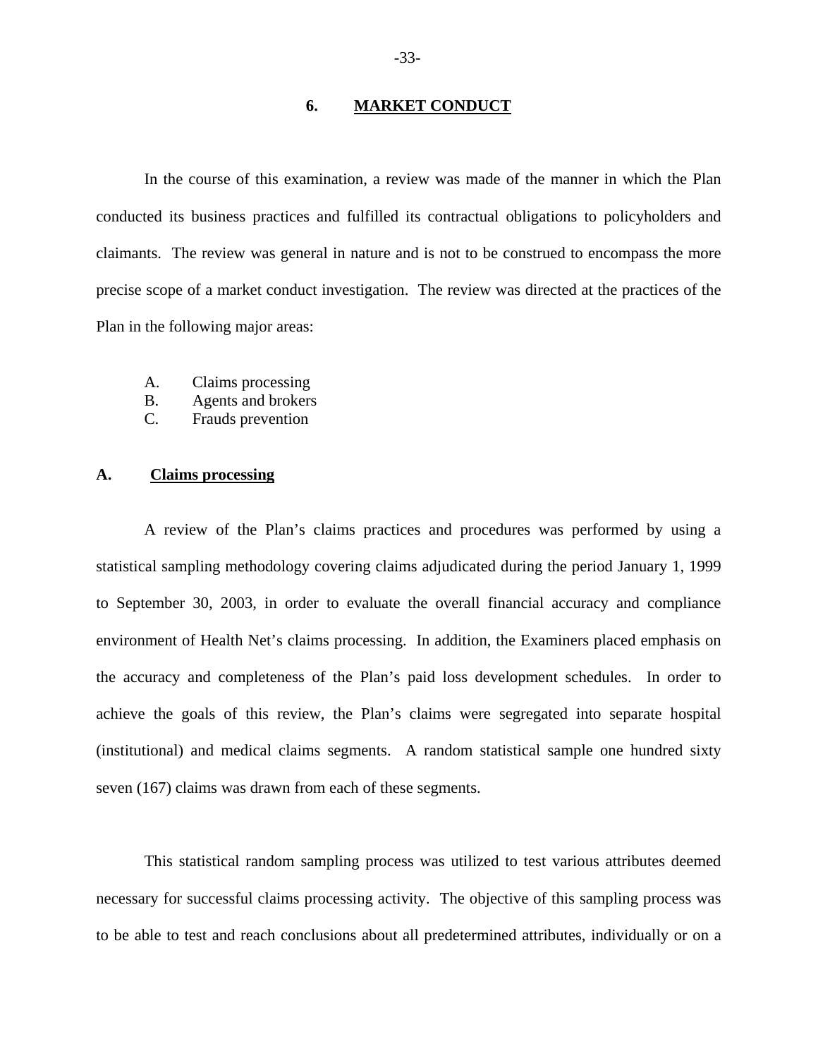## 6. MARKET CONDUCT

In the course of this examination, a review was made of the manner in which the Plan conducted its business practices and fulfilled its contractual obligations to policyholders and claimants. The review was general in nature and is not to be construed to encompass the more precise scope of a market conduct investigation. The review was directed at the practices of the Plan in the following major areas:

A. Claims processing
B. Agents and brokers
C. Frauds prevention

### A. Claims processing

A review of the Plan's claims practices and procedures was performed by using a statistical sampling methodology covering claims adjudicated during the period January 1, 1999 to September 30, 2003, in order to evaluate the overall financial accuracy and compliance environment of Health Net's claims processing. In addition, the Examiners placed emphasis on the accuracy and completeness of the Plan's paid loss development schedules. In order to achieve the goals of this review, the Plan's claims were segregated into separate hospital (institutional) and medical claims segments. A random statistical sample one hundred sixty seven (167) claims was drawn from each of these segments.

This statistical random sampling process was utilized to test various attributes deemed necessary for successful claims processing activity. The objective of this sampling process was to be able to test and reach conclusions about all predetermined attributes, individually or on a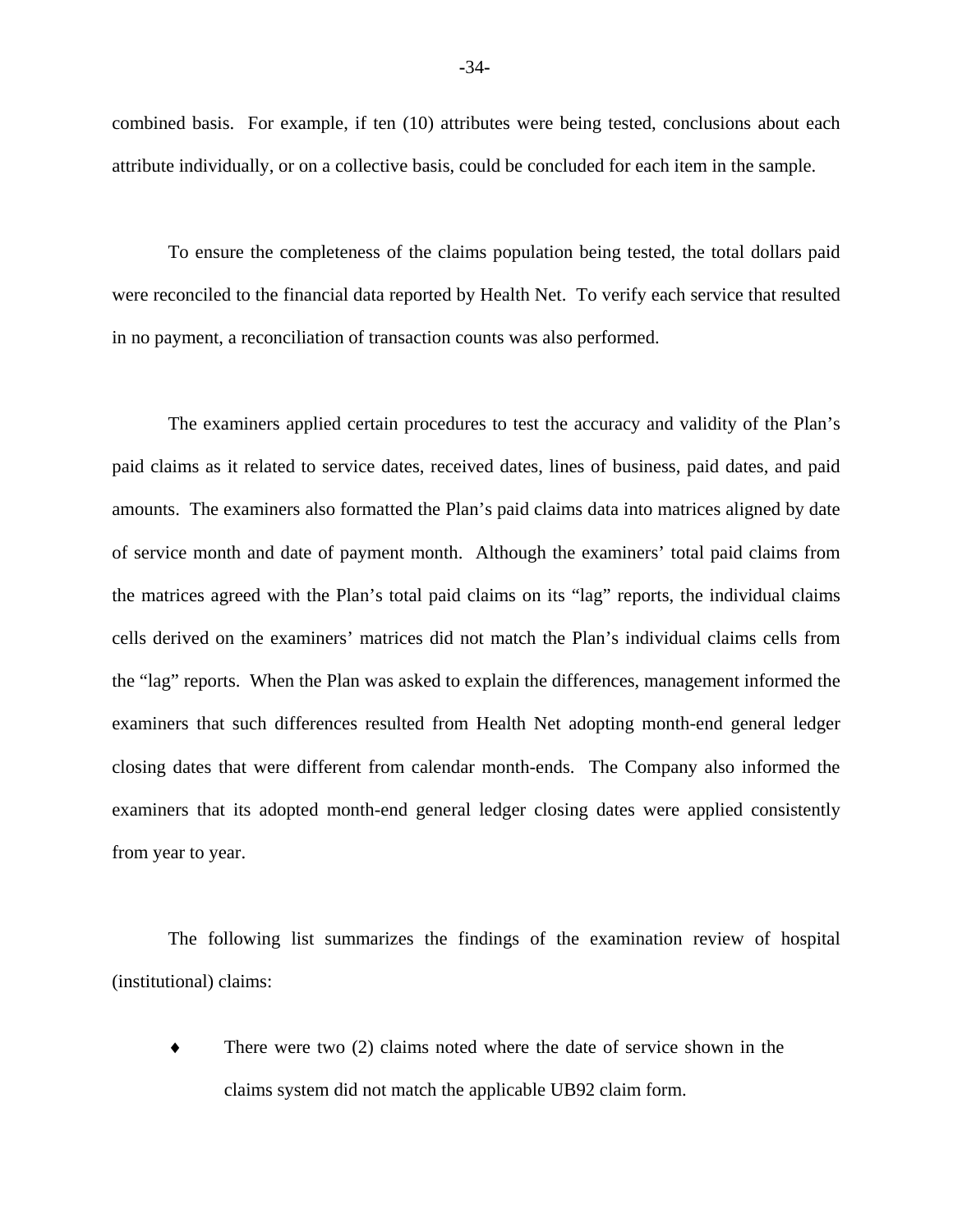combined basis. For example, if ten (10) attributes were being tested, conclusions about each attribute individually, or on a collective basis, could be concluded for each item in the sample.

To ensure the completeness of the claims population being tested, the total dollars paid were reconciled to the financial data reported by Health Net. To verify each service that resulted in no payment, a reconciliation of transaction counts was also performed.

The examiners applied certain procedures to test the accuracy and validity of the Plan's paid claims as it related to service dates, received dates, lines of business, paid dates, and paid amounts. The examiners also formatted the Plan's paid claims data into matrices aligned by date of service month and date of payment month. Although the examiners' total paid claims from the matrices agreed with the Plan's total paid claims on its "lag" reports, the individual claims cells derived on the examiners' matrices did not match the Plan's individual claims cells from the "lag" reports. When the Plan was asked to explain the differences, management informed the examiners that such differences resulted from Health Net adopting month-end general ledger closing dates that were different from calendar month-ends. The Company also informed the examiners that its adopted month-end general ledger closing dates were applied consistently from year to year.

The following list summarizes the findings of the examination review of hospital (institutional) claims:

- ♦ There were two (2) claims noted where the date of service shown in the claims system did not match the applicable UB92 claim form.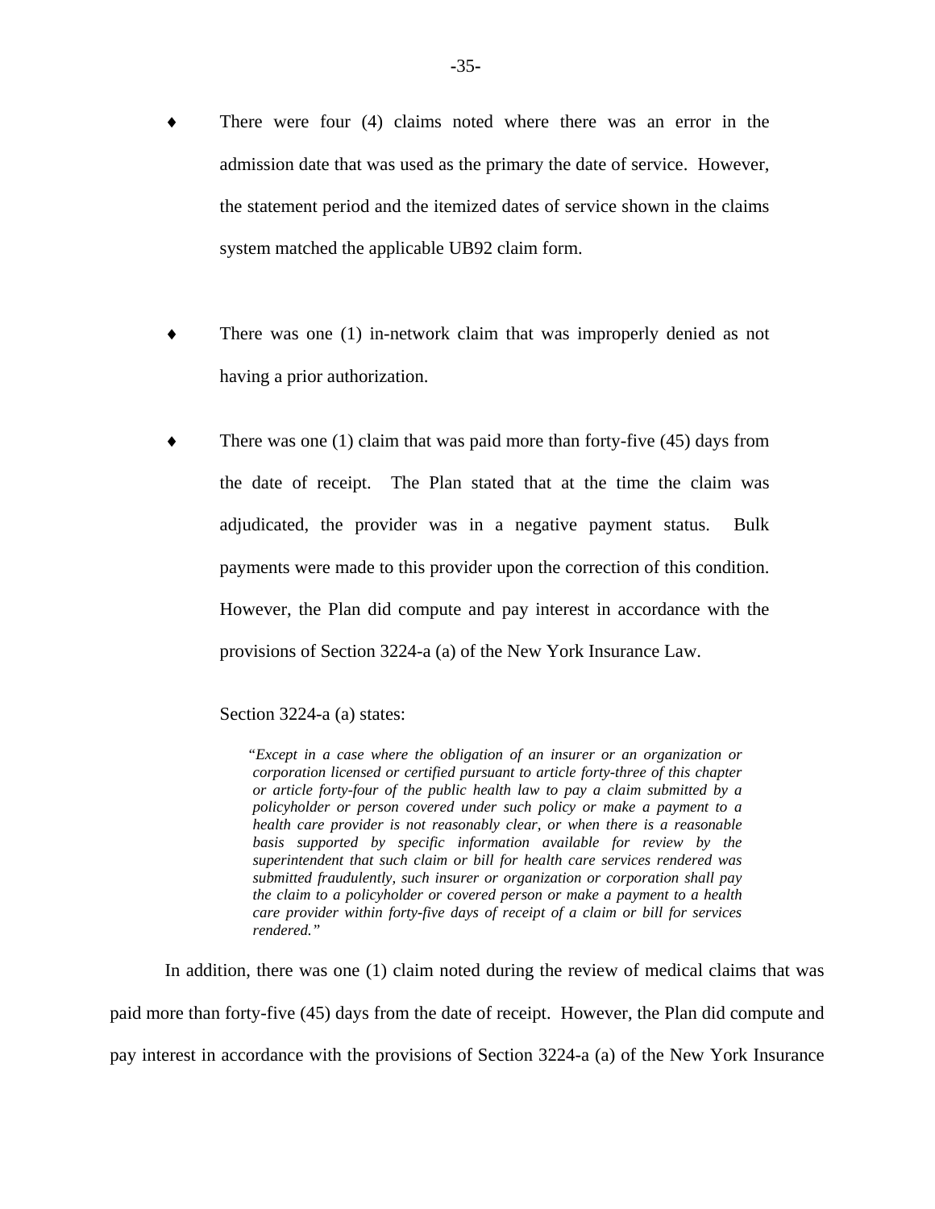- There were four (4) claims noted where there was an error in the admission date that was used as the primary the date of service. However, the statement period and the itemized dates of service shown in the claims system matched the applicable UB92 claim form.

- There was one (1) in-network claim that was improperly denied as not having a prior authorization.

- There was one (1) claim that was paid more than forty-five (45) days from the date of receipt. The Plan stated that at the time the claim was adjudicated, the provider was in a negative payment status. Bulk payments were made to this provider upon the correction of this condition. However, the Plan did compute and pay interest in accordance with the provisions of Section 3224-a (a) of the New York Insurance Law.

  Section 3224-a (a) states:

  > *"Except in a case where the obligation of an insurer or an organization or corporation licensed or certified pursuant to article forty-three of this chapter or article forty-four of the public health law to pay a claim submitted by a policyholder or person covered under such policy or make a payment to a health care provider is not reasonably clear, or when there is a reasonable basis supported by specific information available for review by the superintendent that such claim or bill for health care services rendered was submitted fraudulently, such insurer or organization or corporation shall pay the claim to a policyholder or covered person or make a payment to a health care provider within forty-five days of receipt of a claim or bill for services rendered."*

In addition, there was one (1) claim noted during the review of medical claims that was paid more than forty-five (45) days from the date of receipt. However, the Plan did compute and pay interest in accordance with the provisions of Section 3224-a (a) of the New York Insurance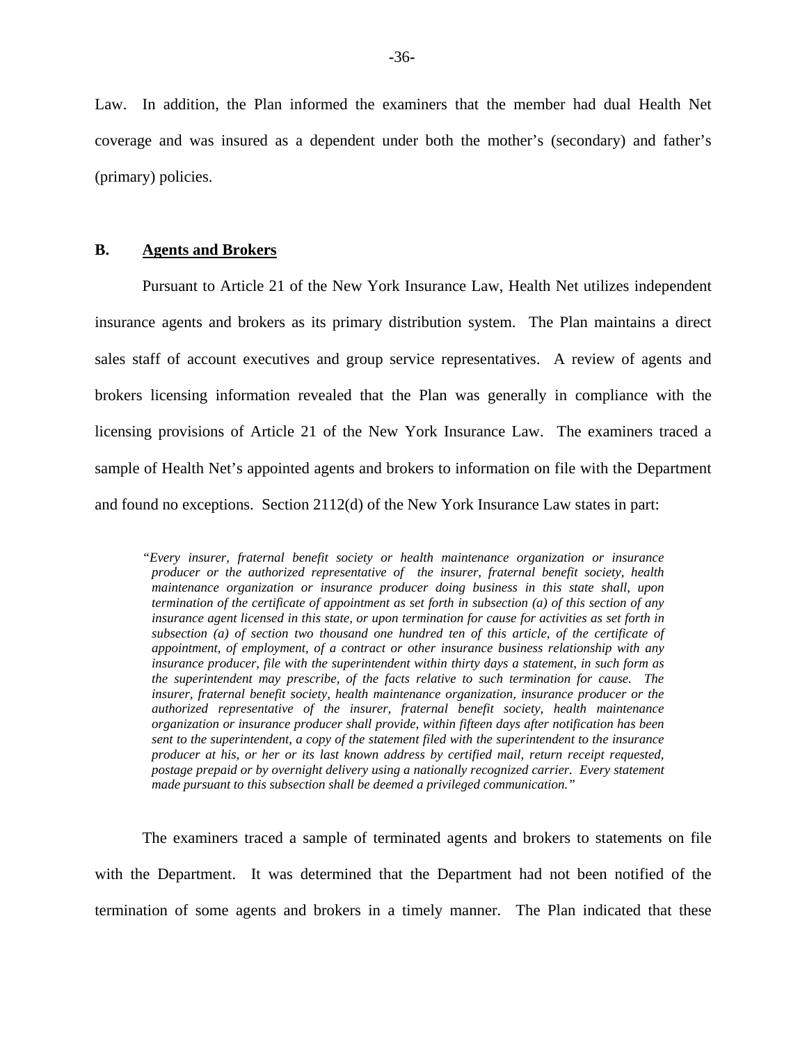Law. In addition, the Plan informed the examiners that the member had dual Health Net coverage and was insured as a dependent under both the mother's (secondary) and father's (primary) policies.

## B. Agents and Brokers

Pursuant to Article 21 of the New York Insurance Law, Health Net utilizes independent insurance agents and brokers as its primary distribution system. The Plan maintains a direct sales staff of account executives and group service representatives. A review of agents and brokers licensing information revealed that the Plan was generally in compliance with the licensing provisions of Article 21 of the New York Insurance Law. The examiners traced a sample of Health Net's appointed agents and brokers to information on file with the Department and found no exceptions. Section 2112(d) of the New York Insurance Law states in part:

> *"Every insurer, fraternal benefit society or health maintenance organization or insurance producer or the authorized representative of the insurer, fraternal benefit society, health maintenance organization or insurance producer doing business in this state shall, upon termination of the certificate of appointment as set forth in subsection (a) of this section of any insurance agent licensed in this state, or upon termination for cause for activities as set forth in subsection (a) of section two thousand one hundred ten of this article, of the certificate of appointment, of employment, of a contract or other insurance business relationship with any insurance producer, file with the superintendent within thirty days a statement, in such form as the superintendent may prescribe, of the facts relative to such termination for cause. The insurer, fraternal benefit society, health maintenance organization, insurance producer or the authorized representative of the insurer, fraternal benefit society, health maintenance organization or insurance producer shall provide, within fifteen days after notification has been sent to the superintendent, a copy of the statement filed with the superintendent to the insurance producer at his, or her or its last known address by certified mail, return receipt requested, postage prepaid or by overnight delivery using a nationally recognized carrier. Every statement made pursuant to this subsection shall be deemed a privileged communication."*

The examiners traced a sample of terminated agents and brokers to statements on file with the Department. It was determined that the Department had not been notified of the termination of some agents and brokers in a timely manner. The Plan indicated that these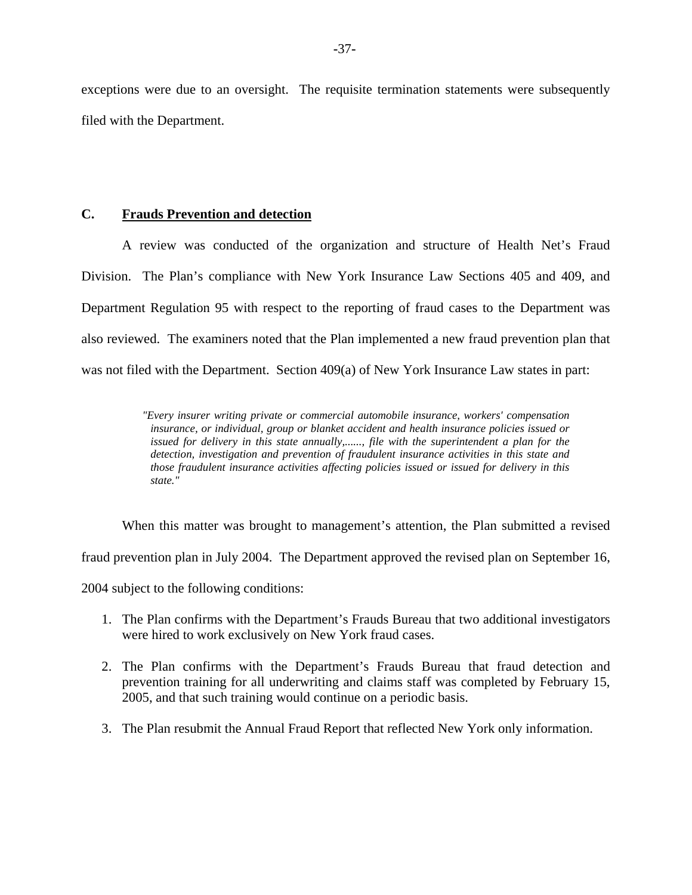exceptions were due to an oversight. The requisite termination statements were subsequently filed with the Department.

## C. **Frauds Prevention and detection**

A review was conducted of the organization and structure of Health Net's Fraud Division. The Plan's compliance with New York Insurance Law Sections 405 and 409, and Department Regulation 95 with respect to the reporting of fraud cases to the Department was also reviewed. The examiners noted that the Plan implemented a new fraud prevention plan that was not filed with the Department. Section 409(a) of New York Insurance Law states in part:

> *"Every insurer writing private or commercial automobile insurance, workers' compensation insurance, or individual, group or blanket accident and health insurance policies issued or issued for delivery in this state annually,......, file with the superintendent a plan for the detection, investigation and prevention of fraudulent insurance activities in this state and those fraudulent insurance activities affecting policies issued or issued for delivery in this state."*

When this matter was brought to management's attention, the Plan submitted a revised fraud prevention plan in July 2004. The Department approved the revised plan on September 16, 2004 subject to the following conditions:

1. The Plan confirms with the Department's Frauds Bureau that two additional investigators were hired to work exclusively on New York fraud cases.

2. The Plan confirms with the Department's Frauds Bureau that fraud detection and prevention training for all underwriting and claims staff was completed by February 15, 2005, and that such training would continue on a periodic basis.

3. The Plan resubmit the Annual Fraud Report that reflected New York only information.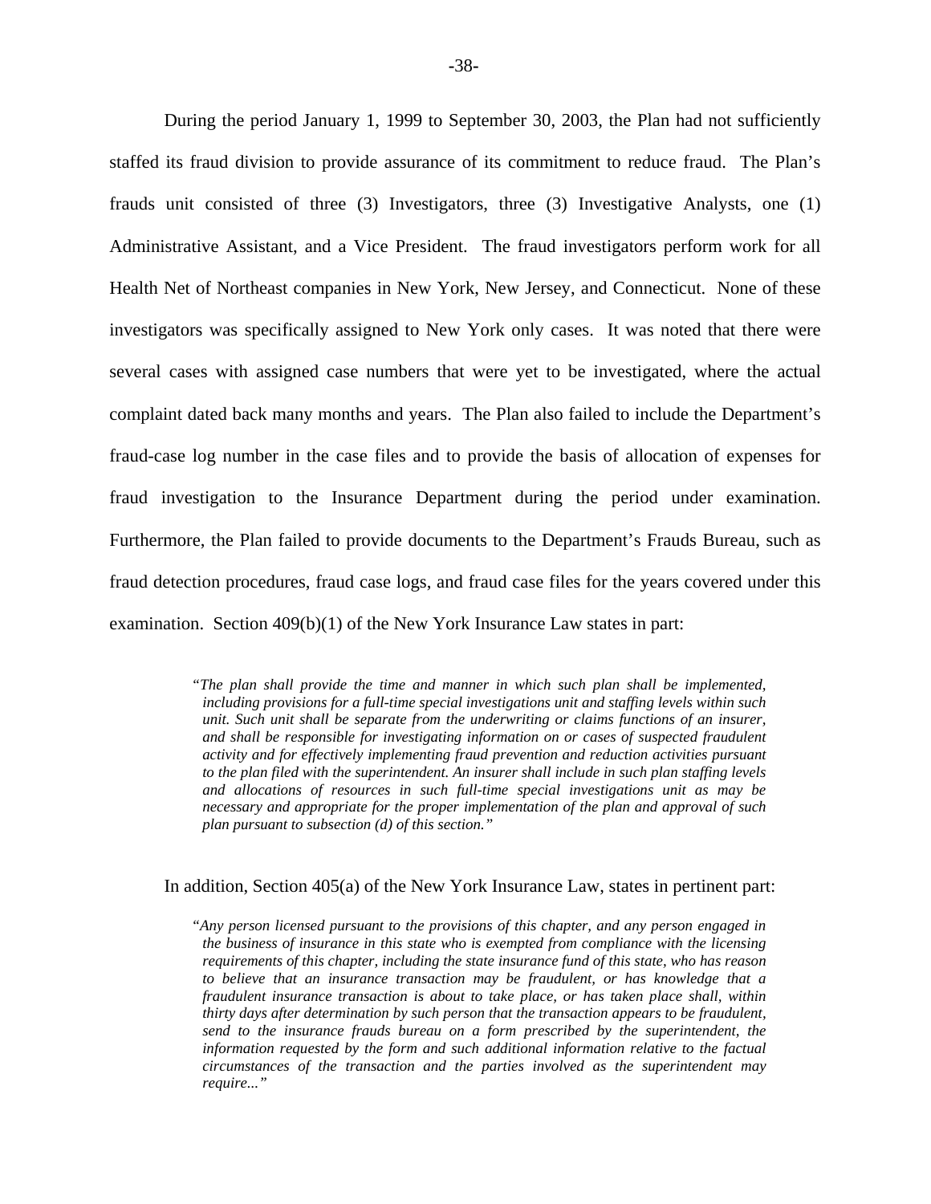During the period January 1, 1999 to September 30, 2003, the Plan had not sufficiently staffed its fraud division to provide assurance of its commitment to reduce fraud. The Plan's frauds unit consisted of three (3) Investigators, three (3) Investigative Analysts, one (1) Administrative Assistant, and a Vice President. The fraud investigators perform work for all Health Net of Northeast companies in New York, New Jersey, and Connecticut. None of these investigators was specifically assigned to New York only cases. It was noted that there were several cases with assigned case numbers that were yet to be investigated, where the actual complaint dated back many months and years. The Plan also failed to include the Department's fraud-case log number in the case files and to provide the basis of allocation of expenses for fraud investigation to the Insurance Department during the period under examination. Furthermore, the Plan failed to provide documents to the Department's Frauds Bureau, such as fraud detection procedures, fraud case logs, and fraud case files for the years covered under this examination. Section 409(b)(1) of the New York Insurance Law states in part:

> *"The plan shall provide the time and manner in which such plan shall be implemented, including provisions for a full-time special investigations unit and staffing levels within such unit. Such unit shall be separate from the underwriting or claims functions of an insurer, and shall be responsible for investigating information on or cases of suspected fraudulent activity and for effectively implementing fraud prevention and reduction activities pursuant to the plan filed with the superintendent. An insurer shall include in such plan staffing levels and allocations of resources in such full-time special investigations unit as may be necessary and appropriate for the proper implementation of the plan and approval of such plan pursuant to subsection (d) of this section."*

In addition, Section 405(a) of the New York Insurance Law, states in pertinent part:

> *"Any person licensed pursuant to the provisions of this chapter, and any person engaged in the business of insurance in this state who is exempted from compliance with the licensing requirements of this chapter, including the state insurance fund of this state, who has reason to believe that an insurance transaction may be fraudulent, or has knowledge that a fraudulent insurance transaction is about to take place, or has taken place shall, within thirty days after determination by such person that the transaction appears to be fraudulent, send to the insurance frauds bureau on a form prescribed by the superintendent, the information requested by the form and such additional information relative to the factual circumstances of the transaction and the parties involved as the superintendent may require..."*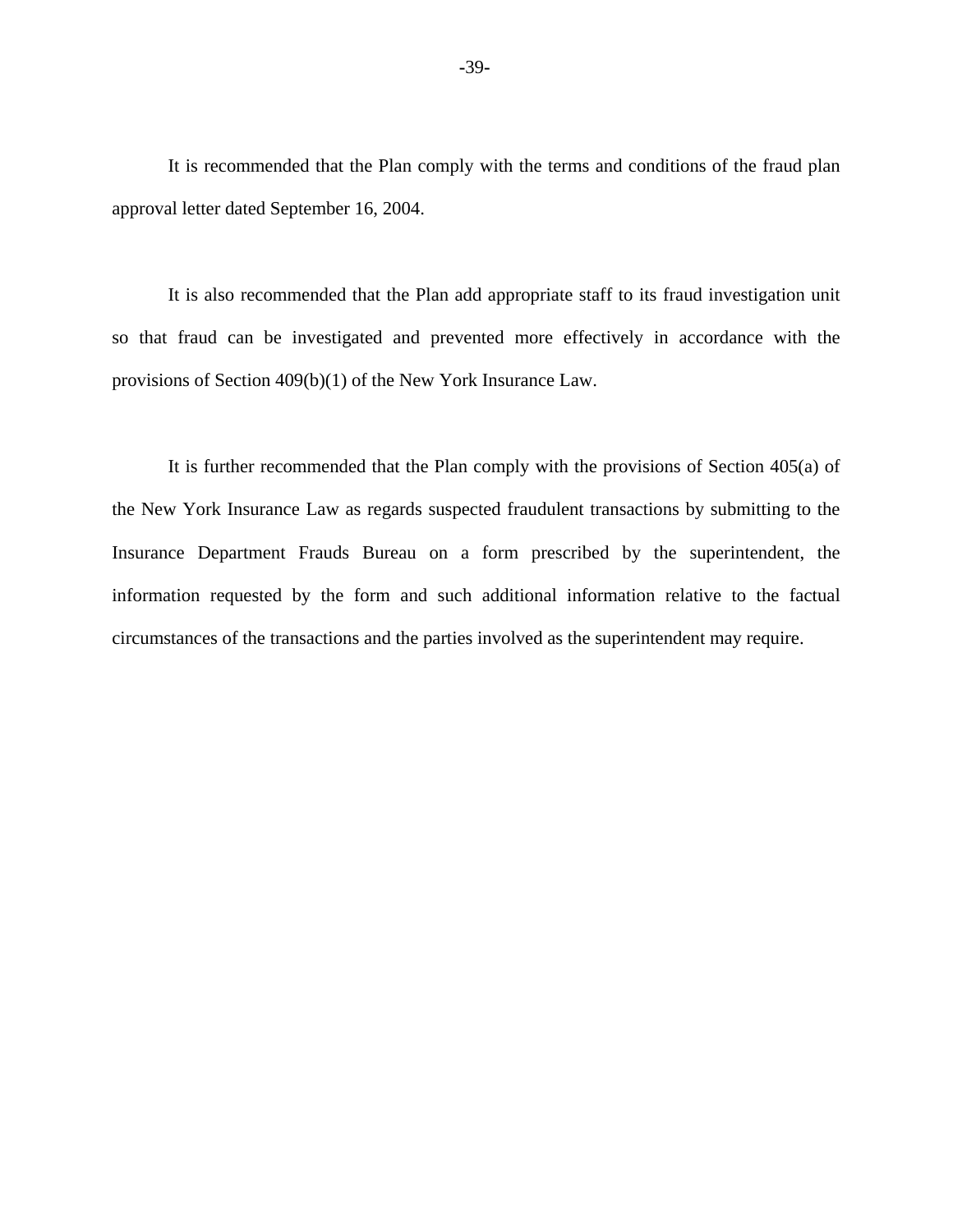It is recommended that the Plan comply with the terms and conditions of the fraud plan approval letter dated September 16, 2004.

It is also recommended that the Plan add appropriate staff to its fraud investigation unit so that fraud can be investigated and prevented more effectively in accordance with the provisions of Section 409(b)(1) of the New York Insurance Law.

It is further recommended that the Plan comply with the provisions of Section 405(a) of the New York Insurance Law as regards suspected fraudulent transactions by submitting to the Insurance Department Frauds Bureau on a form prescribed by the superintendent, the information requested by the form and such additional information relative to the factual circumstances of the transactions and the parties involved as the superintendent may require.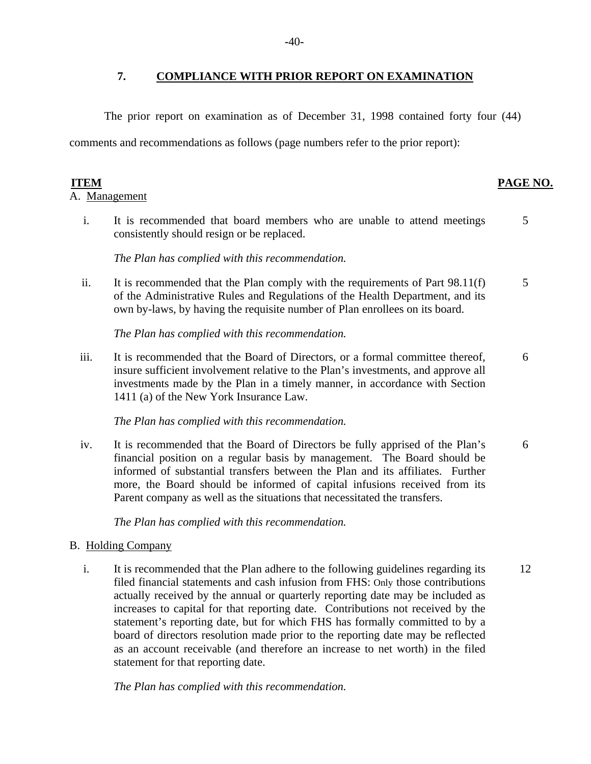## 7. COMPLIANCE WITH PRIOR REPORT ON EXAMINATION

The prior report on examination as of December 31, 1998 contained forty four (44) comments and recommendations as follows (page numbers refer to the prior report):

| ITEM | | PAGE NO. |
|---|---|---|
| **A. Management** | | |
| i. | It is recommended that board members who are unable to attend meetings consistently should resign or be replaced.<br><br>*The Plan has complied with this recommendation.* | 5 |
| ii. | It is recommended that the Plan comply with the requirements of Part 98.11(f) of the Administrative Rules and Regulations of the Health Department, and its own by-laws, by having the requisite number of Plan enrollees on its board.<br><br>*The Plan has complied with this recommendation.* | 5 |
| iii. | It is recommended that the Board of Directors, or a formal committee thereof, insure sufficient involvement relative to the Plan's investments, and approve all investments made by the Plan in a timely manner, in accordance with Section 1411 (a) of the New York Insurance Law.<br><br>*The Plan has complied with this recommendation.* | 6 |
| iv. | It is recommended that the Board of Directors be fully apprised of the Plan's financial position on a regular basis by management. The Board should be informed of substantial transfers between the Plan and its affiliates. Further more, the Board should be informed of capital infusions received from its Parent company as well as the situations that necessitated the transfers.<br><br>*The Plan has complied with this recommendation.* | 6 |
| **B. Holding Company** | | |
| i. | It is recommended that the Plan adhere to the following guidelines regarding its filed financial statements and cash infusion from FHS: Only those contributions actually received by the annual or quarterly reporting date may be included as increases to capital for that reporting date. Contributions not received by the statement's reporting date, but for which FHS has formally committed to by a board of directors resolution made prior to the reporting date may be reflected as an account receivable (and therefore an increase to net worth) in the filed statement for that reporting date.<br><br>*The Plan has complied with this recommendation.* | 12 |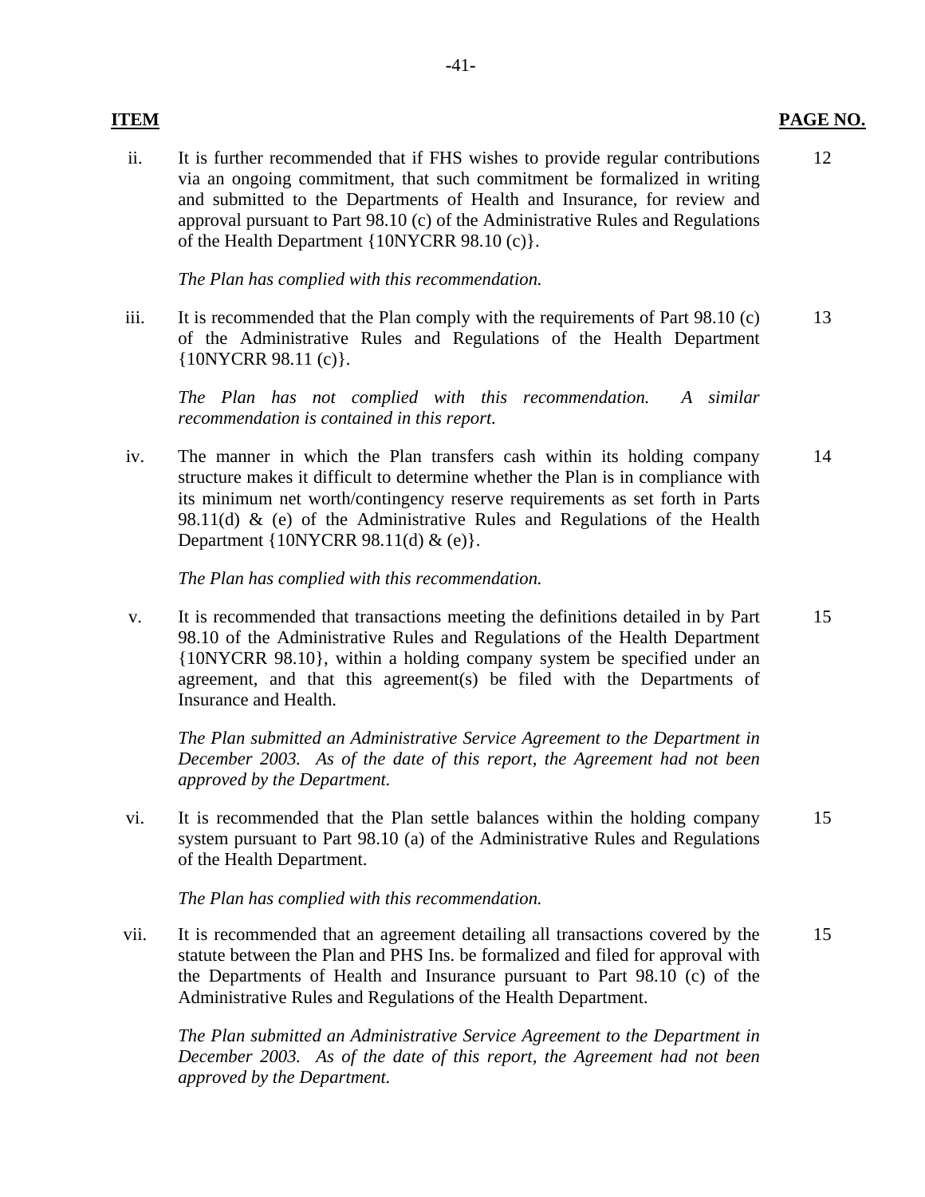| ITEM | | PAGE NO. |
|---|---|---|
| ii. | It is further recommended that if FHS wishes to provide regular contributions via an ongoing commitment, that such commitment be formalized in writing and submitted to the Departments of Health and Insurance, for review and approval pursuant to Part 98.10 (c) of the Administrative Rules and Regulations of the Health Department {10NYCRR 98.10 (c)}.<br><br>*The Plan has complied with this recommendation.* | 12 |
| iii. | It is recommended that the Plan comply with the requirements of Part 98.10 (c) of the Administrative Rules and Regulations of the Health Department {10NYCRR 98.11 (c)}.<br><br>*The Plan has not complied with this recommendation. A similar recommendation is contained in this report.* | 13 |
| iv. | The manner in which the Plan transfers cash within its holding company structure makes it difficult to determine whether the Plan is in compliance with its minimum net worth/contingency reserve requirements as set forth in Parts 98.11(d) & (e) of the Administrative Rules and Regulations of the Health Department {10NYCRR 98.11(d) & (e)}.<br><br>*The Plan has complied with this recommendation.* | 14 |
| v. | It is recommended that transactions meeting the definitions detailed in by Part 98.10 of the Administrative Rules and Regulations of the Health Department {10NYCRR 98.10}, within a holding company system be specified under an agreement, and that this agreement(s) be filed with the Departments of Insurance and Health.<br><br>*The Plan submitted an Administrative Service Agreement to the Department in December 2003. As of the date of this report, the Agreement had not been approved by the Department.* | 15 |
| vi. | It is recommended that the Plan settle balances within the holding company system pursuant to Part 98.10 (a) of the Administrative Rules and Regulations of the Health Department.<br><br>*The Plan has complied with this recommendation.* | 15 |
| vii. | It is recommended that an agreement detailing all transactions covered by the statute between the Plan and PHS Ins. be formalized and filed for approval with the Departments of Health and Insurance pursuant to Part 98.10 (c) of the Administrative Rules and Regulations of the Health Department.<br><br>*The Plan submitted an Administrative Service Agreement to the Department in December 2003. As of the date of this report, the Agreement had not been approved by the Department.* | 15 |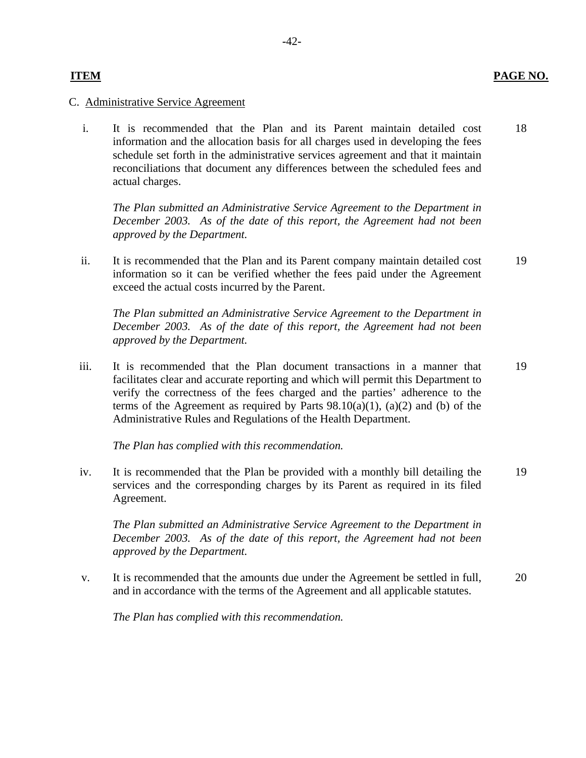| ITEM | PAGE NO. |
|---|---|

C. Administrative Service Agreement

| | | |
|---|---|---|
| i. | It is recommended that the Plan and its Parent maintain detailed cost information and the allocation basis for all charges used in developing the fees schedule set forth in the administrative services agreement and that it maintain reconciliations that document any differences between the scheduled fees and actual charges.<br><br>*The Plan submitted an Administrative Service Agreement to the Department in December 2003. As of the date of this report, the Agreement had not been approved by the Department.* | 18 |
| ii. | It is recommended that the Plan and its Parent company maintain detailed cost information so it can be verified whether the fees paid under the Agreement exceed the actual costs incurred by the Parent.<br><br>*The Plan submitted an Administrative Service Agreement to the Department in December 2003. As of the date of this report, the Agreement had not been approved by the Department.* | 19 |
| iii. | It is recommended that the Plan document transactions in a manner that facilitates clear and accurate reporting and which will permit this Department to verify the correctness of the fees charged and the parties' adherence to the terms of the Agreement as required by Parts 98.10(a)(1), (a)(2) and (b) of the Administrative Rules and Regulations of the Health Department.<br><br>*The Plan has complied with this recommendation.* | 19 |
| iv. | It is recommended that the Plan be provided with a monthly bill detailing the services and the corresponding charges by its Parent as required in its filed Agreement.<br><br>*The Plan submitted an Administrative Service Agreement to the Department in December 2003. As of the date of this report, the Agreement had not been approved by the Department.* | 19 |
| v. | It is recommended that the amounts due under the Agreement be settled in full, and in accordance with the terms of the Agreement and all applicable statutes.<br><br>*The Plan has complied with this recommendation.* | 20 |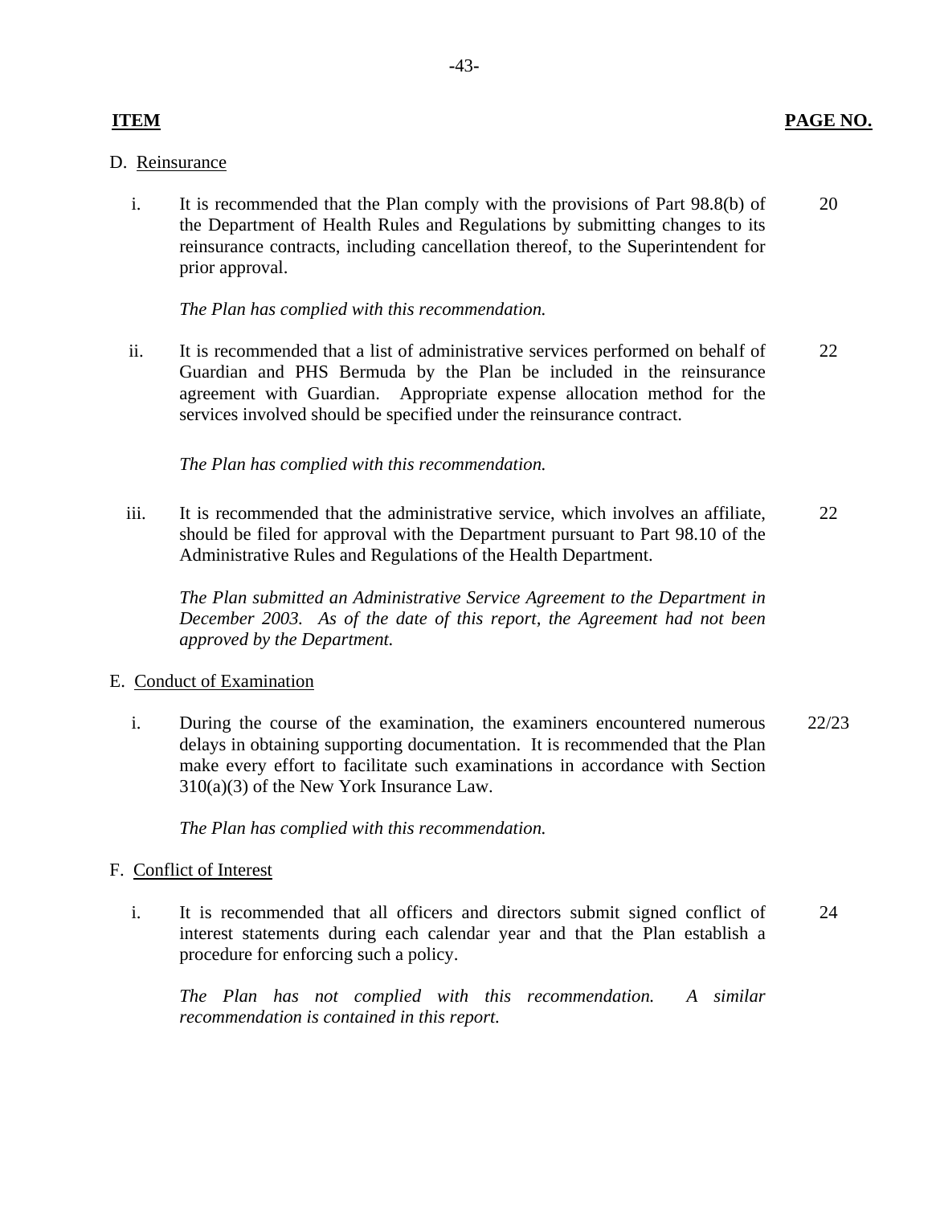| **ITEM** | **PAGE NO.** |
|---|---|

D. Reinsurance

i. It is recommended that the Plan comply with the provisions of Part 98.8(b) of the Department of Health Rules and Regulations by submitting changes to its reinsurance contracts, including cancellation thereof, to the Superintendent for prior approval. — 20

*The Plan has complied with this recommendation.*

ii. It is recommended that a list of administrative services performed on behalf of Guardian and PHS Bermuda by the Plan be included in the reinsurance agreement with Guardian. Appropriate expense allocation method for the services involved should be specified under the reinsurance contract. — 22

*The Plan has complied with this recommendation.*

iii. It is recommended that the administrative service, which involves an affiliate, should be filed for approval with the Department pursuant to Part 98.10 of the Administrative Rules and Regulations of the Health Department. — 22

*The Plan submitted an Administrative Service Agreement to the Department in December 2003. As of the date of this report, the Agreement had not been approved by the Department.*

E. Conduct of Examination

i. During the course of the examination, the examiners encountered numerous delays in obtaining supporting documentation. It is recommended that the Plan make every effort to facilitate such examinations in accordance with Section 310(a)(3) of the New York Insurance Law. — 22/23

*The Plan has complied with this recommendation.*

F. Conflict of Interest

i. It is recommended that all officers and directors submit signed conflict of interest statements during each calendar year and that the Plan establish a procedure for enforcing such a policy. — 24

*The Plan has not complied with this recommendation. A similar recommendation is contained in this report.*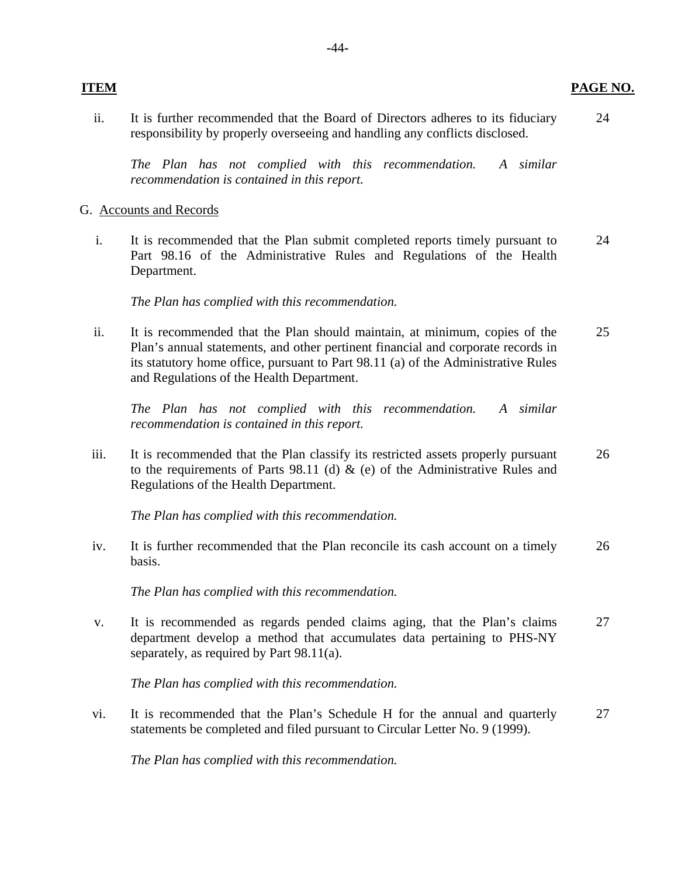| ITEM | | PAGE NO. |
|---|---|---|
| ii. | It is further recommended that the Board of Directors adheres to its fiduciary responsibility by properly overseeing and handling any conflicts disclosed.<br><br>*The Plan has not complied with this recommendation. A similar recommendation is contained in this report.* | 24 |
| G. | Accounts and Records | |
| i. | It is recommended that the Plan submit completed reports timely pursuant to Part 98.16 of the Administrative Rules and Regulations of the Health Department.<br><br>*The Plan has complied with this recommendation.* | 24 |
| ii. | It is recommended that the Plan should maintain, at minimum, copies of the Plan's annual statements, and other pertinent financial and corporate records in its statutory home office, pursuant to Part 98.11 (a) of the Administrative Rules and Regulations of the Health Department.<br><br>*The Plan has not complied with this recommendation. A similar recommendation is contained in this report.* | 25 |
| iii. | It is recommended that the Plan classify its restricted assets properly pursuant to the requirements of Parts 98.11 (d) & (e) of the Administrative Rules and Regulations of the Health Department.<br><br>*The Plan has complied with this recommendation.* | 26 |
| iv. | It is further recommended that the Plan reconcile its cash account on a timely basis.<br><br>*The Plan has complied with this recommendation.* | 26 |
| v. | It is recommended as regards pended claims aging, that the Plan's claims department develop a method that accumulates data pertaining to PHS-NY separately, as required by Part 98.11(a).<br><br>*The Plan has complied with this recommendation.* | 27 |
| vi. | It is recommended that the Plan's Schedule H for the annual and quarterly statements be completed and filed pursuant to Circular Letter No. 9 (1999).<br><br>*The Plan has complied with this recommendation.* | 27 |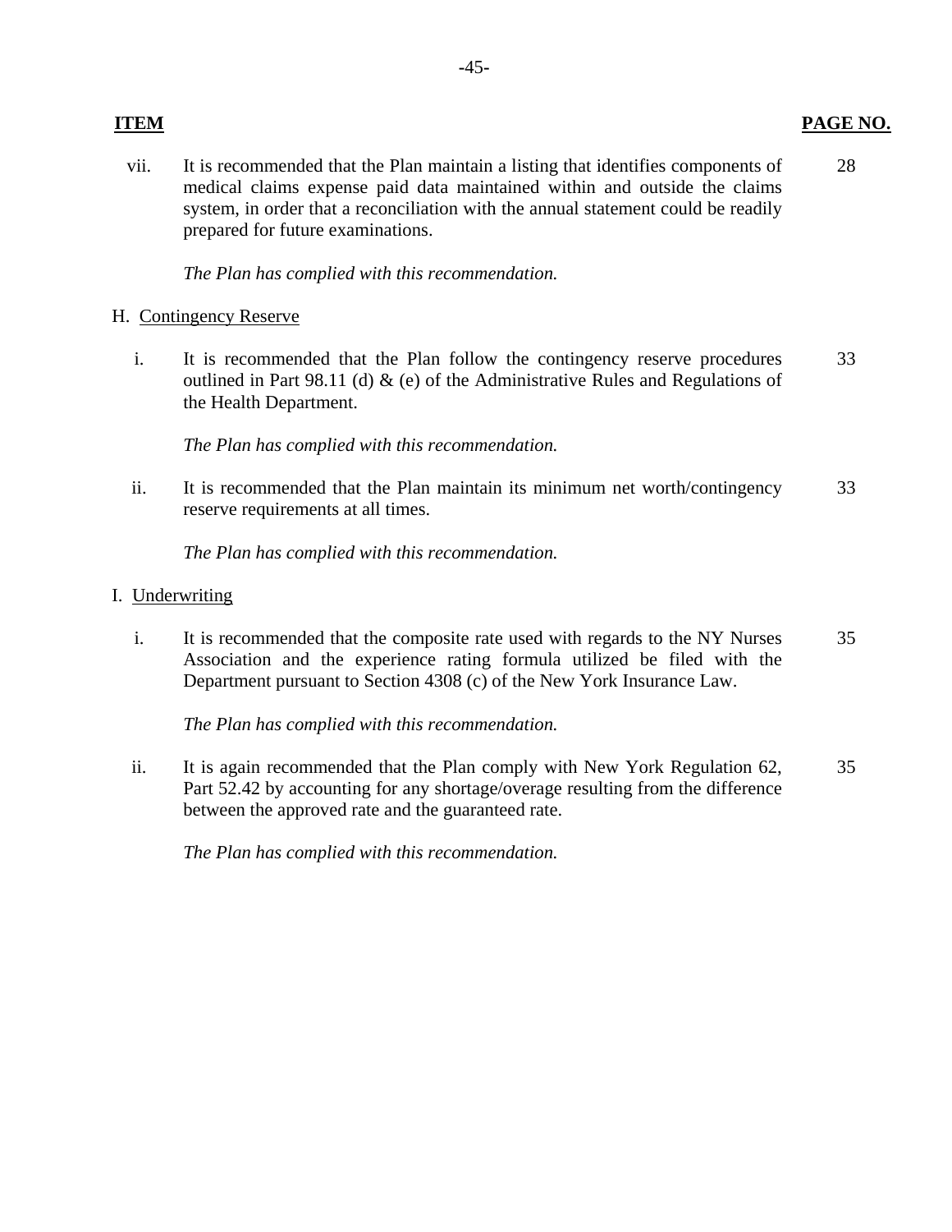| ITEM | | PAGE NO. |
|---|---|---|
| vii. | It is recommended that the Plan maintain a listing that identifies components of medical claims expense paid data maintained within and outside the claims system, in order that a reconciliation with the annual statement could be readily prepared for future examinations.<br><br>*The Plan has complied with this recommendation.* | 28 |

H. Contingency Reserve

| | | |
|---|---|---|
| i. | It is recommended that the Plan follow the contingency reserve procedures outlined in Part 98.11 (d) & (e) of the Administrative Rules and Regulations of the Health Department.<br><br>*The Plan has complied with this recommendation.* | 33 |
| ii. | It is recommended that the Plan maintain its minimum net worth/contingency reserve requirements at all times.<br><br>*The Plan has complied with this recommendation.* | 33 |

I. Underwriting

| | | |
|---|---|---|
| i. | It is recommended that the composite rate used with regards to the NY Nurses Association and the experience rating formula utilized be filed with the Department pursuant to Section 4308 (c) of the New York Insurance Law.<br><br>*The Plan has complied with this recommendation.* | 35 |
| ii. | It is again recommended that the Plan comply with New York Regulation 62, Part 52.42 by accounting for any shortage/overage resulting from the difference between the approved rate and the guaranteed rate.<br><br>*The Plan has complied with this recommendation.* | 35 |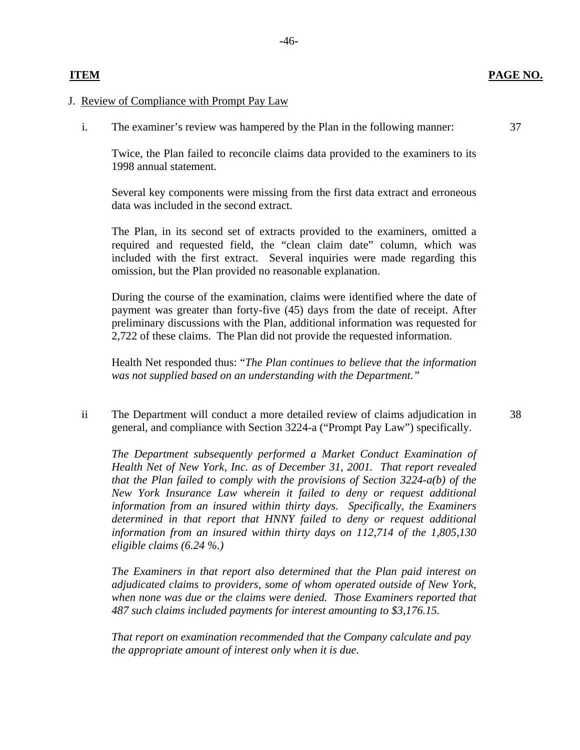| **ITEM** | | **PAGE NO.** |
|---|---|---|

J. Review of Compliance with Prompt Pay Law

| | | |
|---|---|---|
| i. | The examiner's review was hampered by the Plan in the following manner:<br><br>Twice, the Plan failed to reconcile claims data provided to the examiners to its 1998 annual statement.<br><br>Several key components were missing from the first data extract and erroneous data was included in the second extract.<br><br>The Plan, in its second set of extracts provided to the examiners, omitted a required and requested field, the "clean claim date" column, which was included with the first extract. Several inquiries were made regarding this omission, but the Plan provided no reasonable explanation.<br><br>During the course of the examination, claims were identified where the date of payment was greater than forty-five (45) days from the date of receipt. After preliminary discussions with the Plan, additional information was requested for 2,722 of these claims. The Plan did not provide the requested information.<br><br>Health Net responded thus: "*The Plan continues to believe that the information was not supplied based on an understanding with the Department.*" | 37 |
| ii | The Department will conduct a more detailed review of claims adjudication in general, and compliance with Section 3224-a ("Prompt Pay Law") specifically.<br><br>*The Department subsequently performed a Market Conduct Examination of Health Net of New York, Inc. as of December 31, 2001. That report revealed that the Plan failed to comply with the provisions of Section 3224-a(b) of the New York Insurance Law wherein it failed to deny or request additional information from an insured within thirty days. Specifically, the Examiners determined in that report that HNNY failed to deny or request additional information from an insured within thirty days on 112,714 of the 1,805,130 eligible claims (6.24 %.)*<br><br>*The Examiners in that report also determined that the Plan paid interest on adjudicated claims to providers, some of whom operated outside of New York, when none was due or the claims were denied. Those Examiners reported that 487 such claims included payments for interest amounting to $3,176.15.*<br><br>*That report on examination recommended that the Company calculate and pay the appropriate amount of interest only when it is due.* | 38 |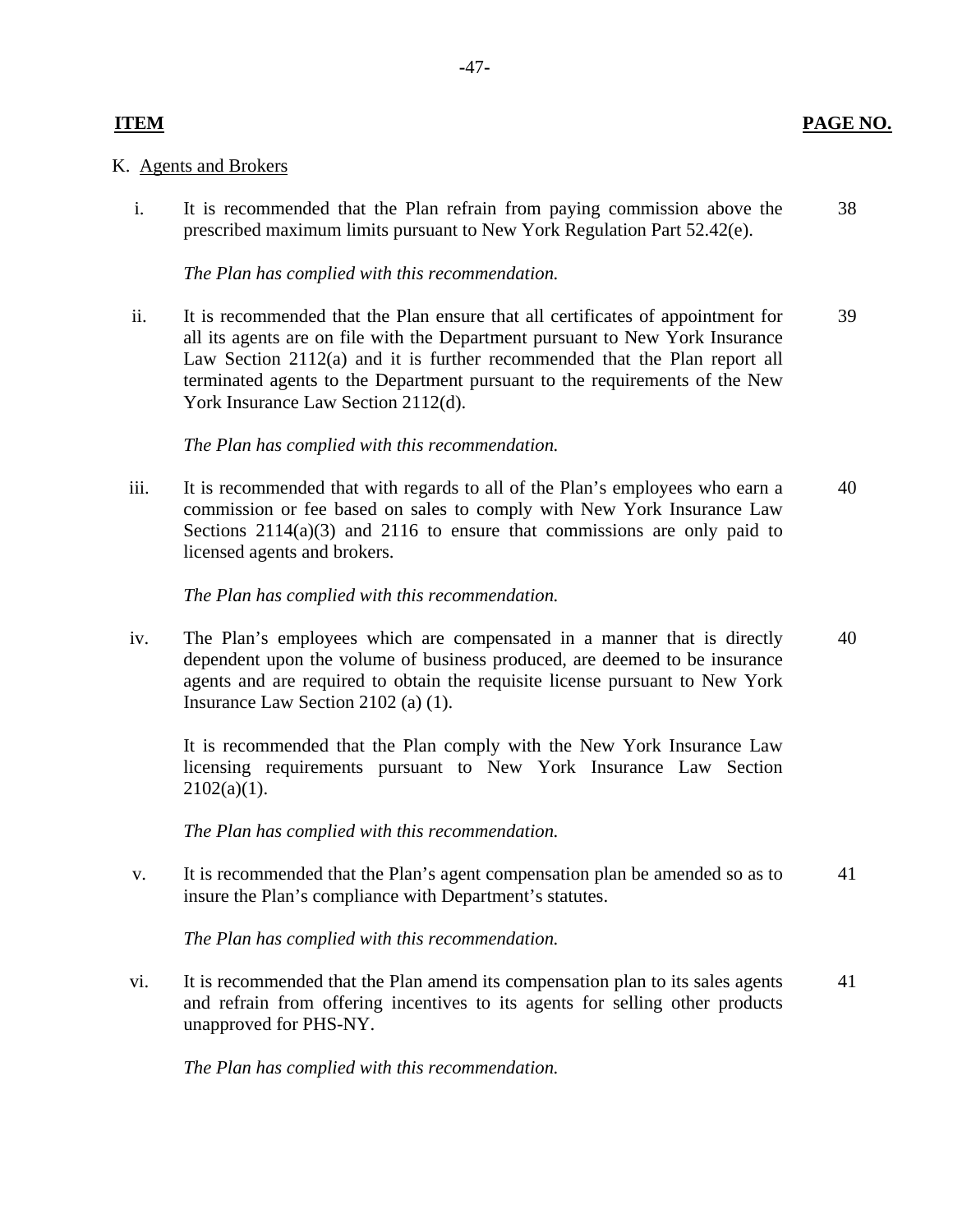| ITEM | PAGE NO. |
|---|---|

K. Agents and Brokers

| | | |
|---|---|---|
| i. | It is recommended that the Plan refrain from paying commission above the prescribed maximum limits pursuant to New York Regulation Part 52.42(e).<br><br>*The Plan has complied with this recommendation.* | 38 |
| ii. | It is recommended that the Plan ensure that all certificates of appointment for all its agents are on file with the Department pursuant to New York Insurance Law Section 2112(a) and it is further recommended that the Plan report all terminated agents to the Department pursuant to the requirements of the New York Insurance Law Section 2112(d).<br><br>*The Plan has complied with this recommendation.* | 39 |
| iii. | It is recommended that with regards to all of the Plan's employees who earn a commission or fee based on sales to comply with New York Insurance Law Sections 2114(a)(3) and 2116 to ensure that commissions are only paid to licensed agents and brokers.<br><br>*The Plan has complied with this recommendation.* | 40 |
| iv. | The Plan's employees which are compensated in a manner that is directly dependent upon the volume of business produced, are deemed to be insurance agents and are required to obtain the requisite license pursuant to New York Insurance Law Section 2102 (a) (1).<br><br>It is recommended that the Plan comply with the New York Insurance Law licensing requirements pursuant to New York Insurance Law Section 2102(a)(1).<br><br>*The Plan has complied with this recommendation.* | 40 |
| v. | It is recommended that the Plan's agent compensation plan be amended so as to insure the Plan's compliance with Department's statutes.<br><br>*The Plan has complied with this recommendation.* | 41 |
| vi. | It is recommended that the Plan amend its compensation plan to its sales agents and refrain from offering incentives to its agents for selling other products unapproved for PHS-NY.<br><br>*The Plan has complied with this recommendation.* | 41 |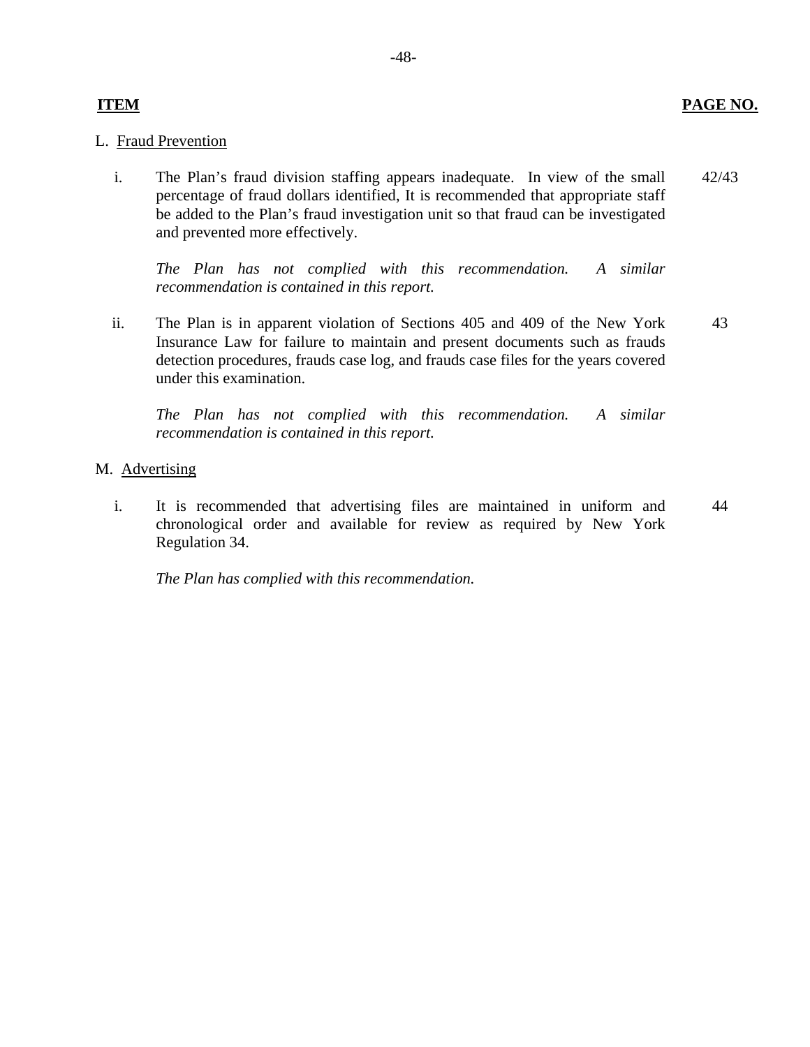| ITEM | PAGE NO. |
|---|---|
| L. Fraud Prevention | |
| i. The Plan's fraud division staffing appears inadequate. In view of the small percentage of fraud dollars identified, It is recommended that appropriate staff be added to the Plan's fraud investigation unit so that fraud can be investigated and prevented more effectively.<br><br>*The Plan has not complied with this recommendation. A similar recommendation is contained in this report.* | 42/43 |
| ii. The Plan is in apparent violation of Sections 405 and 409 of the New York Insurance Law for failure to maintain and present documents such as frauds detection procedures, frauds case log, and frauds case files for the years covered under this examination.<br><br>*The Plan has not complied with this recommendation. A similar recommendation is contained in this report.* | 43 |
| M. Advertising | |
| i. It is recommended that advertising files are maintained in uniform and chronological order and available for review as required by New York Regulation 34.<br><br>*The Plan has complied with this recommendation.* | 44 |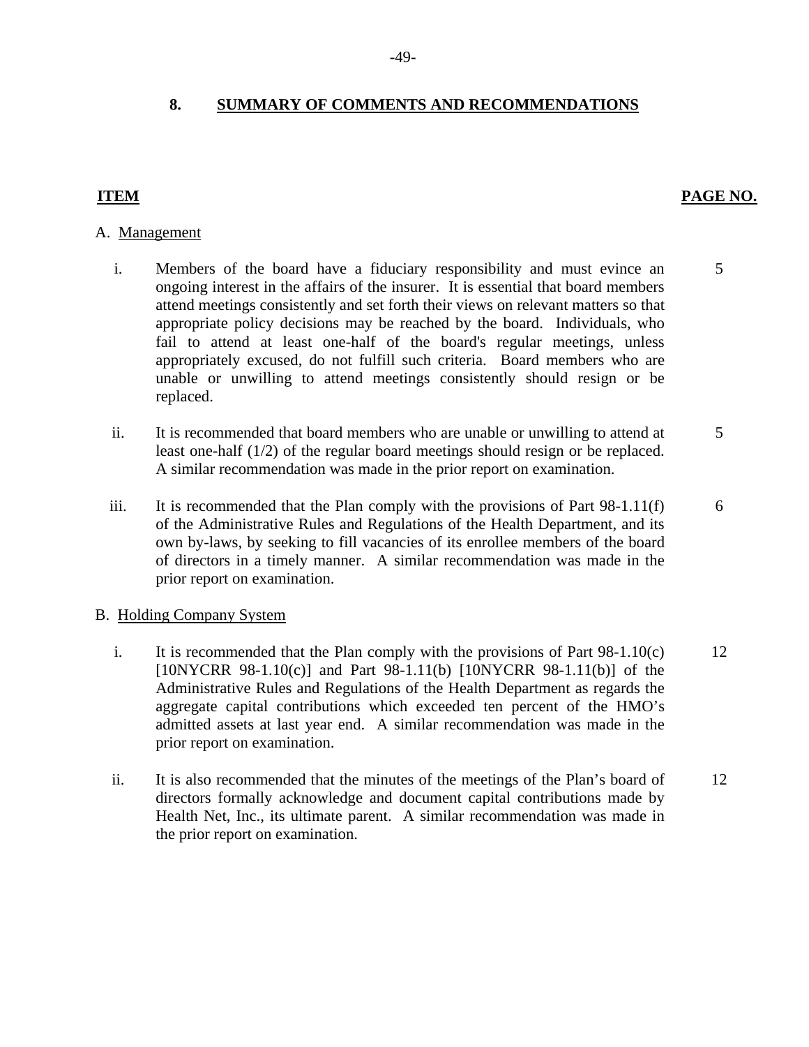## 8. SUMMARY OF COMMENTS AND RECOMMENDATIONS

| ITEM | | PAGE NO. |
|---|---|---|
| **A. Management** | | |
| i. | Members of the board have a fiduciary responsibility and must evince an ongoing interest in the affairs of the insurer. It is essential that board members attend meetings consistently and set forth their views on relevant matters so that appropriate policy decisions may be reached by the board. Individuals, who fail to attend at least one-half of the board's regular meetings, unless appropriately excused, do not fulfill such criteria. Board members who are unable or unwilling to attend meetings consistently should resign or be replaced. | 5 |
| ii. | It is recommended that board members who are unable or unwilling to attend at least one-half (1/2) of the regular board meetings should resign or be replaced. A similar recommendation was made in the prior report on examination. | 5 |
| iii. | It is recommended that the Plan comply with the provisions of Part 98-1.11(f) of the Administrative Rules and Regulations of the Health Department, and its own by-laws, by seeking to fill vacancies of its enrollee members of the board of directors in a timely manner. A similar recommendation was made in the prior report on examination. | 6 |
| **B. Holding Company System** | | |
| i. | It is recommended that the Plan comply with the provisions of Part 98-1.10(c) [10NYCRR 98-1.10(c)] and Part 98-1.11(b) [10NYCRR 98-1.11(b)] of the Administrative Rules and Regulations of the Health Department as regards the aggregate capital contributions which exceeded ten percent of the HMO's admitted assets at last year end. A similar recommendation was made in the prior report on examination. | 12 |
| ii. | It is also recommended that the minutes of the meetings of the Plan's board of directors formally acknowledge and document capital contributions made by Health Net, Inc., its ultimate parent. A similar recommendation was made in the prior report on examination. | 12 |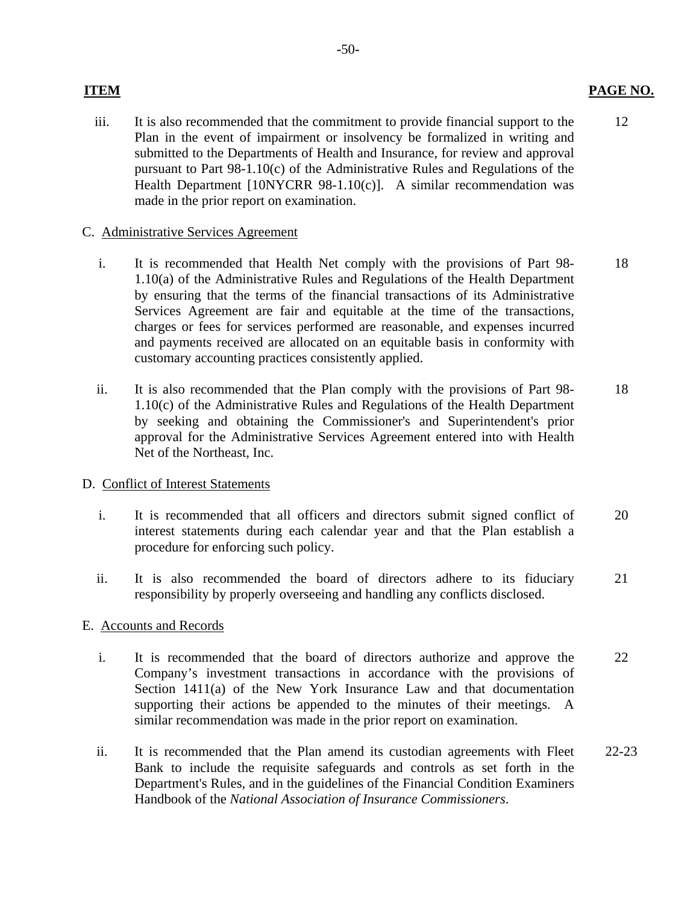| ITEM | | PAGE NO. |
|---|---|---|
| iii. | It is also recommended that the commitment to provide financial support to the Plan in the event of impairment or insolvency be formalized in writing and submitted to the Departments of Health and Insurance, for review and approval pursuant to Part 98-1.10(c) of the Administrative Rules and Regulations of the Health Department [10NYCRR 98-1.10(c)]. A similar recommendation was made in the prior report on examination. | 12 |

C. Administrative Services Agreement

| | | |
|---|---|---|
| i. | It is recommended that Health Net comply with the provisions of Part 98-1.10(a) of the Administrative Rules and Regulations of the Health Department by ensuring that the terms of the financial transactions of its Administrative Services Agreement are fair and equitable at the time of the transactions, charges or fees for services performed are reasonable, and expenses incurred and payments received are allocated on an equitable basis in conformity with customary accounting practices consistently applied. | 18 |
| ii. | It is also recommended that the Plan comply with the provisions of Part 98-1.10(c) of the Administrative Rules and Regulations of the Health Department by seeking and obtaining the Commissioner's and Superintendent's prior approval for the Administrative Services Agreement entered into with Health Net of the Northeast, Inc. | 18 |

D. Conflict of Interest Statements

| | | |
|---|---|---|
| i. | It is recommended that all officers and directors submit signed conflict of interest statements during each calendar year and that the Plan establish a procedure for enforcing such policy. | 20 |
| ii. | It is also recommended the board of directors adhere to its fiduciary responsibility by properly overseeing and handling any conflicts disclosed. | 21 |

E. Accounts and Records

| | | |
|---|---|---|
| i. | It is recommended that the board of directors authorize and approve the Company's investment transactions in accordance with the provisions of Section 1411(a) of the New York Insurance Law and that documentation supporting their actions be appended to the minutes of their meetings. A similar recommendation was made in the prior report on examination. | 22 |
| ii. | It is recommended that the Plan amend its custodian agreements with Fleet Bank to include the requisite safeguards and controls as set forth in the Department's Rules, and in the guidelines of the Financial Condition Examiners Handbook of the *National Association of Insurance Commissioners*. | 22-23 |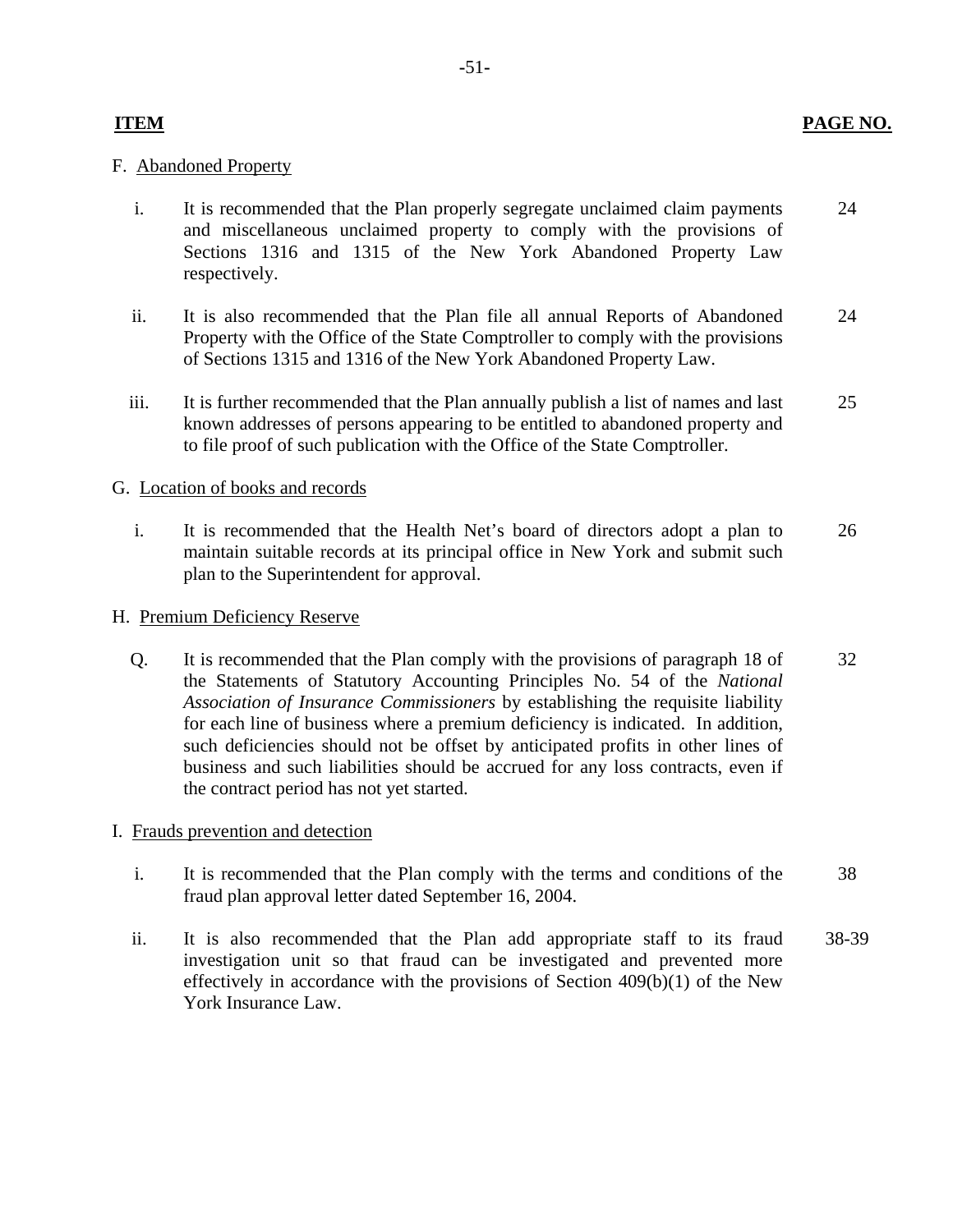| ITEM | | PAGE NO. |
|---|---|---|
| F. Abandoned Property | | |
| i. | It is recommended that the Plan properly segregate unclaimed claim payments and miscellaneous unclaimed property to comply with the provisions of Sections 1316 and 1315 of the New York Abandoned Property Law respectively. | 24 |
| ii. | It is also recommended that the Plan file all annual Reports of Abandoned Property with the Office of the State Comptroller to comply with the provisions of Sections 1315 and 1316 of the New York Abandoned Property Law. | 24 |
| iii. | It is further recommended that the Plan annually publish a list of names and last known addresses of persons appearing to be entitled to abandoned property and to file proof of such publication with the Office of the State Comptroller. | 25 |
| G. Location of books and records | | |
| i. | It is recommended that the Health Net's board of directors adopt a plan to maintain suitable records at its principal office in New York and submit such plan to the Superintendent for approval. | 26 |
| H. Premium Deficiency Reserve | | |
| Q. | It is recommended that the Plan comply with the provisions of paragraph 18 of the Statements of Statutory Accounting Principles No. 54 of the *National Association of Insurance Commissioners* by establishing the requisite liability for each line of business where a premium deficiency is indicated. In addition, such deficiencies should not be offset by anticipated profits in other lines of business and such liabilities should be accrued for any loss contracts, even if the contract period has not yet started. | 32 |
| I. Frauds prevention and detection | | |
| i. | It is recommended that the Plan comply with the terms and conditions of the fraud plan approval letter dated September 16, 2004. | 38 |
| ii. | It is also recommended that the Plan add appropriate staff to its fraud investigation unit so that fraud can be investigated and prevented more effectively in accordance with the provisions of Section 409(b)(1) of the New York Insurance Law. | 38-39 |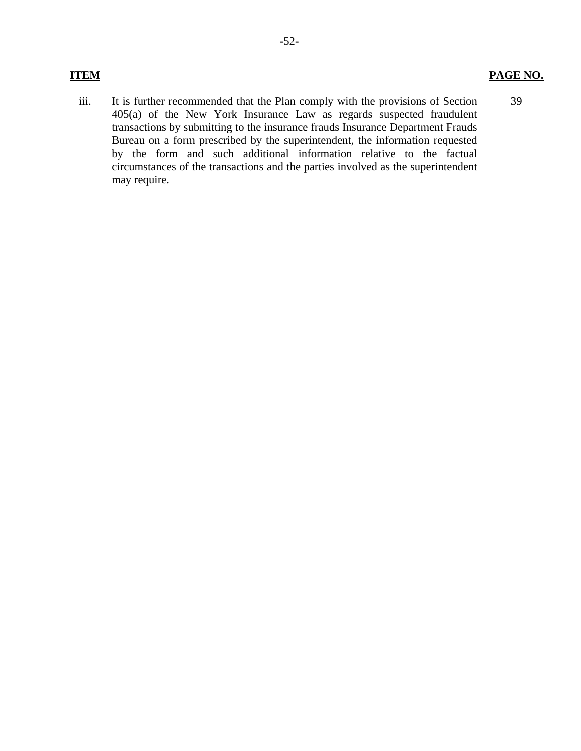| **ITEM** | | **PAGE NO.** |
|---|---|---|
| iii. | It is further recommended that the Plan comply with the provisions of Section 405(a) of the New York Insurance Law as regards suspected fraudulent transactions by submitting to the insurance frauds Insurance Department Frauds Bureau on a form prescribed by the superintendent, the information requested by the form and such additional information relative to the factual circumstances of the transactions and the parties involved as the superintendent may require. | 39 |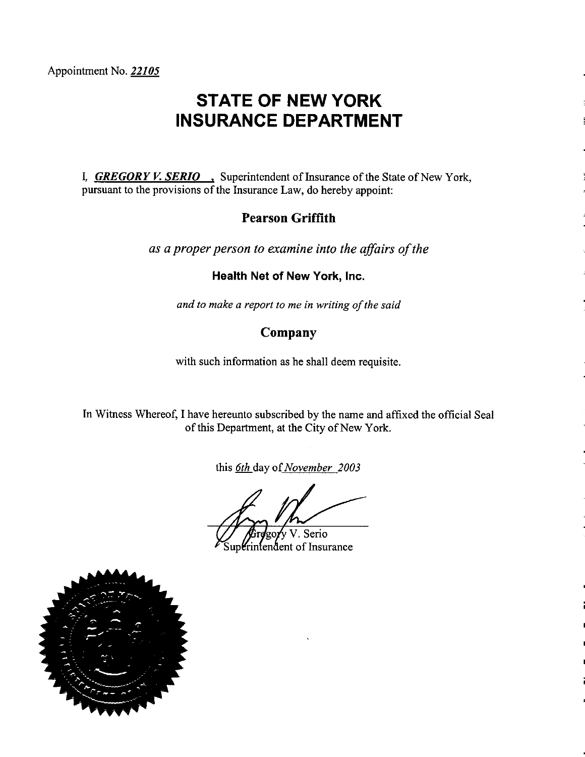Appointment No. *22105*

# STATE OF NEW YORK
# INSURANCE DEPARTMENT

I, ***GREGORY V. SERIO***, Superintendent of Insurance of the State of New York, pursuant to the provisions of the Insurance Law, do hereby appoint:

**Pearson Griffith**

*as a proper person to examine into the affairs of the*

**Health Net of New York, Inc.**

*and to make a report to me in writing of the said*

**Company**

with such information as he shall deem requisite.

In Witness Whereof, I have hereunto subscribed by the name and affixed the official Seal of this Department, at the City of New York.

this *6th* day of *November 2003*

Gregory V. Serio
Superintendent of Insurance